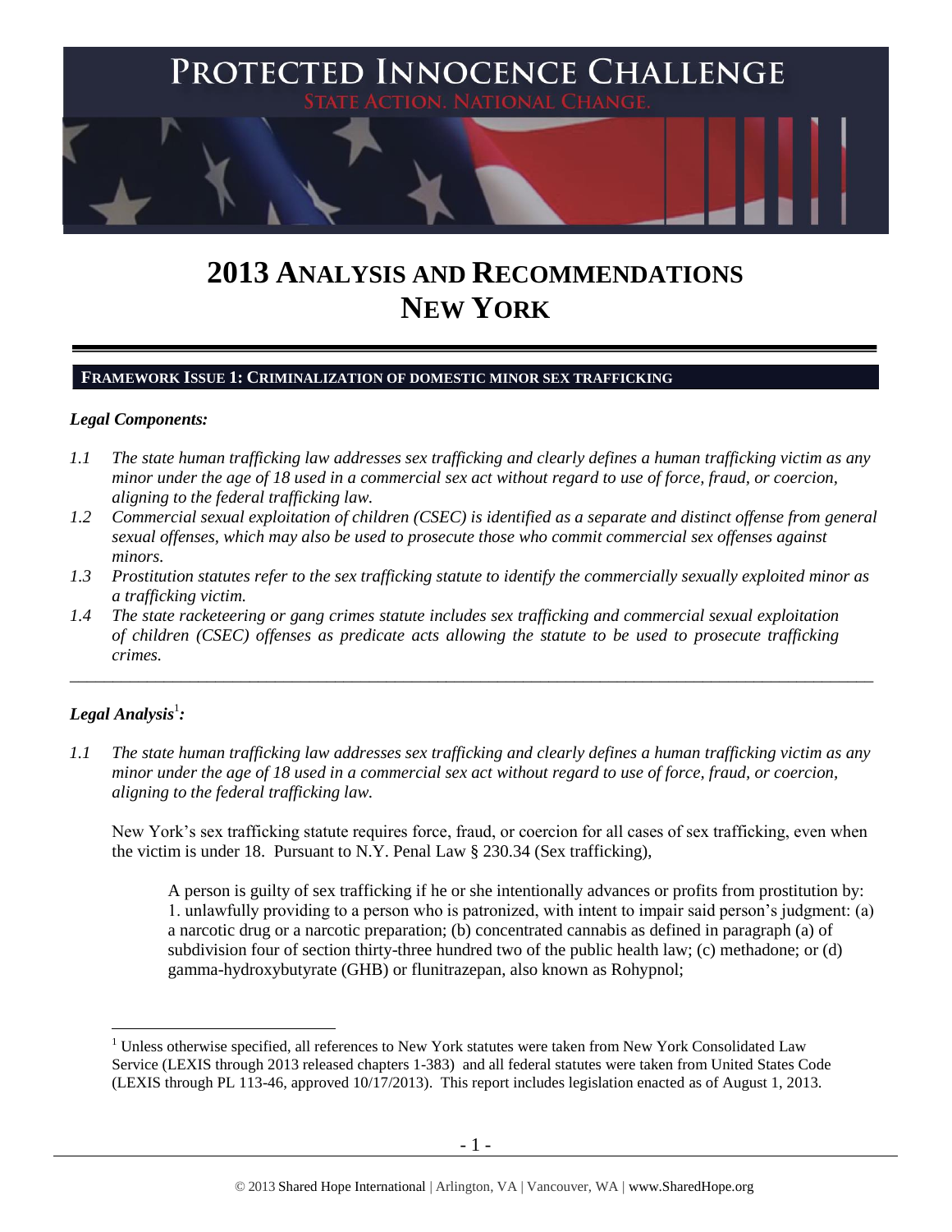# PROTECTED INNOCENCE CHALLENGE

STATE ACTION. NATIONAL CHANGE.

# 2013 ANALYSIS AND RECOMMENDATIONS
# NEW YORK

## FRAMEWORK ISSUE 1: CRIMINALIZATION OF DOMESTIC MINOR SEX TRAFFICKING

### *Legal Components:*

*1.1 The state human trafficking law addresses sex trafficking and clearly defines a human trafficking victim as any minor under the age of 18 used in a commercial sex act without regard to use of force, fraud, or coercion, aligning to the federal trafficking law.*

*1.2 Commercial sexual exploitation of children (CSEC) is identified as a separate and distinct offense from general sexual offenses, which may also be used to prosecute those who commit commercial sex offenses against minors.*

*1.3 Prostitution statutes refer to the sex trafficking statute to identify the commercially sexually exploited minor as a trafficking victim.*

*1.4 The state racketeering or gang crimes statute includes sex trafficking and commercial sexual exploitation of children (CSEC) offenses as predicate acts allowing the statute to be used to prosecute trafficking crimes.*

---

### *Legal Analysis*[1]*:*

*1.1 The state human trafficking law addresses sex trafficking and clearly defines a human trafficking victim as any minor under the age of 18 used in a commercial sex act without regard to use of force, fraud, or coercion, aligning to the federal trafficking law.*

New York's sex trafficking statute requires force, fraud, or coercion for all cases of sex trafficking, even when the victim is under 18. Pursuant to N.Y. Penal Law § 230.34 (Sex trafficking),

> A person is guilty of sex trafficking if he or she intentionally advances or profits from prostitution by:
> 1. unlawfully providing to a person who is patronized, with intent to impair said person's judgment: (a) a narcotic drug or a narcotic preparation; (b) concentrated cannabis as defined in paragraph (a) of subdivision four of section thirty-three hundred two of the public health law; (c) methadone; or (d) gamma-hydroxybutyrate (GHB) or flunitrazepan, also known as Rohypnol;

[1] Unless otherwise specified, all references to New York statutes were taken from New York Consolidated Law Service (LEXIS through 2013 released chapters 1-383) and all federal statutes were taken from United States Code (LEXIS through PL 113-46, approved 10/17/2013). This report includes legislation enacted as of August 1, 2013.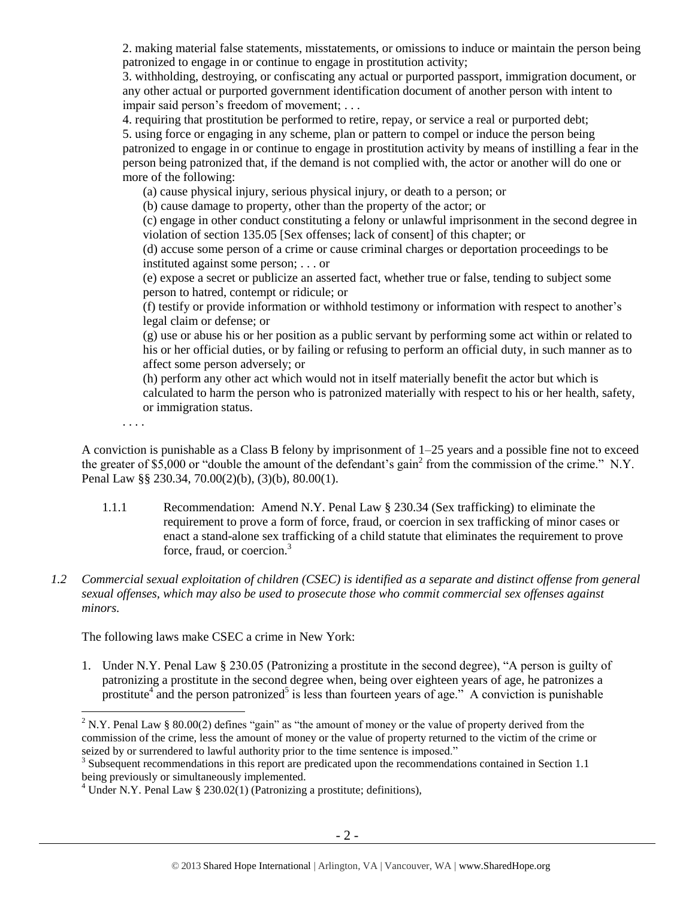2. making material false statements, misstatements, or omissions to induce or maintain the person being patronized to engage in or continue to engage in prostitution activity;

3. withholding, destroying, or confiscating any actual or purported passport, immigration document, or any other actual or purported government identification document of another person with intent to impair said person's freedom of movement; . . .

4. requiring that prostitution be performed to retire, repay, or service a real or purported debt;

5. using force or engaging in any scheme, plan or pattern to compel or induce the person being patronized to engage in or continue to engage in prostitution activity by means of instilling a fear in the person being patronized that, if the demand is not complied with, the actor or another will do one or more of the following:

(a) cause physical injury, serious physical injury, or death to a person; or

(b) cause damage to property, other than the property of the actor; or

(c) engage in other conduct constituting a felony or unlawful imprisonment in the second degree in violation of section 135.05 [Sex offenses; lack of consent] of this chapter; or

(d) accuse some person of a crime or cause criminal charges or deportation proceedings to be instituted against some person; . . . or

(e) expose a secret or publicize an asserted fact, whether true or false, tending to subject some person to hatred, contempt or ridicule; or

(f) testify or provide information or withhold testimony or information with respect to another's legal claim or defense; or

(g) use or abuse his or her position as a public servant by performing some act within or related to his or her official duties, or by failing or refusing to perform an official duty, in such manner as to affect some person adversely; or

(h) perform any other act which would not in itself materially benefit the actor but which is calculated to harm the person who is patronized materially with respect to his or her health, safety, or immigration status.

. . . .

A conviction is punishable as a Class B felony by imprisonment of 1–25 years and a possible fine not to exceed the greater of $5,000 or "double the amount of the defendant's gain[2] from the commission of the crime." N.Y. Penal Law §§ 230.34, 70.00(2)(b), (3)(b), 80.00(1).

1.1.1 Recommendation: Amend N.Y. Penal Law § 230.34 (Sex trafficking) to eliminate the requirement to prove a form of force, fraud, or coercion in sex trafficking of minor cases or enact a stand-alone sex trafficking of a child statute that eliminates the requirement to prove force, fraud, or coercion.[3]

*1.2 Commercial sexual exploitation of children (CSEC) is identified as a separate and distinct offense from general sexual offenses, which may also be used to prosecute those who commit commercial sex offenses against minors.*

The following laws make CSEC a crime in New York:

1. Under N.Y. Penal Law § 230.05 (Patronizing a prostitute in the second degree), "A person is guilty of patronizing a prostitute in the second degree when, being over eighteen years of age, he patronizes a prostitute[4] and the person patronized[5] is less than fourteen years of age." A conviction is punishable

---

[2] N.Y. Penal Law § 80.00(2) defines "gain" as "the amount of money or the value of property derived from the commission of the crime, less the amount of money or the value of property returned to the victim of the crime or seized by or surrendered to lawful authority prior to the time sentence is imposed."

[3] Subsequent recommendations in this report are predicated upon the recommendations contained in Section 1.1 being previously or simultaneously implemented.

[4] Under N.Y. Penal Law § 230.02(1) (Patronizing a prostitute; definitions),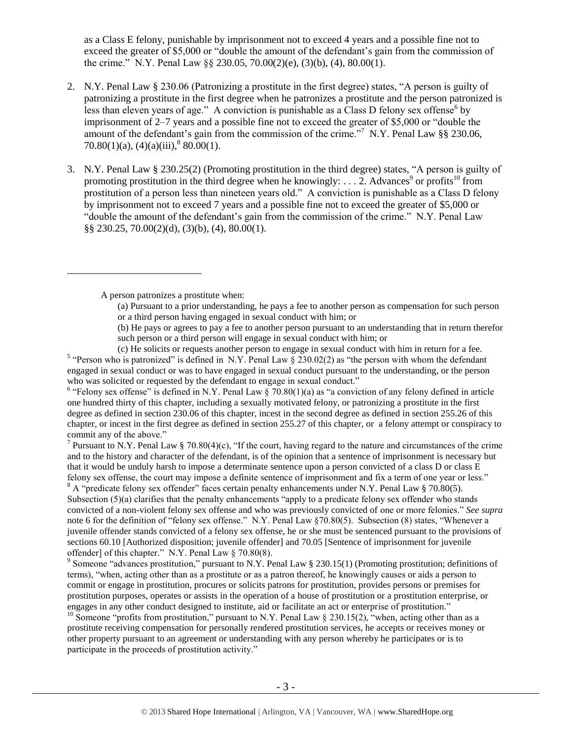as a Class E felony, punishable by imprisonment not to exceed 4 years and a possible fine not to exceed the greater of $5,000 or "double the amount of the defendant's gain from the commission of the crime." N.Y. Penal Law §§ 230.05, 70.00(2)(e), (3)(b), (4), 80.00(1).

2. N.Y. Penal Law § 230.06 (Patronizing a prostitute in the first degree) states, "A person is guilty of patronizing a prostitute in the first degree when he patronizes a prostitute and the person patronized is less than eleven years of age." A conviction is punishable as a Class D felony sex offense[6] by imprisonment of 2–7 years and a possible fine not to exceed the greater of $5,000 or "double the amount of the defendant's gain from the commission of the crime."[7] N.Y. Penal Law §§ 230.06, 70.80(1)(a), (4)(a)(iii),[8] 80.00(1).

3. N.Y. Penal Law § 230.25(2) (Promoting prostitution in the third degree) states, "A person is guilty of promoting prostitution in the third degree when he knowingly: . . . 2. Advances[9] or profits[10] from prostitution of a person less than nineteen years old." A conviction is punishable as a Class D felony by imprisonment not to exceed 7 years and a possible fine not to exceed the greater of $5,000 or "double the amount of the defendant's gain from the commission of the crime." N.Y. Penal Law §§ 230.25, 70.00(2)(d), (3)(b), (4), 80.00(1).

---

A person patronizes a prostitute when:

(a) Pursuant to a prior understanding, he pays a fee to another person as compensation for such person or a third person having engaged in sexual conduct with him; or

(b) He pays or agrees to pay a fee to another person pursuant to an understanding that in return therefor such person or a third person will engage in sexual conduct with him; or

(c) He solicits or requests another person to engage in sexual conduct with him in return for a fee.

[5] "Person who is patronized" is defined in N.Y. Penal Law § 230.02(2) as "the person with whom the defendant engaged in sexual conduct or was to have engaged in sexual conduct pursuant to the understanding, or the person who was solicited or requested by the defendant to engage in sexual conduct."

[6] "Felony sex offense" is defined in N.Y. Penal Law § 70.80(1)(a) as "a conviction of any felony defined in article one hundred thirty of this chapter, including a sexually motivated felony, or patronizing a prostitute in the first degree as defined in section 230.06 of this chapter, incest in the second degree as defined in section 255.26 of this chapter, or incest in the first degree as defined in section 255.27 of this chapter, or a felony attempt or conspiracy to commit any of the above."

[7] Pursuant to N.Y. Penal Law § 70.80(4)(c), "If the court, having regard to the nature and circumstances of the crime and to the history and character of the defendant, is of the opinion that a sentence of imprisonment is necessary but that it would be unduly harsh to impose a determinate sentence upon a person convicted of a class D or class E felony sex offense, the court may impose a definite sentence of imprisonment and fix a term of one year or less."

[8] A "predicate felony sex offender" faces certain penalty enhancements under N.Y. Penal Law § 70.80(5). Subsection (5)(a) clarifies that the penalty enhancements "apply to a predicate felony sex offender who stands convicted of a non-violent felony sex offense and who was previously convicted of one or more felonies." *See supra* note 6 for the definition of "felony sex offense." N.Y. Penal Law §70.80(5). Subsection (8) states, "Whenever a juvenile offender stands convicted of a felony sex offense, he or she must be sentenced pursuant to the provisions of sections 60.10 [Authorized disposition; juvenile offender] and 70.05 [Sentence of imprisonment for juvenile offender] of this chapter." N.Y. Penal Law § 70.80(8).

[9] Someone "advances prostitution," pursuant to N.Y. Penal Law § 230.15(1) (Promoting prostitution; definitions of terms), "when, acting other than as a prostitute or as a patron thereof, he knowingly causes or aids a person to commit or engage in prostitution, procures or solicits patrons for prostitution, provides persons or premises for prostitution purposes, operates or assists in the operation of a house of prostitution or a prostitution enterprise, or engages in any other conduct designed to institute, aid or facilitate an act or enterprise of prostitution."

[10] Someone "profits from prostitution," pursuant to N.Y. Penal Law § 230.15(2), "when, acting other than as a prostitute receiving compensation for personally rendered prostitution services, he accepts or receives money or other property pursuant to an agreement or understanding with any person whereby he participates or is to participate in the proceeds of prostitution activity."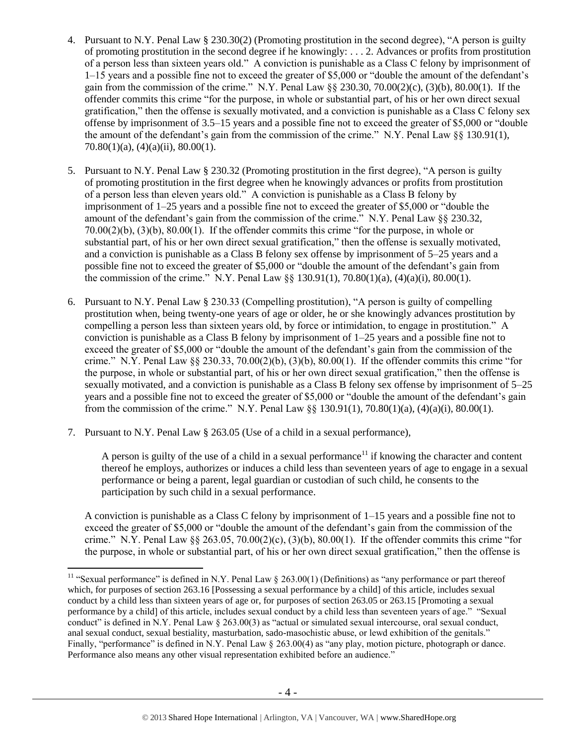4. Pursuant to N.Y. Penal Law § 230.30(2) (Promoting prostitution in the second degree), "A person is guilty of promoting prostitution in the second degree if he knowingly: . . . 2. Advances or profits from prostitution of a person less than sixteen years old." A conviction is punishable as a Class C felony by imprisonment of 1–15 years and a possible fine not to exceed the greater of $5,000 or "double the amount of the defendant's gain from the commission of the crime." N.Y. Penal Law §§ 230.30, 70.00(2)(c), (3)(b), 80.00(1). If the offender commits this crime "for the purpose, in whole or substantial part, of his or her own direct sexual gratification," then the offense is sexually motivated, and a conviction is punishable as a Class C felony sex offense by imprisonment of 3.5–15 years and a possible fine not to exceed the greater of $5,000 or "double the amount of the defendant's gain from the commission of the crime." N.Y. Penal Law §§ 130.91(1), 70.80(1)(a), (4)(a)(ii), 80.00(1).

5. Pursuant to N.Y. Penal Law § 230.32 (Promoting prostitution in the first degree), "A person is guilty of promoting prostitution in the first degree when he knowingly advances or profits from prostitution of a person less than eleven years old." A conviction is punishable as a Class B felony by imprisonment of 1–25 years and a possible fine not to exceed the greater of $5,000 or "double the amount of the defendant's gain from the commission of the crime." N.Y. Penal Law §§ 230.32, 70.00(2)(b), (3)(b), 80.00(1). If the offender commits this crime "for the purpose, in whole or substantial part, of his or her own direct sexual gratification," then the offense is sexually motivated, and a conviction is punishable as a Class B felony sex offense by imprisonment of 5–25 years and a possible fine not to exceed the greater of $5,000 or "double the amount of the defendant's gain from the commission of the crime." N.Y. Penal Law §§ 130.91(1), 70.80(1)(a), (4)(a)(i), 80.00(1).

6. Pursuant to N.Y. Penal Law § 230.33 (Compelling prostitution), "A person is guilty of compelling prostitution when, being twenty-one years of age or older, he or she knowingly advances prostitution by compelling a person less than sixteen years old, by force or intimidation, to engage in prostitution." A conviction is punishable as a Class B felony by imprisonment of 1–25 years and a possible fine not to exceed the greater of $5,000 or "double the amount of the defendant's gain from the commission of the crime." N.Y. Penal Law §§ 230.33, 70.00(2)(b), (3)(b), 80.00(1). If the offender commits this crime "for the purpose, in whole or substantial part, of his or her own direct sexual gratification," then the offense is sexually motivated, and a conviction is punishable as a Class B felony sex offense by imprisonment of 5–25 years and a possible fine not to exceed the greater of $5,000 or "double the amount of the defendant's gain from the commission of the crime." N.Y. Penal Law §§ 130.91(1), 70.80(1)(a), (4)(a)(i), 80.00(1).

7. Pursuant to N.Y. Penal Law § 263.05 (Use of a child in a sexual performance),

   A person is guilty of the use of a child in a sexual performance[11] if knowing the character and content thereof he employs, authorizes or induces a child less than seventeen years of age to engage in a sexual performance or being a parent, legal guardian or custodian of such child, he consents to the participation by such child in a sexual performance.

   A conviction is punishable as a Class C felony by imprisonment of 1–15 years and a possible fine not to exceed the greater of $5,000 or "double the amount of the defendant's gain from the commission of the crime." N.Y. Penal Law §§ 263.05, 70.00(2)(c), (3)(b), 80.00(1). If the offender commits this crime "for the purpose, in whole or substantial part, of his or her own direct sexual gratification," then the offense is

[11] "Sexual performance" is defined in N.Y. Penal Law § 263.00(1) (Definitions) as "any performance or part thereof which, for purposes of section 263.16 [Possessing a sexual performance by a child] of this article, includes sexual conduct by a child less than sixteen years of age or, for purposes of section 263.05 or 263.15 [Promoting a sexual performance by a child] of this article, includes sexual conduct by a child less than seventeen years of age." "Sexual conduct" is defined in N.Y. Penal Law § 263.00(3) as "actual or simulated sexual intercourse, oral sexual conduct, anal sexual conduct, sexual bestiality, masturbation, sado-masochistic abuse, or lewd exhibition of the genitals." Finally, "performance" is defined in N.Y. Penal Law § 263.00(4) as "any play, motion picture, photograph or dance. Performance also means any other visual representation exhibited before an audience."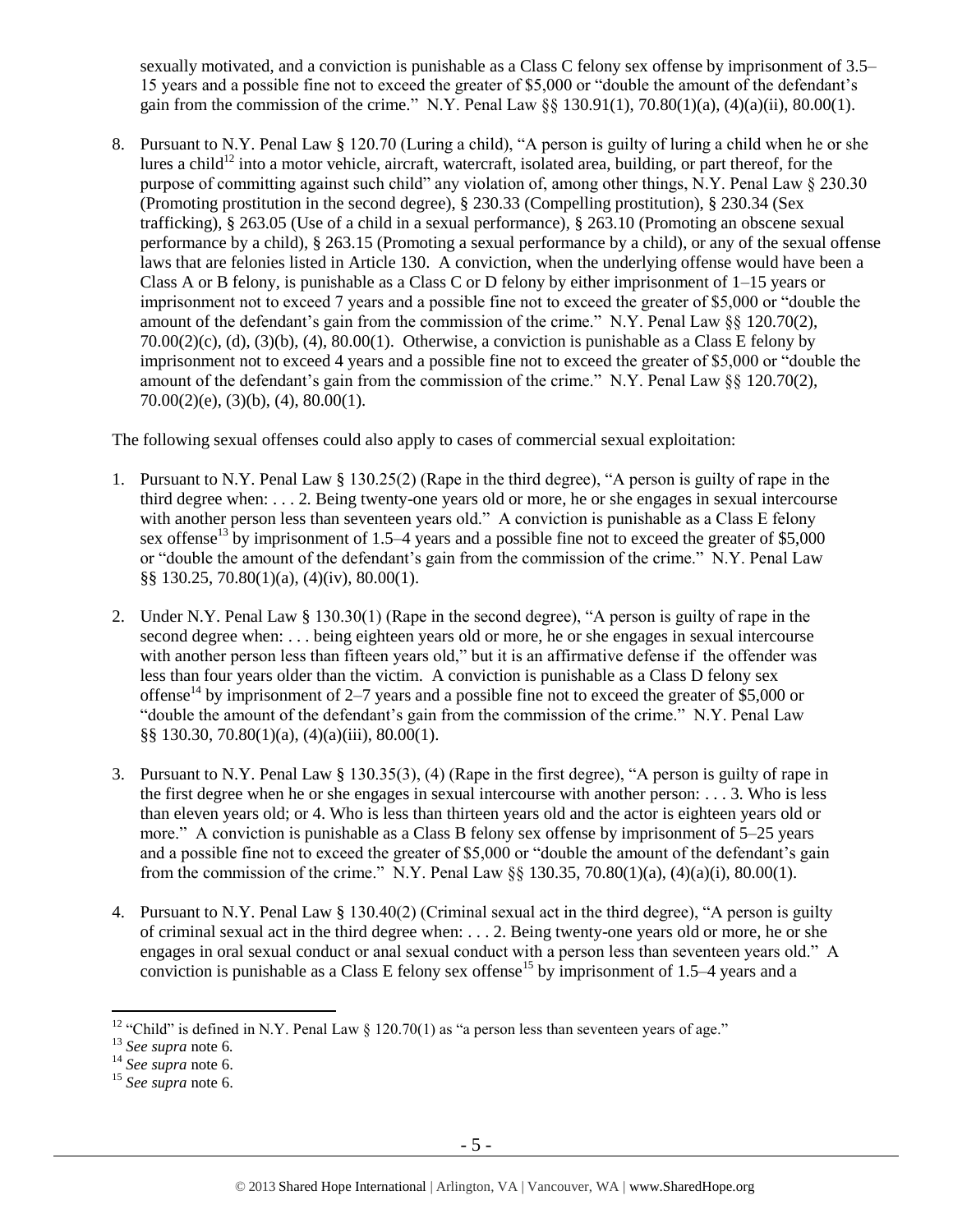sexually motivated, and a conviction is punishable as a Class C felony sex offense by imprisonment of 3.5–15 years and a possible fine not to exceed the greater of $5,000 or "double the amount of the defendant's gain from the commission of the crime." N.Y. Penal Law §§ 130.91(1), 70.80(1)(a), (4)(a)(ii), 80.00(1).

8. Pursuant to N.Y. Penal Law § 120.70 (Luring a child), "A person is guilty of luring a child when he or she lures a child[12] into a motor vehicle, aircraft, watercraft, isolated area, building, or part thereof, for the purpose of committing against such child" any violation of, among other things, N.Y. Penal Law § 230.30 (Promoting prostitution in the second degree), § 230.33 (Compelling prostitution), § 230.34 (Sex trafficking), § 263.05 (Use of a child in a sexual performance), § 263.10 (Promoting an obscene sexual performance by a child), § 263.15 (Promoting a sexual performance by a child), or any of the sexual offense laws that are felonies listed in Article 130. A conviction, when the underlying offense would have been a Class A or B felony, is punishable as a Class C or D felony by either imprisonment of 1–15 years or imprisonment not to exceed 7 years and a possible fine not to exceed the greater of $5,000 or "double the amount of the defendant's gain from the commission of the crime." N.Y. Penal Law §§ 120.70(2), 70.00(2)(c), (d), (3)(b), (4), 80.00(1). Otherwise, a conviction is punishable as a Class E felony by imprisonment not to exceed 4 years and a possible fine not to exceed the greater of $5,000 or "double the amount of the defendant's gain from the commission of the crime." N.Y. Penal Law §§ 120.70(2), 70.00(2)(e), (3)(b), (4), 80.00(1).

The following sexual offenses could also apply to cases of commercial sexual exploitation:

1. Pursuant to N.Y. Penal Law § 130.25(2) (Rape in the third degree), "A person is guilty of rape in the third degree when: . . . 2. Being twenty-one years old or more, he or she engages in sexual intercourse with another person less than seventeen years old." A conviction is punishable as a Class E felony sex offense[13] by imprisonment of 1.5–4 years and a possible fine not to exceed the greater of $5,000 or "double the amount of the defendant's gain from the commission of the crime." N.Y. Penal Law §§ 130.25, 70.80(1)(a), (4)(iv), 80.00(1).

2. Under N.Y. Penal Law § 130.30(1) (Rape in the second degree), "A person is guilty of rape in the second degree when: . . . being eighteen years old or more, he or she engages in sexual intercourse with another person less than fifteen years old," but it is an affirmative defense if the offender was less than four years older than the victim. A conviction is punishable as a Class D felony sex offense[14] by imprisonment of 2–7 years and a possible fine not to exceed the greater of $5,000 or "double the amount of the defendant's gain from the commission of the crime." N.Y. Penal Law §§ 130.30, 70.80(1)(a), (4)(a)(iii), 80.00(1).

3. Pursuant to N.Y. Penal Law § 130.35(3), (4) (Rape in the first degree), "A person is guilty of rape in the first degree when he or she engages in sexual intercourse with another person: . . . 3. Who is less than eleven years old; or 4. Who is less than thirteen years old and the actor is eighteen years old or more." A conviction is punishable as a Class B felony sex offense by imprisonment of 5–25 years and a possible fine not to exceed the greater of $5,000 or "double the amount of the defendant's gain from the commission of the crime." N.Y. Penal Law §§ 130.35, 70.80(1)(a), (4)(a)(i), 80.00(1).

4. Pursuant to N.Y. Penal Law § 130.40(2) (Criminal sexual act in the third degree), "A person is guilty of criminal sexual act in the third degree when: . . . 2. Being twenty-one years old or more, he or she engages in oral sexual conduct or anal sexual conduct with a person less than seventeen years old." A conviction is punishable as a Class E felony sex offense[15] by imprisonment of 1.5–4 years and a

[12] "Child" is defined in N.Y. Penal Law § 120.70(1) as "a person less than seventeen years of age."
[13] *See supra* note 6.
[14] *See supra* note 6.
[15] *See supra* note 6.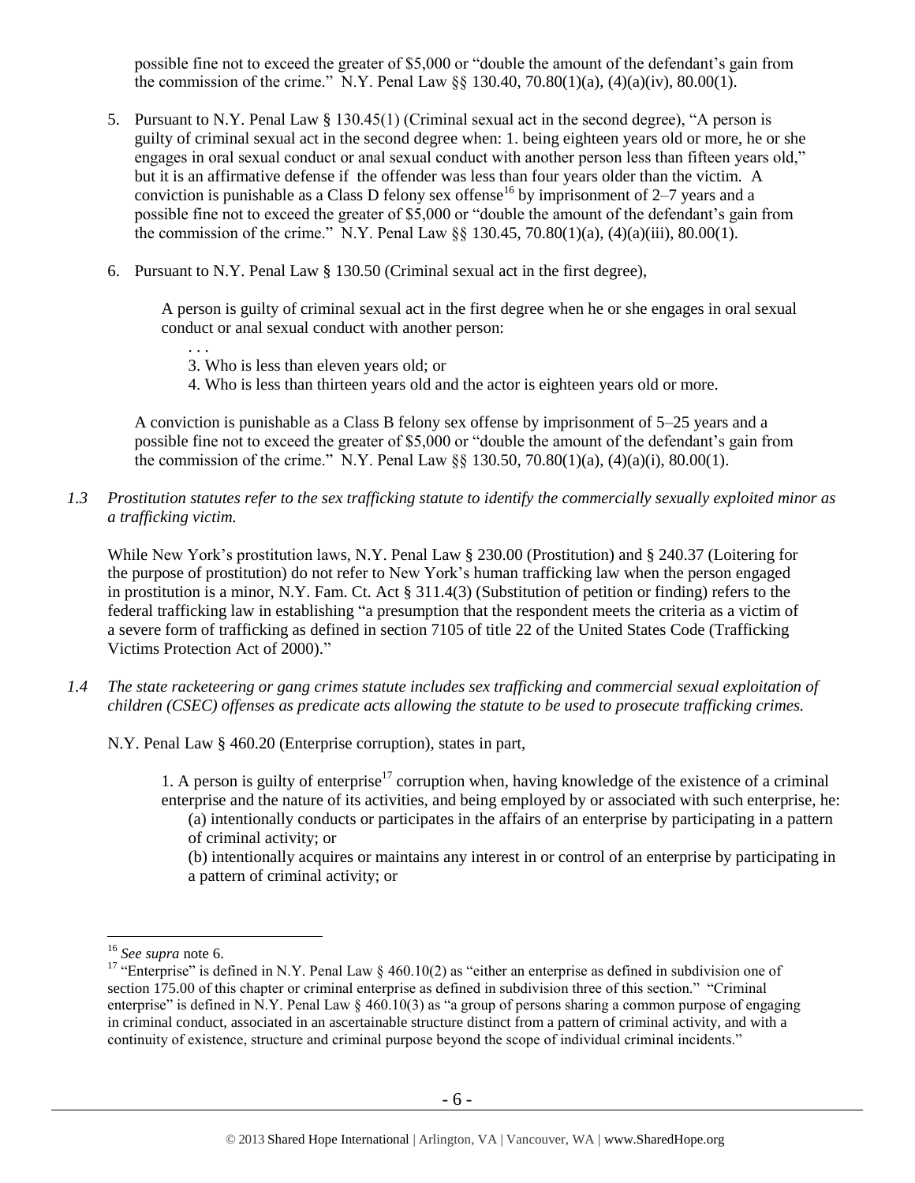possible fine not to exceed the greater of $5,000 or "double the amount of the defendant's gain from the commission of the crime." N.Y. Penal Law §§ 130.40, 70.80(1)(a), (4)(a)(iv), 80.00(1).

5. Pursuant to N.Y. Penal Law § 130.45(1) (Criminal sexual act in the second degree), "A person is guilty of criminal sexual act in the second degree when: 1. being eighteen years old or more, he or she engages in oral sexual conduct or anal sexual conduct with another person less than fifteen years old," but it is an affirmative defense if the offender was less than four years older than the victim. A conviction is punishable as a Class D felony sex offense[16] by imprisonment of 2–7 years and a possible fine not to exceed the greater of $5,000 or "double the amount of the defendant's gain from the commission of the crime." N.Y. Penal Law §§ 130.45, 70.80(1)(a), (4)(a)(iii), 80.00(1).

6. Pursuant to N.Y. Penal Law § 130.50 (Criminal sexual act in the first degree),

   > A person is guilty of criminal sexual act in the first degree when he or she engages in oral sexual conduct or anal sexual conduct with another person:
   >
   > . . .
   >
   > 3. Who is less than eleven years old; or
   > 4. Who is less than thirteen years old and the actor is eighteen years old or more.

   A conviction is punishable as a Class B felony sex offense by imprisonment of 5–25 years and a possible fine not to exceed the greater of $5,000 or "double the amount of the defendant's gain from the commission of the crime." N.Y. Penal Law §§ 130.50, 70.80(1)(a), (4)(a)(i), 80.00(1).

*1.3 Prostitution statutes refer to the sex trafficking statute to identify the commercially sexually exploited minor as a trafficking victim.*

While New York's prostitution laws, N.Y. Penal Law § 230.00 (Prostitution) and § 240.37 (Loitering for the purpose of prostitution) do not refer to New York's human trafficking law when the person engaged in prostitution is a minor, N.Y. Fam. Ct. Act § 311.4(3) (Substitution of petition or finding) refers to the federal trafficking law in establishing "a presumption that the respondent meets the criteria as a victim of a severe form of trafficking as defined in section 7105 of title 22 of the United States Code (Trafficking Victims Protection Act of 2000)."

*1.4 The state racketeering or gang crimes statute includes sex trafficking and commercial sexual exploitation of children (CSEC) offenses as predicate acts allowing the statute to be used to prosecute trafficking crimes.*

N.Y. Penal Law § 460.20 (Enterprise corruption), states in part,

> 1. A person is guilty of enterprise[17] corruption when, having knowledge of the existence of a criminal enterprise and the nature of its activities, and being employed by or associated with such enterprise, he:
>
> (a) intentionally conducts or participates in the affairs of an enterprise by participating in a pattern of criminal activity; or
>
> (b) intentionally acquires or maintains any interest in or control of an enterprise by participating in a pattern of criminal activity; or

---

[16] *See supra* note 6.

[17] "Enterprise" is defined in N.Y. Penal Law § 460.10(2) as "either an enterprise as defined in subdivision one of section 175.00 of this chapter or criminal enterprise as defined in subdivision three of this section." "Criminal enterprise" is defined in N.Y. Penal Law § 460.10(3) as "a group of persons sharing a common purpose of engaging in criminal conduct, associated in an ascertainable structure distinct from a pattern of criminal activity, and with a continuity of existence, structure and criminal purpose beyond the scope of individual criminal incidents."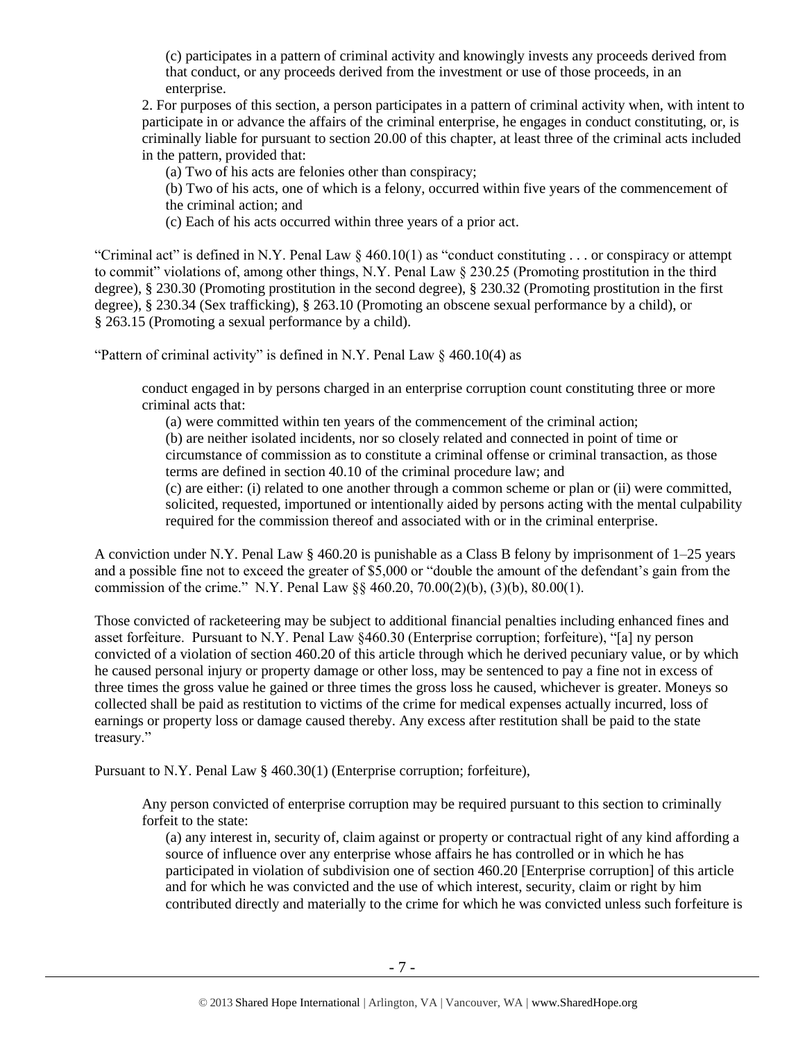(c) participates in a pattern of criminal activity and knowingly invests any proceeds derived from that conduct, or any proceeds derived from the investment or use of those proceeds, in an enterprise.

2. For purposes of this section, a person participates in a pattern of criminal activity when, with intent to participate in or advance the affairs of the criminal enterprise, he engages in conduct constituting, or, is criminally liable for pursuant to section 20.00 of this chapter, at least three of the criminal acts included in the pattern, provided that:

(a) Two of his acts are felonies other than conspiracy;

(b) Two of his acts, one of which is a felony, occurred within five years of the commencement of the criminal action; and

(c) Each of his acts occurred within three years of a prior act.

"Criminal act" is defined in N.Y. Penal Law § 460.10(1) as "conduct constituting . . . or conspiracy or attempt to commit" violations of, among other things, N.Y. Penal Law § 230.25 (Promoting prostitution in the third degree), § 230.30 (Promoting prostitution in the second degree), § 230.32 (Promoting prostitution in the first degree), § 230.34 (Sex trafficking), § 263.10 (Promoting an obscene sexual performance by a child), or § 263.15 (Promoting a sexual performance by a child).

"Pattern of criminal activity" is defined in N.Y. Penal Law § 460.10(4) as

> conduct engaged in by persons charged in an enterprise corruption count constituting three or more criminal acts that:
>
> (a) were committed within ten years of the commencement of the criminal action;
>
> (b) are neither isolated incidents, nor so closely related and connected in point of time or circumstance of commission as to constitute a criminal offense or criminal transaction, as those terms are defined in section 40.10 of the criminal procedure law; and
>
> (c) are either: (i) related to one another through a common scheme or plan or (ii) were committed, solicited, requested, importuned or intentionally aided by persons acting with the mental culpability required for the commission thereof and associated with or in the criminal enterprise.

A conviction under N.Y. Penal Law § 460.20 is punishable as a Class B felony by imprisonment of 1–25 years and a possible fine not to exceed the greater of $5,000 or "double the amount of the defendant's gain from the commission of the crime." N.Y. Penal Law §§ 460.20, 70.00(2)(b), (3)(b), 80.00(1).

Those convicted of racketeering may be subject to additional financial penalties including enhanced fines and asset forfeiture. Pursuant to N.Y. Penal Law §460.30 (Enterprise corruption; forfeiture), "[a] ny person convicted of a violation of section 460.20 of this article through which he derived pecuniary value, or by which he caused personal injury or property damage or other loss, may be sentenced to pay a fine not in excess of three times the gross value he gained or three times the gross loss he caused, whichever is greater. Moneys so collected shall be paid as restitution to victims of the crime for medical expenses actually incurred, loss of earnings or property loss or damage caused thereby. Any excess after restitution shall be paid to the state treasury."

Pursuant to N.Y. Penal Law § 460.30(1) (Enterprise corruption; forfeiture),

> Any person convicted of enterprise corruption may be required pursuant to this section to criminally forfeit to the state:
>
> (a) any interest in, security of, claim against or property or contractual right of any kind affording a source of influence over any enterprise whose affairs he has controlled or in which he has participated in violation of subdivision one of section 460.20 [Enterprise corruption] of this article and for which he was convicted and the use of which interest, security, claim or right by him contributed directly and materially to the crime for which he was convicted unless such forfeiture is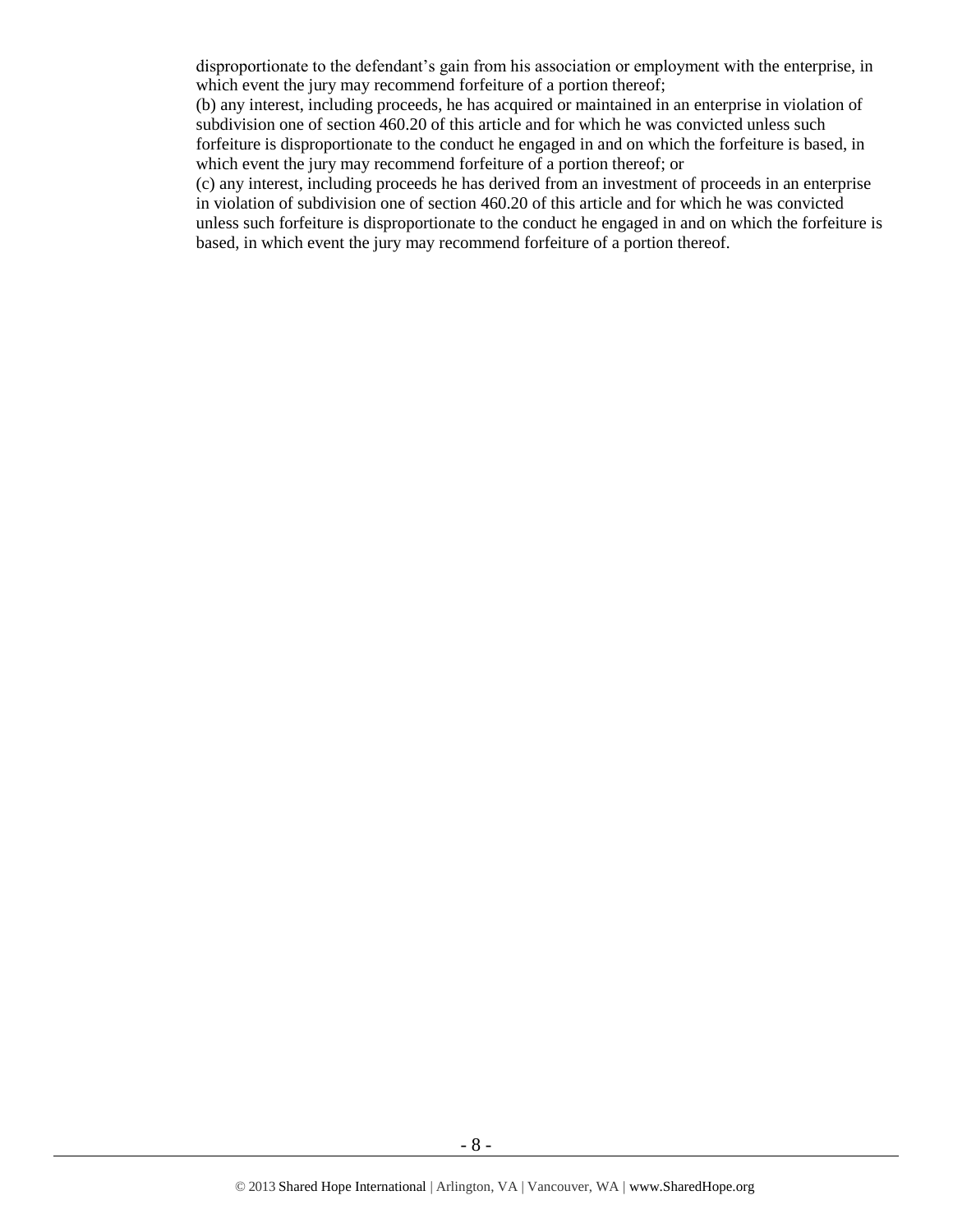disproportionate to the defendant's gain from his association or employment with the enterprise, in which event the jury may recommend forfeiture of a portion thereof;

(b) any interest, including proceeds, he has acquired or maintained in an enterprise in violation of subdivision one of section 460.20 of this article and for which he was convicted unless such forfeiture is disproportionate to the conduct he engaged in and on which the forfeiture is based, in which event the jury may recommend forfeiture of a portion thereof; or

(c) any interest, including proceeds he has derived from an investment of proceeds in an enterprise in violation of subdivision one of section 460.20 of this article and for which he was convicted unless such forfeiture is disproportionate to the conduct he engaged in and on which the forfeiture is based, in which event the jury may recommend forfeiture of a portion thereof.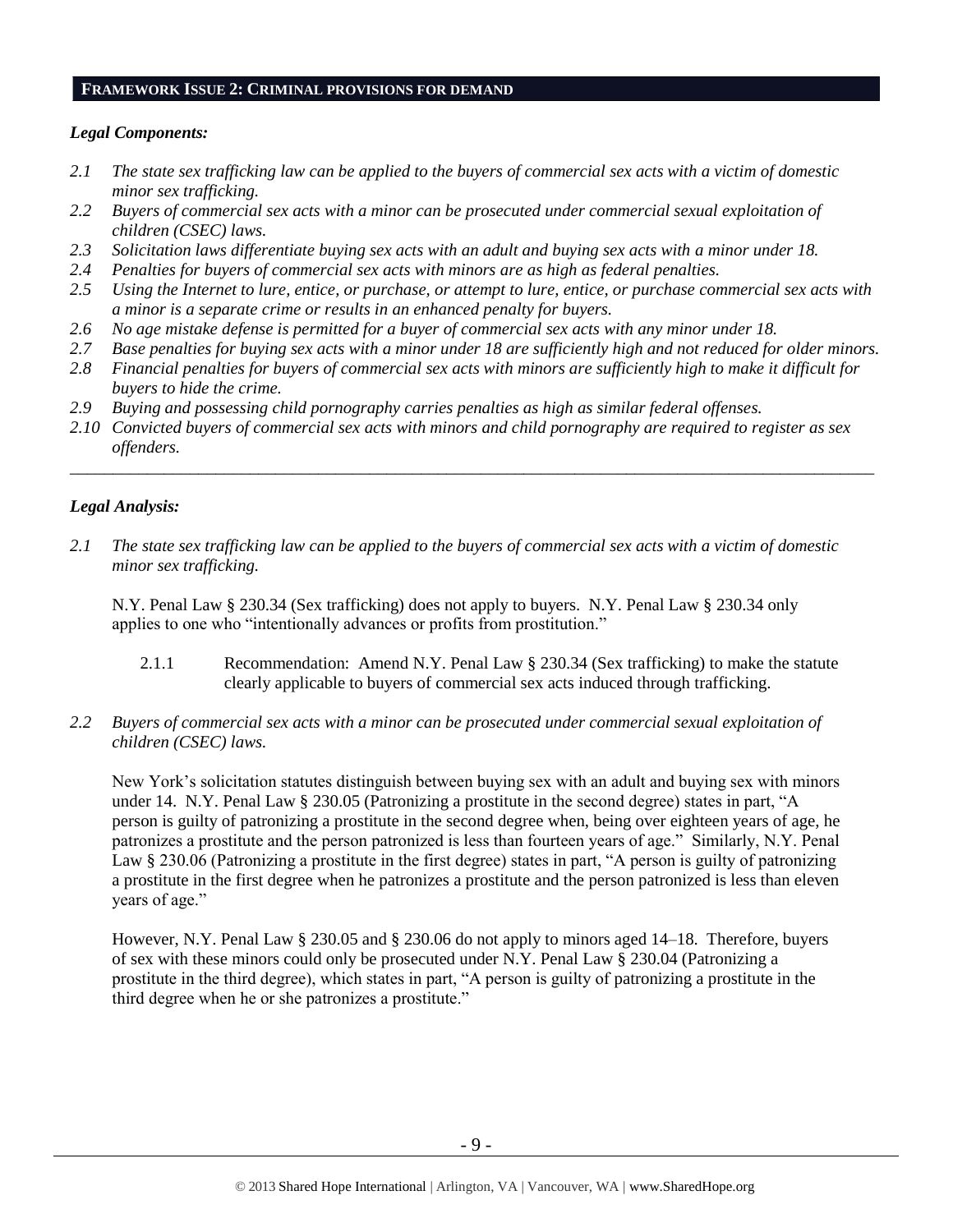## **FRAMEWORK ISSUE 2: CRIMINAL PROVISIONS FOR DEMAND**

***Legal Components:***

*2.1 The state sex trafficking law can be applied to the buyers of commercial sex acts with a victim of domestic minor sex trafficking.*

*2.2 Buyers of commercial sex acts with a minor can be prosecuted under commercial sexual exploitation of children (CSEC) laws.*

*2.3 Solicitation laws differentiate buying sex acts with an adult and buying sex acts with a minor under 18.*

*2.4 Penalties for buyers of commercial sex acts with minors are as high as federal penalties.*

*2.5 Using the Internet to lure, entice, or purchase, or attempt to lure, entice, or purchase commercial sex acts with a minor is a separate crime or results in an enhanced penalty for buyers.*

*2.6 No age mistake defense is permitted for a buyer of commercial sex acts with any minor under 18.*

*2.7 Base penalties for buying sex acts with a minor under 18 are sufficiently high and not reduced for older minors.*

*2.8 Financial penalties for buyers of commercial sex acts with minors are sufficiently high to make it difficult for buyers to hide the crime.*

*2.9 Buying and possessing child pornography carries penalties as high as similar federal offenses.*

*2.10 Convicted buyers of commercial sex acts with minors and child pornography are required to register as sex offenders.*

---

***Legal Analysis:***

*2.1 The state sex trafficking law can be applied to the buyers of commercial sex acts with a victim of domestic minor sex trafficking.*

N.Y. Penal Law § 230.34 (Sex trafficking) does not apply to buyers. N.Y. Penal Law § 230.34 only applies to one who "intentionally advances or profits from prostitution."

2.1.1 Recommendation: Amend N.Y. Penal Law § 230.34 (Sex trafficking) to make the statute clearly applicable to buyers of commercial sex acts induced through trafficking.

*2.2 Buyers of commercial sex acts with a minor can be prosecuted under commercial sexual exploitation of children (CSEC) laws.*

New York's solicitation statutes distinguish between buying sex with an adult and buying sex with minors under 14. N.Y. Penal Law § 230.05 (Patronizing a prostitute in the second degree) states in part, "A person is guilty of patronizing a prostitute in the second degree when, being over eighteen years of age, he patronizes a prostitute and the person patronized is less than fourteen years of age." Similarly, N.Y. Penal Law § 230.06 (Patronizing a prostitute in the first degree) states in part, "A person is guilty of patronizing a prostitute in the first degree when he patronizes a prostitute and the person patronized is less than eleven years of age."

However, N.Y. Penal Law § 230.05 and § 230.06 do not apply to minors aged 14–18. Therefore, buyers of sex with these minors could only be prosecuted under N.Y. Penal Law § 230.04 (Patronizing a prostitute in the third degree), which states in part, "A person is guilty of patronizing a prostitute in the third degree when he or she patronizes a prostitute."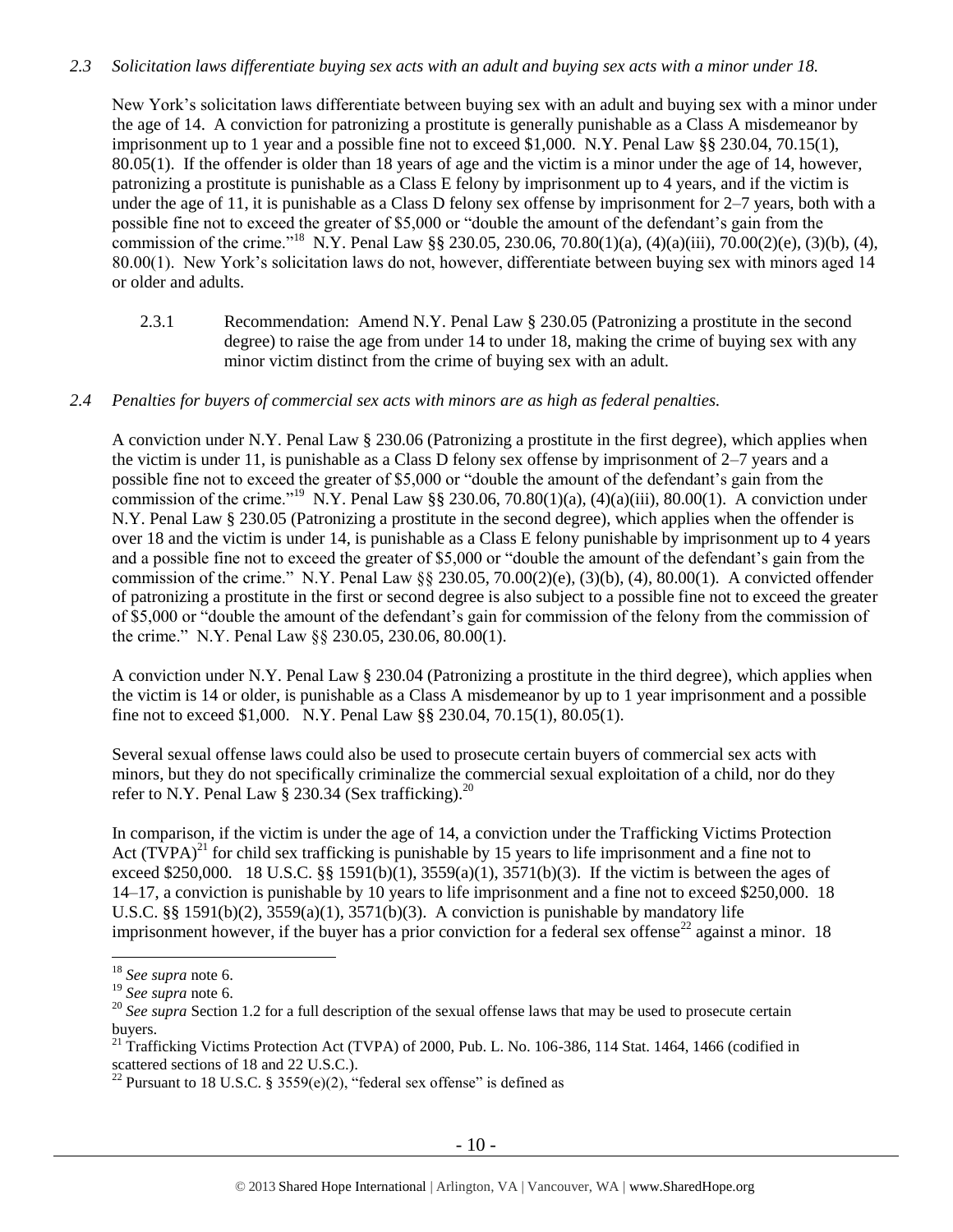*2.3 Solicitation laws differentiate buying sex acts with an adult and buying sex acts with a minor under 18.*

New York's solicitation laws differentiate between buying sex with an adult and buying sex with a minor under the age of 14. A conviction for patronizing a prostitute is generally punishable as a Class A misdemeanor by imprisonment up to 1 year and a possible fine not to exceed $1,000. N.Y. Penal Law §§ 230.04, 70.15(1), 80.05(1). If the offender is older than 18 years of age and the victim is a minor under the age of 14, however, patronizing a prostitute is punishable as a Class E felony by imprisonment up to 4 years, and if the victim is under the age of 11, it is punishable as a Class D felony sex offense by imprisonment for 2–7 years, both with a possible fine not to exceed the greater of $5,000 or "double the amount of the defendant's gain from the commission of the crime."[18] N.Y. Penal Law §§ 230.05, 230.06, 70.80(1)(a), (4)(a)(iii), 70.00(2)(e), (3)(b), (4), 80.00(1). New York's solicitation laws do not, however, differentiate between buying sex with minors aged 14 or older and adults.

2.3.1 Recommendation: Amend N.Y. Penal Law § 230.05 (Patronizing a prostitute in the second degree) to raise the age from under 14 to under 18, making the crime of buying sex with any minor victim distinct from the crime of buying sex with an adult.

*2.4 Penalties for buyers of commercial sex acts with minors are as high as federal penalties.*

A conviction under N.Y. Penal Law § 230.06 (Patronizing a prostitute in the first degree), which applies when the victim is under 11, is punishable as a Class D felony sex offense by imprisonment of 2–7 years and a possible fine not to exceed the greater of $5,000 or "double the amount of the defendant's gain from the commission of the crime."[19] N.Y. Penal Law §§ 230.06, 70.80(1)(a), (4)(a)(iii), 80.00(1). A conviction under N.Y. Penal Law § 230.05 (Patronizing a prostitute in the second degree), which applies when the offender is over 18 and the victim is under 14, is punishable as a Class E felony punishable by imprisonment up to 4 years and a possible fine not to exceed the greater of $5,000 or "double the amount of the defendant's gain from the commission of the crime." N.Y. Penal Law §§ 230.05, 70.00(2)(e), (3)(b), (4), 80.00(1). A convicted offender of patronizing a prostitute in the first or second degree is also subject to a possible fine not to exceed the greater of $5,000 or "double the amount of the defendant's gain for commission of the felony from the commission of the crime." N.Y. Penal Law §§ 230.05, 230.06, 80.00(1).

A conviction under N.Y. Penal Law § 230.04 (Patronizing a prostitute in the third degree), which applies when the victim is 14 or older, is punishable as a Class A misdemeanor by up to 1 year imprisonment and a possible fine not to exceed $1,000. N.Y. Penal Law §§ 230.04, 70.15(1), 80.05(1).

Several sexual offense laws could also be used to prosecute certain buyers of commercial sex acts with minors, but they do not specifically criminalize the commercial sexual exploitation of a child, nor do they refer to N.Y. Penal Law § 230.34 (Sex trafficking).[20]

In comparison, if the victim is under the age of 14, a conviction under the Trafficking Victims Protection Act (TVPA)[21] for child sex trafficking is punishable by 15 years to life imprisonment and a fine not to exceed $250,000. 18 U.S.C. §§ 1591(b)(1), 3559(a)(1), 3571(b)(3). If the victim is between the ages of 14–17, a conviction is punishable by 10 years to life imprisonment and a fine not to exceed $250,000. 18 U.S.C. §§ 1591(b)(2), 3559(a)(1), 3571(b)(3). A conviction is punishable by mandatory life imprisonment however, if the buyer has a prior conviction for a federal sex offense[22] against a minor. 18

---

[18] *See supra* note 6.

[19] *See supra* note 6.

[20] *See supra* Section 1.2 for a full description of the sexual offense laws that may be used to prosecute certain buyers.

[21] Trafficking Victims Protection Act (TVPA) of 2000, Pub. L. No. 106-386, 114 Stat. 1464, 1466 (codified in scattered sections of 18 and 22 U.S.C.).

[22] Pursuant to 18 U.S.C. § 3559(e)(2), "federal sex offense" is defined as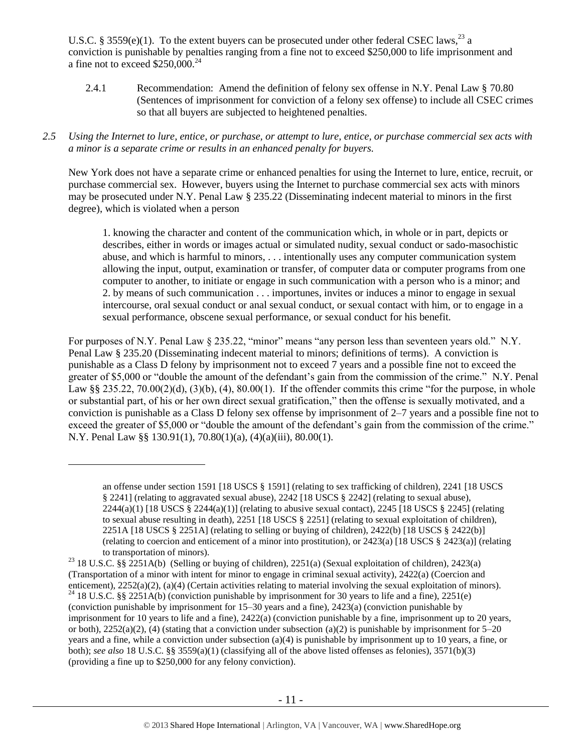U.S.C. § 3559(e)(1). To the extent buyers can be prosecuted under other federal CSEC laws,[23] a conviction is punishable by penalties ranging from a fine not to exceed $250,000 to life imprisonment and a fine not to exceed $250,000.[24]

2.4.1 Recommendation: Amend the definition of felony sex offense in N.Y. Penal Law § 70.80 (Sentences of imprisonment for conviction of a felony sex offense) to include all CSEC crimes so that all buyers are subjected to heightened penalties.

*2.5 Using the Internet to lure, entice, or purchase, or attempt to lure, entice, or purchase commercial sex acts with a minor is a separate crime or results in an enhanced penalty for buyers.*

New York does not have a separate crime or enhanced penalties for using the Internet to lure, entice, recruit, or purchase commercial sex. However, buyers using the Internet to purchase commercial sex acts with minors may be prosecuted under N.Y. Penal Law § 235.22 (Disseminating indecent material to minors in the first degree), which is violated when a person

> 1. knowing the character and content of the communication which, in whole or in part, depicts or describes, either in words or images actual or simulated nudity, sexual conduct or sado-masochistic abuse, and which is harmful to minors, . . . intentionally uses any computer communication system allowing the input, output, examination or transfer, of computer data or computer programs from one computer to another, to initiate or engage in such communication with a person who is a minor; and
> 2. by means of such communication . . . importunes, invites or induces a minor to engage in sexual intercourse, oral sexual conduct or anal sexual conduct, or sexual contact with him, or to engage in a sexual performance, obscene sexual performance, or sexual conduct for his benefit.

For purposes of N.Y. Penal Law § 235.22, "minor" means "any person less than seventeen years old." N.Y. Penal Law § 235.20 (Disseminating indecent material to minors; definitions of terms). A conviction is punishable as a Class D felony by imprisonment not to exceed 7 years and a possible fine not to exceed the greater of $5,000 or "double the amount of the defendant's gain from the commission of the crime." N.Y. Penal Law §§ 235.22, 70.00(2)(d), (3)(b), (4), 80.00(1). If the offender commits this crime "for the purpose, in whole or substantial part, of his or her own direct sexual gratification," then the offense is sexually motivated, and a conviction is punishable as a Class D felony sex offense by imprisonment of 2–7 years and a possible fine not to exceed the greater of $5,000 or "double the amount of the defendant's gain from the commission of the crime." N.Y. Penal Law §§ 130.91(1), 70.80(1)(a), (4)(a)(iii), 80.00(1).

---

> an offense under section 1591 [18 USCS § 1591] (relating to sex trafficking of children), 2241 [18 USCS § 2241] (relating to aggravated sexual abuse), 2242 [18 USCS § 2242] (relating to sexual abuse), 2244(a)(1) [18 USCS § 2244(a)(1)] (relating to abusive sexual contact), 2245 [18 USCS § 2245] (relating to sexual abuse resulting in death), 2251 [18 USCS § 2251] (relating to sexual exploitation of children), 2251A [18 USCS § 2251A] (relating to selling or buying of children), 2422(b) [18 USCS § 2422(b)] (relating to coercion and enticement of a minor into prostitution), or 2423(a) [18 USCS § 2423(a)] (relating to transportation of minors).

[23] 18 U.S.C. §§ 2251A(b) (Selling or buying of children), 2251(a) (Sexual exploitation of children), 2423(a) (Transportation of a minor with intent for minor to engage in criminal sexual activity), 2422(a) (Coercion and enticement), 2252(a)(2), (a)(4) (Certain activities relating to material involving the sexual exploitation of minors).

[24] 18 U.S.C. §§ 2251A(b) (conviction punishable by imprisonment for 30 years to life and a fine), 2251(e) (conviction punishable by imprisonment for 15–30 years and a fine), 2423(a) (conviction punishable by imprisonment for 10 years to life and a fine), 2422(a) (conviction punishable by a fine, imprisonment up to 20 years, or both), 2252(a)(2), (4) (stating that a conviction under subsection (a)(2) is punishable by imprisonment for 5–20 years and a fine, while a conviction under subsection (a)(4) is punishable by imprisonment up to 10 years, a fine, or both); *see also* 18 U.S.C. §§ 3559(a)(1) (classifying all of the above listed offenses as felonies), 3571(b)(3) (providing a fine up to $250,000 for any felony conviction).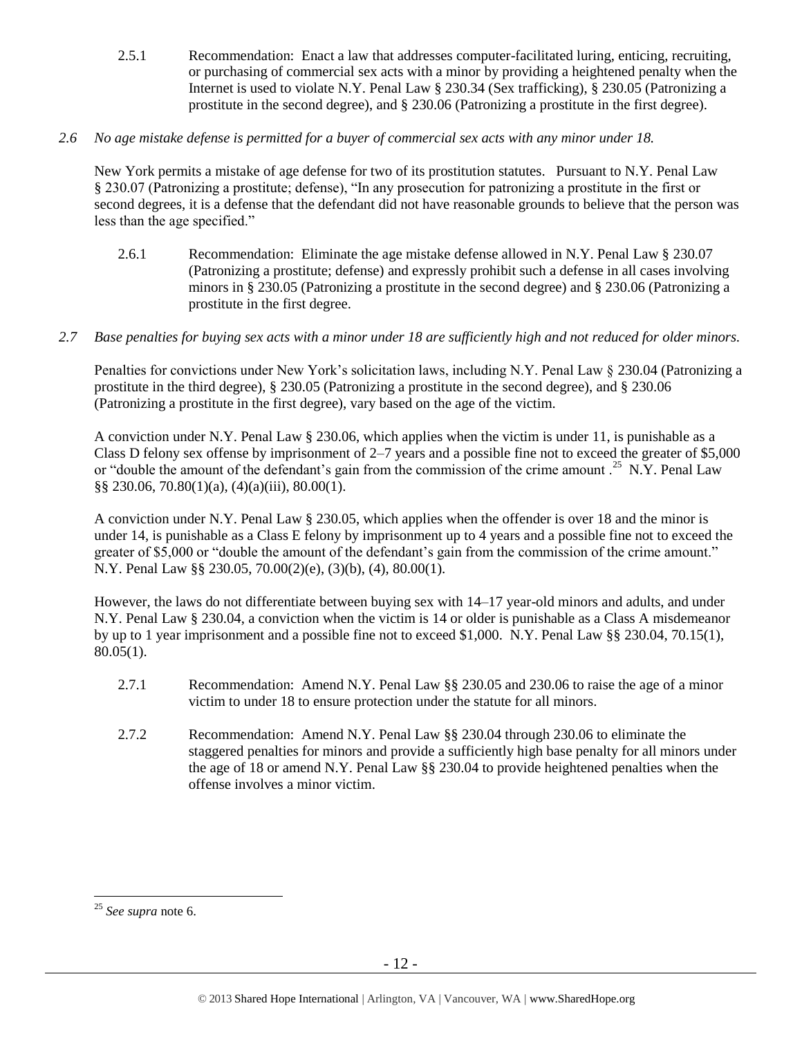2.5.1 Recommendation: Enact a law that addresses computer-facilitated luring, enticing, recruiting, or purchasing of commercial sex acts with a minor by providing a heightened penalty when the Internet is used to violate N.Y. Penal Law § 230.34 (Sex trafficking), § 230.05 (Patronizing a prostitute in the second degree), and § 230.06 (Patronizing a prostitute in the first degree).

*2.6 No age mistake defense is permitted for a buyer of commercial sex acts with any minor under 18.*

New York permits a mistake of age defense for two of its prostitution statutes. Pursuant to N.Y. Penal Law § 230.07 (Patronizing a prostitute; defense), "In any prosecution for patronizing a prostitute in the first or second degrees, it is a defense that the defendant did not have reasonable grounds to believe that the person was less than the age specified."

2.6.1 Recommendation: Eliminate the age mistake defense allowed in N.Y. Penal Law § 230.07 (Patronizing a prostitute; defense) and expressly prohibit such a defense in all cases involving minors in § 230.05 (Patronizing a prostitute in the second degree) and § 230.06 (Patronizing a prostitute in the first degree.

*2.7 Base penalties for buying sex acts with a minor under 18 are sufficiently high and not reduced for older minors.*

Penalties for convictions under New York's solicitation laws, including N.Y. Penal Law § 230.04 (Patronizing a prostitute in the third degree), § 230.05 (Patronizing a prostitute in the second degree), and § 230.06 (Patronizing a prostitute in the first degree), vary based on the age of the victim.

A conviction under N.Y. Penal Law § 230.06, which applies when the victim is under 11, is punishable as a Class D felony sex offense by imprisonment of 2–7 years and a possible fine not to exceed the greater of $5,000 or "double the amount of the defendant's gain from the commission of the crime amount .[25] N.Y. Penal Law §§ 230.06, 70.80(1)(a), (4)(a)(iii), 80.00(1).

A conviction under N.Y. Penal Law § 230.05, which applies when the offender is over 18 and the minor is under 14, is punishable as a Class E felony by imprisonment up to 4 years and a possible fine not to exceed the greater of $5,000 or "double the amount of the defendant's gain from the commission of the crime amount." N.Y. Penal Law §§ 230.05, 70.00(2)(e), (3)(b), (4), 80.00(1).

However, the laws do not differentiate between buying sex with 14–17 year-old minors and adults, and under N.Y. Penal Law § 230.04, a conviction when the victim is 14 or older is punishable as a Class A misdemeanor by up to 1 year imprisonment and a possible fine not to exceed $1,000. N.Y. Penal Law §§ 230.04, 70.15(1), 80.05(1).

2.7.1 Recommendation: Amend N.Y. Penal Law §§ 230.05 and 230.06 to raise the age of a minor victim to under 18 to ensure protection under the statute for all minors.

2.7.2 Recommendation: Amend N.Y. Penal Law §§ 230.04 through 230.06 to eliminate the staggered penalties for minors and provide a sufficiently high base penalty for all minors under the age of 18 or amend N.Y. Penal Law §§ 230.04 to provide heightened penalties when the offense involves a minor victim.

[25] *See supra* note 6.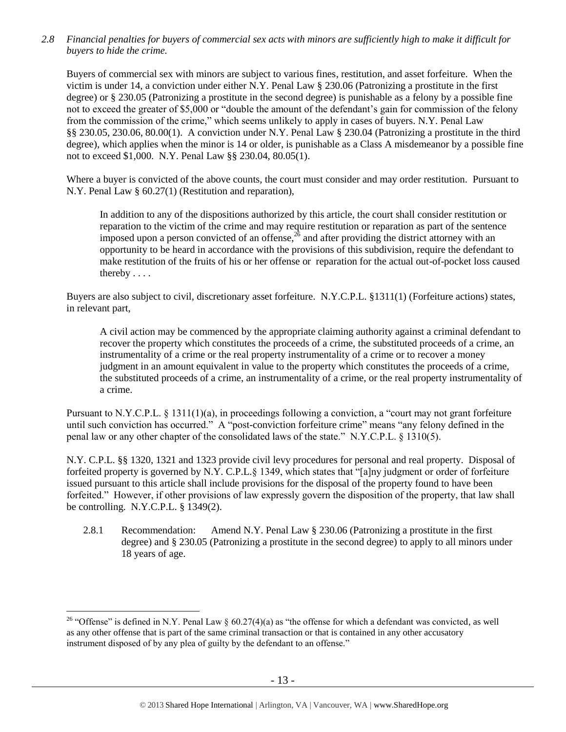*2.8 Financial penalties for buyers of commercial sex acts with minors are sufficiently high to make it difficult for buyers to hide the crime.*

Buyers of commercial sex with minors are subject to various fines, restitution, and asset forfeiture. When the victim is under 14, a conviction under either N.Y. Penal Law § 230.06 (Patronizing a prostitute in the first degree) or § 230.05 (Patronizing a prostitute in the second degree) is punishable as a felony by a possible fine not to exceed the greater of $5,000 or "double the amount of the defendant's gain for commission of the felony from the commission of the crime," which seems unlikely to apply in cases of buyers. N.Y. Penal Law §§ 230.05, 230.06, 80.00(1). A conviction under N.Y. Penal Law § 230.04 (Patronizing a prostitute in the third degree), which applies when the minor is 14 or older, is punishable as a Class A misdemeanor by a possible fine not to exceed $1,000. N.Y. Penal Law §§ 230.04, 80.05(1).

Where a buyer is convicted of the above counts, the court must consider and may order restitution. Pursuant to N.Y. Penal Law § 60.27(1) (Restitution and reparation),

> In addition to any of the dispositions authorized by this article, the court shall consider restitution or reparation to the victim of the crime and may require restitution or reparation as part of the sentence imposed upon a person convicted of an offense,[26] and after providing the district attorney with an opportunity to be heard in accordance with the provisions of this subdivision, require the defendant to make restitution of the fruits of his or her offense or reparation for the actual out-of-pocket loss caused thereby . . . .

Buyers are also subject to civil, discretionary asset forfeiture. N.Y.C.P.L. §1311(1) (Forfeiture actions) states, in relevant part,

> A civil action may be commenced by the appropriate claiming authority against a criminal defendant to recover the property which constitutes the proceeds of a crime, the substituted proceeds of a crime, an instrumentality of a crime or the real property instrumentality of a crime or to recover a money judgment in an amount equivalent in value to the property which constitutes the proceeds of a crime, the substituted proceeds of a crime, an instrumentality of a crime, or the real property instrumentality of a crime.

Pursuant to N.Y.C.P.L. § 1311(1)(a), in proceedings following a conviction, a "court may not grant forfeiture until such conviction has occurred." A "post-conviction forfeiture crime" means "any felony defined in the penal law or any other chapter of the consolidated laws of the state." N.Y.C.P.L. § 1310(5).

N.Y. C.P.L. §§ 1320, 1321 and 1323 provide civil levy procedures for personal and real property. Disposal of forfeited property is governed by N.Y. C.P.L.§ 1349, which states that "[a]ny judgment or order of forfeiture issued pursuant to this article shall include provisions for the disposal of the property found to have been forfeited." However, if other provisions of law expressly govern the disposition of the property, that law shall be controlling. N.Y.C.P.L. § 1349(2).

2.8.1 Recommendation: Amend N.Y. Penal Law § 230.06 (Patronizing a prostitute in the first degree) and § 230.05 (Patronizing a prostitute in the second degree) to apply to all minors under 18 years of age.

---

[26] "Offense" is defined in N.Y. Penal Law § 60.27(4)(a) as "the offense for which a defendant was convicted, as well as any other offense that is part of the same criminal transaction or that is contained in any other accusatory instrument disposed of by any plea of guilty by the defendant to an offense."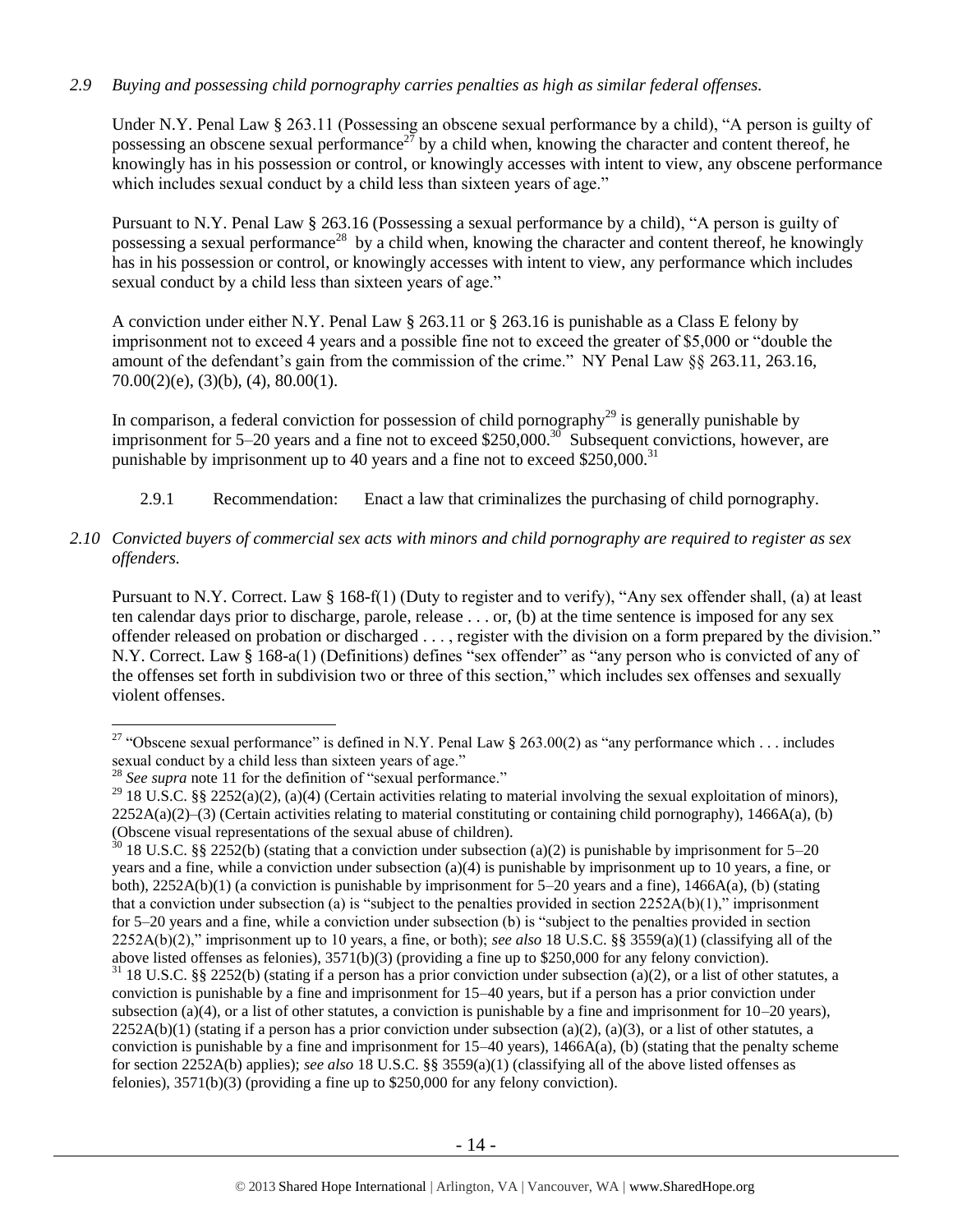*2.9 Buying and possessing child pornography carries penalties as high as similar federal offenses.*

Under N.Y. Penal Law § 263.11 (Possessing an obscene sexual performance by a child), "A person is guilty of possessing an obscene sexual performance[27] by a child when, knowing the character and content thereof, he knowingly has in his possession or control, or knowingly accesses with intent to view, any obscene performance which includes sexual conduct by a child less than sixteen years of age."

Pursuant to N.Y. Penal Law § 263.16 (Possessing a sexual performance by a child), "A person is guilty of possessing a sexual performance[28] by a child when, knowing the character and content thereof, he knowingly has in his possession or control, or knowingly accesses with intent to view, any performance which includes sexual conduct by a child less than sixteen years of age."

A conviction under either N.Y. Penal Law § 263.11 or § 263.16 is punishable as a Class E felony by imprisonment not to exceed 4 years and a possible fine not to exceed the greater of $5,000 or "double the amount of the defendant's gain from the commission of the crime." NY Penal Law §§ 263.11, 263.16, 70.00(2)(e), (3)(b), (4), 80.00(1).

In comparison, a federal conviction for possession of child pornography[29] is generally punishable by imprisonment for 5–20 years and a fine not to exceed $250,000.[30] Subsequent convictions, however, are punishable by imprisonment up to 40 years and a fine not to exceed $250,000.[31]

2.9.1 Recommendation: Enact a law that criminalizes the purchasing of child pornography.

*2.10 Convicted buyers of commercial sex acts with minors and child pornography are required to register as sex offenders.*

Pursuant to N.Y. Correct. Law § 168-f(1) (Duty to register and to verify), "Any sex offender shall, (a) at least ten calendar days prior to discharge, parole, release . . . or, (b) at the time sentence is imposed for any sex offender released on probation or discharged . . . , register with the division on a form prepared by the division." N.Y. Correct. Law § 168-a(1) (Definitions) defines "sex offender" as "any person who is convicted of any of the offenses set forth in subdivision two or three of this section," which includes sex offenses and sexually violent offenses.

---

[27] "Obscene sexual performance" is defined in N.Y. Penal Law § 263.00(2) as "any performance which . . . includes sexual conduct by a child less than sixteen years of age."

[28] *See supra* note 11 for the definition of "sexual performance."

[29] 18 U.S.C. §§ 2252(a)(2), (a)(4) (Certain activities relating to material involving the sexual exploitation of minors), 2252A(a)(2)–(3) (Certain activities relating to material constituting or containing child pornography), 1466A(a), (b) (Obscene visual representations of the sexual abuse of children).

[30] 18 U.S.C. §§ 2252(b) (stating that a conviction under subsection (a)(2) is punishable by imprisonment for 5–20 years and a fine, while a conviction under subsection (a)(4) is punishable by imprisonment up to 10 years, a fine, or both), 2252A(b)(1) (a conviction is punishable by imprisonment for 5–20 years and a fine), 1466A(a), (b) (stating that a conviction under subsection (a) is "subject to the penalties provided in section 2252A(b)(1)," imprisonment for 5–20 years and a fine, while a conviction under subsection (b) is "subject to the penalties provided in section 2252A(b)(2)," imprisonment up to 10 years, a fine, or both); *see also* 18 U.S.C. §§ 3559(a)(1) (classifying all of the above listed offenses as felonies), 3571(b)(3) (providing a fine up to $250,000 for any felony conviction).

[31] 18 U.S.C. §§ 2252(b) (stating if a person has a prior conviction under subsection (a)(2), or a list of other statutes, a conviction is punishable by a fine and imprisonment for 15–40 years, but if a person has a prior conviction under subsection (a)(4), or a list of other statutes, a conviction is punishable by a fine and imprisonment for 10–20 years), 2252A(b)(1) (stating if a person has a prior conviction under subsection (a)(2), (a)(3), or a list of other statutes, a conviction is punishable by a fine and imprisonment for 15–40 years), 1466A(a), (b) (stating that the penalty scheme for section 2252A(b) applies); *see also* 18 U.S.C. §§ 3559(a)(1) (classifying all of the above listed offenses as felonies), 3571(b)(3) (providing a fine up to $250,000 for any felony conviction).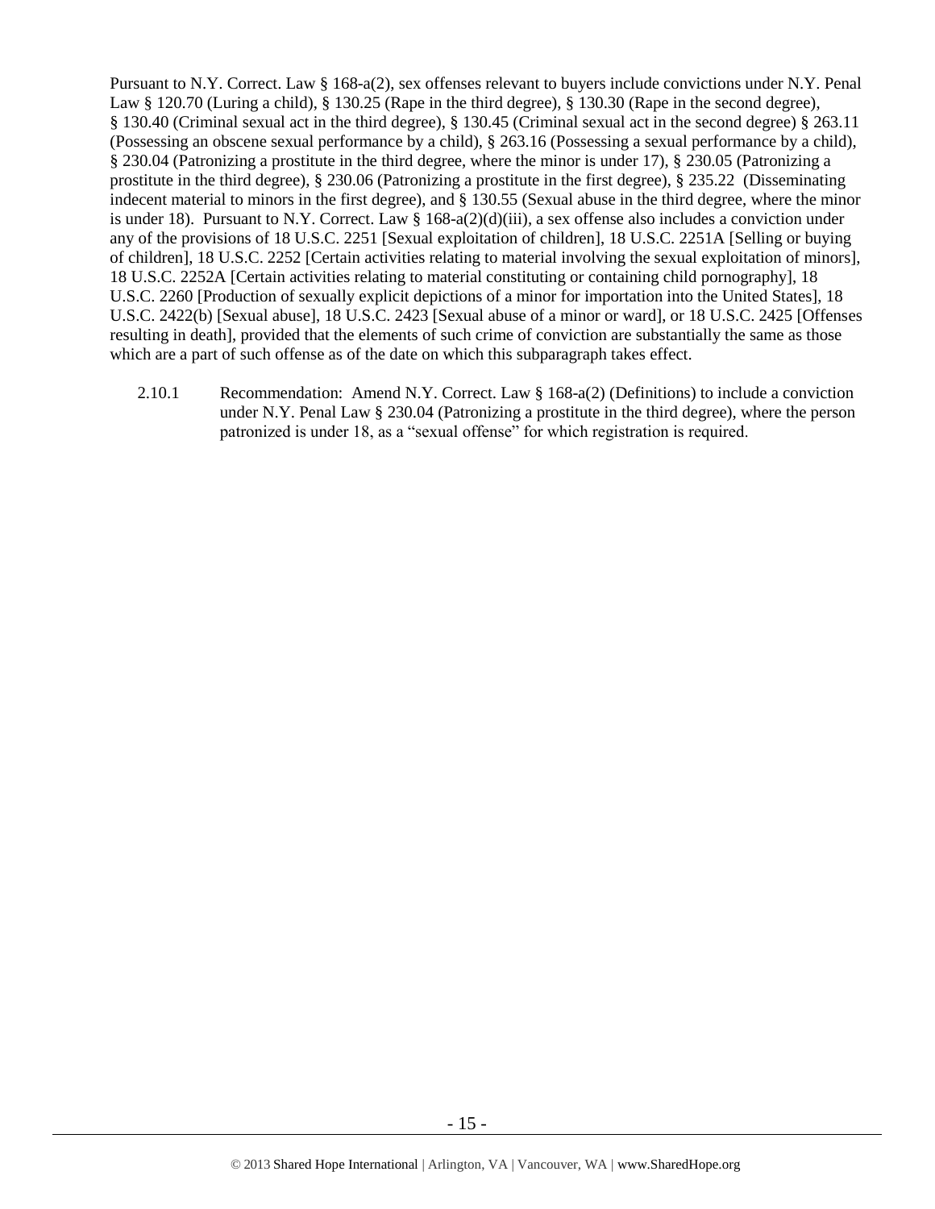Pursuant to N.Y. Correct. Law § 168-a(2), sex offenses relevant to buyers include convictions under N.Y. Penal Law § 120.70 (Luring a child), § 130.25 (Rape in the third degree), § 130.30 (Rape in the second degree), § 130.40 (Criminal sexual act in the third degree), § 130.45 (Criminal sexual act in the second degree) § 263.11 (Possessing an obscene sexual performance by a child), § 263.16 (Possessing a sexual performance by a child), § 230.04 (Patronizing a prostitute in the third degree, where the minor is under 17), § 230.05 (Patronizing a prostitute in the third degree), § 230.06 (Patronizing a prostitute in the first degree), § 235.22 (Disseminating indecent material to minors in the first degree), and § 130.55 (Sexual abuse in the third degree, where the minor is under 18). Pursuant to N.Y. Correct. Law § 168-a(2)(d)(iii), a sex offense also includes a conviction under any of the provisions of 18 U.S.C. 2251 [Sexual exploitation of children], 18 U.S.C. 2251A [Selling or buying of children], 18 U.S.C. 2252 [Certain activities relating to material involving the sexual exploitation of minors], 18 U.S.C. 2252A [Certain activities relating to material constituting or containing child pornography], 18 U.S.C. 2260 [Production of sexually explicit depictions of a minor for importation into the United States], 18 U.S.C. 2422(b) [Sexual abuse], 18 U.S.C. 2423 [Sexual abuse of a minor or ward], or 18 U.S.C. 2425 [Offenses resulting in death], provided that the elements of such crime of conviction are substantially the same as those which are a part of such offense as of the date on which this subparagraph takes effect.

2.10.1 Recommendation: Amend N.Y. Correct. Law § 168-a(2) (Definitions) to include a conviction under N.Y. Penal Law § 230.04 (Patronizing a prostitute in the third degree), where the person patronized is under 18, as a "sexual offense" for which registration is required.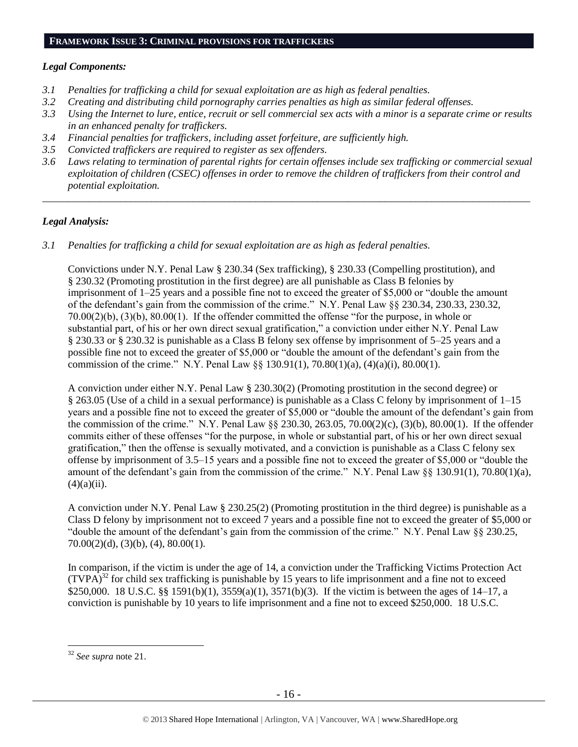## FRAMEWORK ISSUE 3: CRIMINAL PROVISIONS FOR TRAFFICKERS

### *Legal Components:*

*3.1 Penalties for trafficking a child for sexual exploitation are as high as federal penalties.*
*3.2 Creating and distributing child pornography carries penalties as high as similar federal offenses.*
*3.3 Using the Internet to lure, entice, recruit or sell commercial sex acts with a minor is a separate crime or results in an enhanced penalty for traffickers.*
*3.4 Financial penalties for traffickers, including asset forfeiture, are sufficiently high.*
*3.5 Convicted traffickers are required to register as sex offenders.*
*3.6 Laws relating to termination of parental rights for certain offenses include sex trafficking or commercial sexual exploitation of children (CSEC) offenses in order to remove the children of traffickers from their control and potential exploitation.*

---

### *Legal Analysis:*

*3.1 Penalties for trafficking a child for sexual exploitation are as high as federal penalties.*

Convictions under N.Y. Penal Law § 230.34 (Sex trafficking), § 230.33 (Compelling prostitution), and § 230.32 (Promoting prostitution in the first degree) are all punishable as Class B felonies by imprisonment of 1–25 years and a possible fine not to exceed the greater of $5,000 or "double the amount of the defendant's gain from the commission of the crime." N.Y. Penal Law §§ 230.34, 230.33, 230.32, 70.00(2)(b), (3)(b), 80.00(1). If the offender committed the offense "for the purpose, in whole or substantial part, of his or her own direct sexual gratification," a conviction under either N.Y. Penal Law § 230.33 or § 230.32 is punishable as a Class B felony sex offense by imprisonment of 5–25 years and a possible fine not to exceed the greater of $5,000 or "double the amount of the defendant's gain from the commission of the crime." N.Y. Penal Law §§ 130.91(1), 70.80(1)(a), (4)(a)(i), 80.00(1).

A conviction under either N.Y. Penal Law § 230.30(2) (Promoting prostitution in the second degree) or § 263.05 (Use of a child in a sexual performance) is punishable as a Class C felony by imprisonment of 1–15 years and a possible fine not to exceed the greater of $5,000 or "double the amount of the defendant's gain from the commission of the crime." N.Y. Penal Law §§ 230.30, 263.05, 70.00(2)(c), (3)(b), 80.00(1). If the offender commits either of these offenses "for the purpose, in whole or substantial part, of his or her own direct sexual gratification," then the offense is sexually motivated, and a conviction is punishable as a Class C felony sex offense by imprisonment of 3.5–15 years and a possible fine not to exceed the greater of $5,000 or "double the amount of the defendant's gain from the commission of the crime." N.Y. Penal Law §§ 130.91(1), 70.80(1)(a), (4)(a)(ii).

A conviction under N.Y. Penal Law § 230.25(2) (Promoting prostitution in the third degree) is punishable as a Class D felony by imprisonment not to exceed 7 years and a possible fine not to exceed the greater of $5,000 or "double the amount of the defendant's gain from the commission of the crime." N.Y. Penal Law §§ 230.25, 70.00(2)(d), (3)(b), (4), 80.00(1).

In comparison, if the victim is under the age of 14, a conviction under the Trafficking Victims Protection Act (TVPA)[32] for child sex trafficking is punishable by 15 years to life imprisonment and a fine not to exceed $250,000. 18 U.S.C. §§ 1591(b)(1), 3559(a)(1), 3571(b)(3). If the victim is between the ages of 14–17, a conviction is punishable by 10 years to life imprisonment and a fine not to exceed $250,000. 18 U.S.C.

---

[32] *See supra* note 21.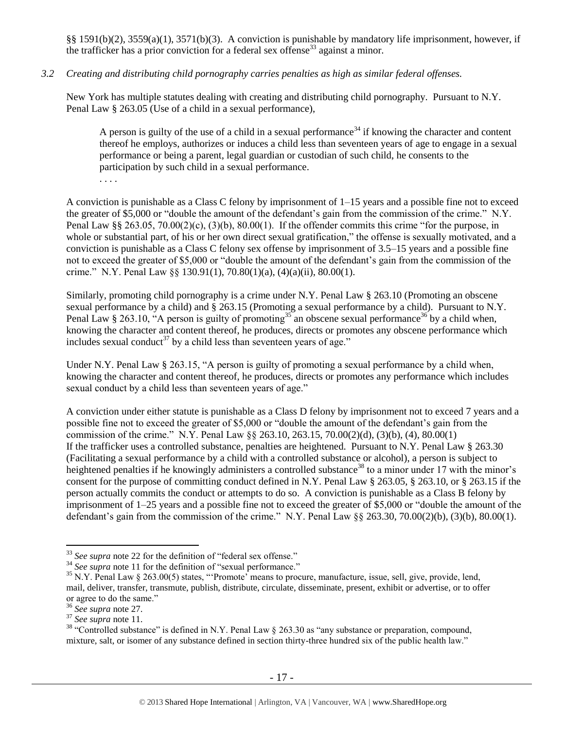§§ 1591(b)(2), 3559(a)(1), 3571(b)(3). A conviction is punishable by mandatory life imprisonment, however, if the trafficker has a prior conviction for a federal sex offense[33] against a minor.

*3.2 Creating and distributing child pornography carries penalties as high as similar federal offenses.*

New York has multiple statutes dealing with creating and distributing child pornography. Pursuant to N.Y. Penal Law § 263.05 (Use of a child in a sexual performance),

> A person is guilty of the use of a child in a sexual performance[34] if knowing the character and content thereof he employs, authorizes or induces a child less than seventeen years of age to engage in a sexual performance or being a parent, legal guardian or custodian of such child, he consents to the participation by such child in a sexual performance.
>
> . . . .

A conviction is punishable as a Class C felony by imprisonment of 1–15 years and a possible fine not to exceed the greater of $5,000 or "double the amount of the defendant's gain from the commission of the crime." N.Y. Penal Law §§ 263.05, 70.00(2)(c), (3)(b), 80.00(1). If the offender commits this crime "for the purpose, in whole or substantial part, of his or her own direct sexual gratification," the offense is sexually motivated, and a conviction is punishable as a Class C felony sex offense by imprisonment of 3.5–15 years and a possible fine not to exceed the greater of $5,000 or "double the amount of the defendant's gain from the commission of the crime." N.Y. Penal Law §§ 130.91(1), 70.80(1)(a), (4)(a)(ii), 80.00(1).

Similarly, promoting child pornography is a crime under N.Y. Penal Law § 263.10 (Promoting an obscene sexual performance by a child) and § 263.15 (Promoting a sexual performance by a child). Pursuant to N.Y. Penal Law § 263.10, "A person is guilty of promoting[35] an obscene sexual performance[36] by a child when, knowing the character and content thereof, he produces, directs or promotes any obscene performance which includes sexual conduct[37] by a child less than seventeen years of age."

Under N.Y. Penal Law § 263.15, "A person is guilty of promoting a sexual performance by a child when, knowing the character and content thereof, he produces, directs or promotes any performance which includes sexual conduct by a child less than seventeen years of age."

A conviction under either statute is punishable as a Class D felony by imprisonment not to exceed 7 years and a possible fine not to exceed the greater of $5,000 or "double the amount of the defendant's gain from the commission of the crime." N.Y. Penal Law §§ 263.10, 263.15, 70.00(2)(d), (3)(b), (4), 80.00(1)
If the trafficker uses a controlled substance, penalties are heightened. Pursuant to N.Y. Penal Law § 263.30 (Facilitating a sexual performance by a child with a controlled substance or alcohol), a person is subject to heightened penalties if he knowingly administers a controlled substance[38] to a minor under 17 with the minor's consent for the purpose of committing conduct defined in N.Y. Penal Law § 263.05, § 263.10, or § 263.15 if the person actually commits the conduct or attempts to do so. A conviction is punishable as a Class B felony by imprisonment of 1–25 years and a possible fine not to exceed the greater of $5,000 or "double the amount of the defendant's gain from the commission of the crime." N.Y. Penal Law §§ 263.30, 70.00(2)(b), (3)(b), 80.00(1).

---

[33] *See supra* note 22 for the definition of "federal sex offense."

[34] *See supra* note 11 for the definition of "sexual performance."

[35] N.Y. Penal Law § 263.00(5) states, "'Promote' means to procure, manufacture, issue, sell, give, provide, lend, mail, deliver, transfer, transmute, publish, distribute, circulate, disseminate, present, exhibit or advertise, or to offer or agree to do the same."

[36] *See supra* note 27.

[37] *See supra* note 11.

[38] "Controlled substance" is defined in N.Y. Penal Law § 263.30 as "any substance or preparation, compound, mixture, salt, or isomer of any substance defined in section thirty-three hundred six of the public health law."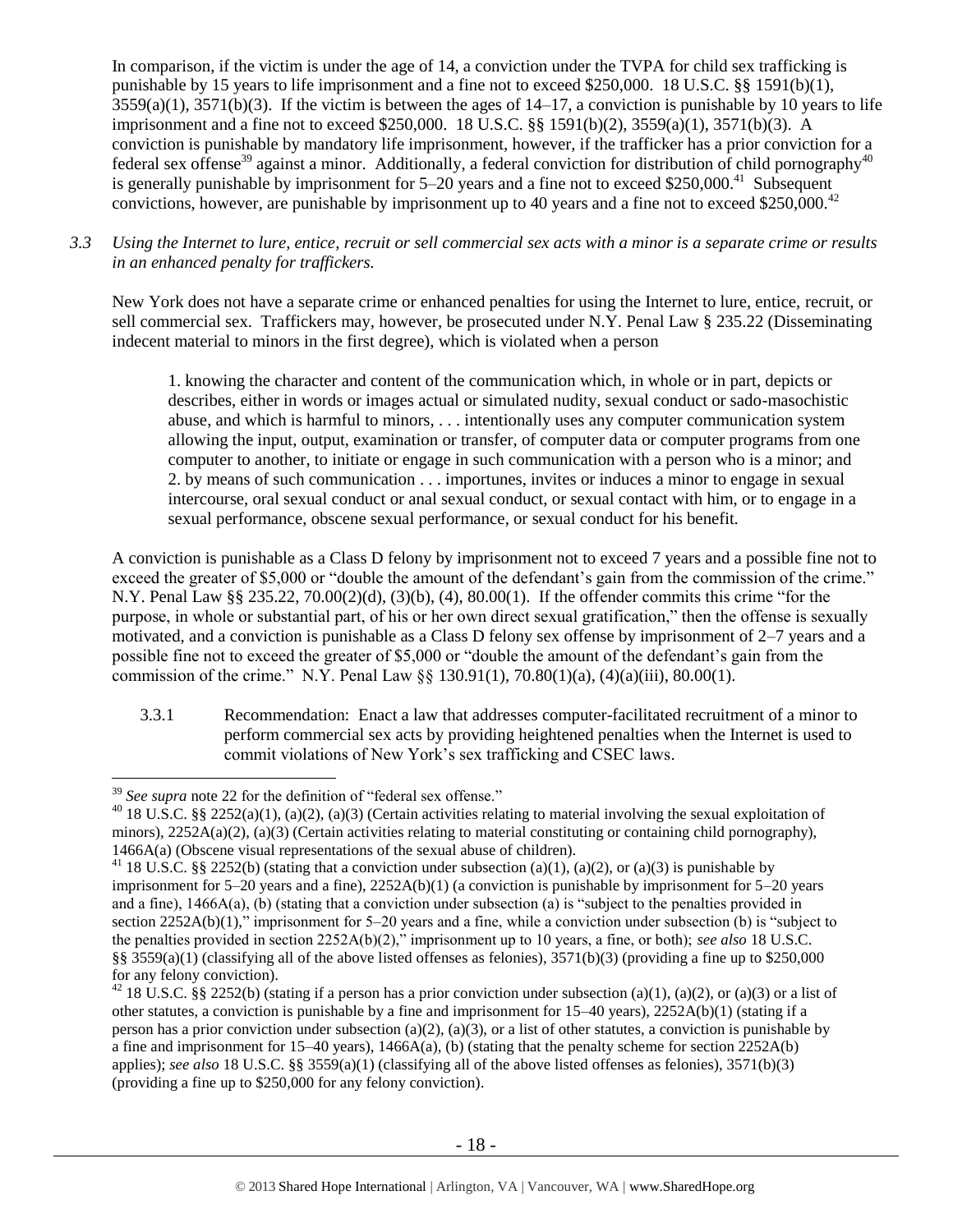In comparison, if the victim is under the age of 14, a conviction under the TVPA for child sex trafficking is punishable by 15 years to life imprisonment and a fine not to exceed $250,000. 18 U.S.C. §§ 1591(b)(1), 3559(a)(1), 3571(b)(3). If the victim is between the ages of 14–17, a conviction is punishable by 10 years to life imprisonment and a fine not to exceed $250,000. 18 U.S.C. §§ 1591(b)(2), 3559(a)(1), 3571(b)(3). A conviction is punishable by mandatory life imprisonment, however, if the trafficker has a prior conviction for a federal sex offense[39] against a minor. Additionally, a federal conviction for distribution of child pornography[40] is generally punishable by imprisonment for 5–20 years and a fine not to exceed $250,000.[41] Subsequent convictions, however, are punishable by imprisonment up to 40 years and a fine not to exceed $250,000.[42]

*3.3 Using the Internet to lure, entice, recruit or sell commercial sex acts with a minor is a separate crime or results in an enhanced penalty for traffickers.*

New York does not have a separate crime or enhanced penalties for using the Internet to lure, entice, recruit, or sell commercial sex. Traffickers may, however, be prosecuted under N.Y. Penal Law § 235.22 (Disseminating indecent material to minors in the first degree), which is violated when a person

> 1. knowing the character and content of the communication which, in whole or in part, depicts or describes, either in words or images actual or simulated nudity, sexual conduct or sado-masochistic abuse, and which is harmful to minors, . . . intentionally uses any computer communication system allowing the input, output, examination or transfer, of computer data or computer programs from one computer to another, to initiate or engage in such communication with a person who is a minor; and
> 2. by means of such communication . . . importunes, invites or induces a minor to engage in sexual intercourse, oral sexual conduct or anal sexual conduct, or sexual contact with him, or to engage in a sexual performance, obscene sexual performance, or sexual conduct for his benefit.

A conviction is punishable as a Class D felony by imprisonment not to exceed 7 years and a possible fine not to exceed the greater of $5,000 or "double the amount of the defendant's gain from the commission of the crime." N.Y. Penal Law §§ 235.22, 70.00(2)(d), (3)(b), (4), 80.00(1). If the offender commits this crime "for the purpose, in whole or substantial part, of his or her own direct sexual gratification," then the offense is sexually motivated, and a conviction is punishable as a Class D felony sex offense by imprisonment of 2–7 years and a possible fine not to exceed the greater of $5,000 or "double the amount of the defendant's gain from the commission of the crime." N.Y. Penal Law §§ 130.91(1), 70.80(1)(a), (4)(a)(iii), 80.00(1).

3.3.1 Recommendation: Enact a law that addresses computer-facilitated recruitment of a minor to perform commercial sex acts by providing heightened penalties when the Internet is used to commit violations of New York's sex trafficking and CSEC laws.

---

[39] *See supra* note 22 for the definition of "federal sex offense."

[40] 18 U.S.C. §§ 2252(a)(1), (a)(2), (a)(3) (Certain activities relating to material involving the sexual exploitation of minors), 2252A(a)(2), (a)(3) (Certain activities relating to material constituting or containing child pornography), 1466A(a) (Obscene visual representations of the sexual abuse of children).

[41] 18 U.S.C. §§ 2252(b) (stating that a conviction under subsection (a)(1), (a)(2), or (a)(3) is punishable by imprisonment for 5–20 years and a fine), 2252A(b)(1) (a conviction is punishable by imprisonment for 5–20 years and a fine), 1466A(a), (b) (stating that a conviction under subsection (a) is "subject to the penalties provided in section 2252A(b)(1)," imprisonment for 5–20 years and a fine, while a conviction under subsection (b) is "subject to the penalties provided in section 2252A(b)(2)," imprisonment up to 10 years, a fine, or both); *see also* 18 U.S.C. §§ 3559(a)(1) (classifying all of the above listed offenses as felonies), 3571(b)(3) (providing a fine up to $250,000 for any felony conviction).

[42] 18 U.S.C. §§ 2252(b) (stating if a person has a prior conviction under subsection (a)(1), (a)(2), or (a)(3) or a list of other statutes, a conviction is punishable by a fine and imprisonment for 15–40 years), 2252A(b)(1) (stating if a person has a prior conviction under subsection (a)(2), (a)(3), or a list of other statutes, a conviction is punishable by a fine and imprisonment for 15–40 years), 1466A(a), (b) (stating that the penalty scheme for section 2252A(b) applies); *see also* 18 U.S.C. §§ 3559(a)(1) (classifying all of the above listed offenses as felonies), 3571(b)(3) (providing a fine up to $250,000 for any felony conviction).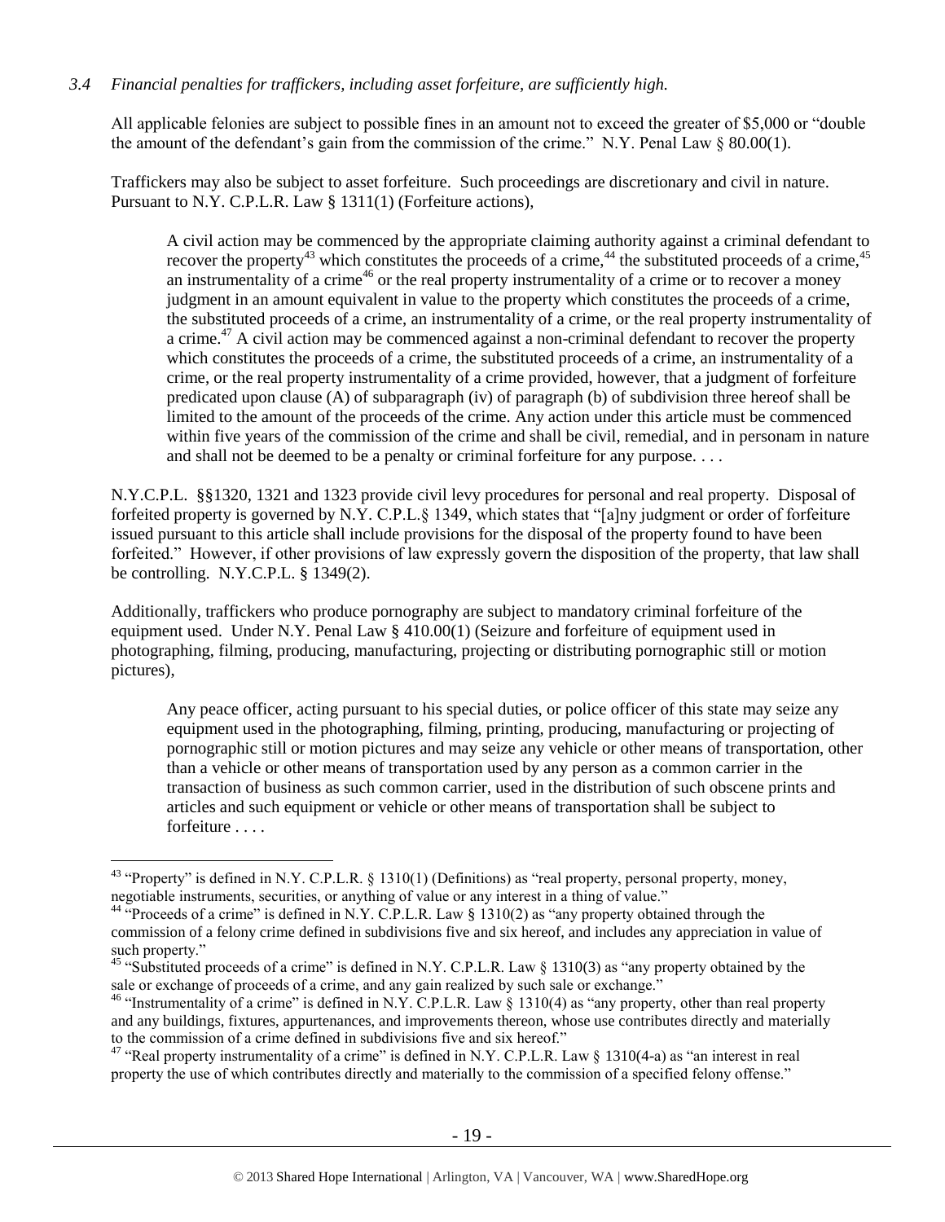*3.4 Financial penalties for traffickers, including asset forfeiture, are sufficiently high.*

All applicable felonies are subject to possible fines in an amount not to exceed the greater of $5,000 or "double the amount of the defendant's gain from the commission of the crime." N.Y. Penal Law § 80.00(1).

Traffickers may also be subject to asset forfeiture. Such proceedings are discretionary and civil in nature. Pursuant to N.Y. C.P.L.R. Law § 1311(1) (Forfeiture actions),

> A civil action may be commenced by the appropriate claiming authority against a criminal defendant to recover the property[43] which constitutes the proceeds of a crime,[44] the substituted proceeds of a crime,[45] an instrumentality of a crime[46] or the real property instrumentality of a crime or to recover a money judgment in an amount equivalent in value to the property which constitutes the proceeds of a crime, the substituted proceeds of a crime, an instrumentality of a crime, or the real property instrumentality of a crime.[47] A civil action may be commenced against a non-criminal defendant to recover the property which constitutes the proceeds of a crime, the substituted proceeds of a crime, an instrumentality of a crime, or the real property instrumentality of a crime provided, however, that a judgment of forfeiture predicated upon clause (A) of subparagraph (iv) of paragraph (b) of subdivision three hereof shall be limited to the amount of the proceeds of the crime. Any action under this article must be commenced within five years of the commission of the crime and shall be civil, remedial, and in personam in nature and shall not be deemed to be a penalty or criminal forfeiture for any purpose. . . .

N.Y.C.P.L. §§1320, 1321 and 1323 provide civil levy procedures for personal and real property. Disposal of forfeited property is governed by N.Y. C.P.L.§ 1349, which states that "[a]ny judgment or order of forfeiture issued pursuant to this article shall include provisions for the disposal of the property found to have been forfeited." However, if other provisions of law expressly govern the disposition of the property, that law shall be controlling. N.Y.C.P.L. § 1349(2).

Additionally, traffickers who produce pornography are subject to mandatory criminal forfeiture of the equipment used. Under N.Y. Penal Law § 410.00(1) (Seizure and forfeiture of equipment used in photographing, filming, producing, manufacturing, projecting or distributing pornographic still or motion pictures),

> Any peace officer, acting pursuant to his special duties, or police officer of this state may seize any equipment used in the photographing, filming, printing, producing, manufacturing or projecting of pornographic still or motion pictures and may seize any vehicle or other means of transportation, other than a vehicle or other means of transportation used by any person as a common carrier in the transaction of business as such common carrier, used in the distribution of such obscene prints and articles and such equipment or vehicle or other means of transportation shall be subject to forfeiture . . . .

---

[43] "Property" is defined in N.Y. C.P.L.R. § 1310(1) (Definitions) as "real property, personal property, money, negotiable instruments, securities, or anything of value or any interest in a thing of value."

[44] "Proceeds of a crime" is defined in N.Y. C.P.L.R. Law § 1310(2) as "any property obtained through the commission of a felony crime defined in subdivisions five and six hereof, and includes any appreciation in value of such property."

[45] "Substituted proceeds of a crime" is defined in N.Y. C.P.L.R. Law § 1310(3) as "any property obtained by the sale or exchange of proceeds of a crime, and any gain realized by such sale or exchange."

[46] "Instrumentality of a crime" is defined in N.Y. C.P.L.R. Law § 1310(4) as "any property, other than real property and any buildings, fixtures, appurtenances, and improvements thereon, whose use contributes directly and materially to the commission of a crime defined in subdivisions five and six hereof."

[47] "Real property instrumentality of a crime" is defined in N.Y. C.P.L.R. Law § 1310(4-a) as "an interest in real property the use of which contributes directly and materially to the commission of a specified felony offense."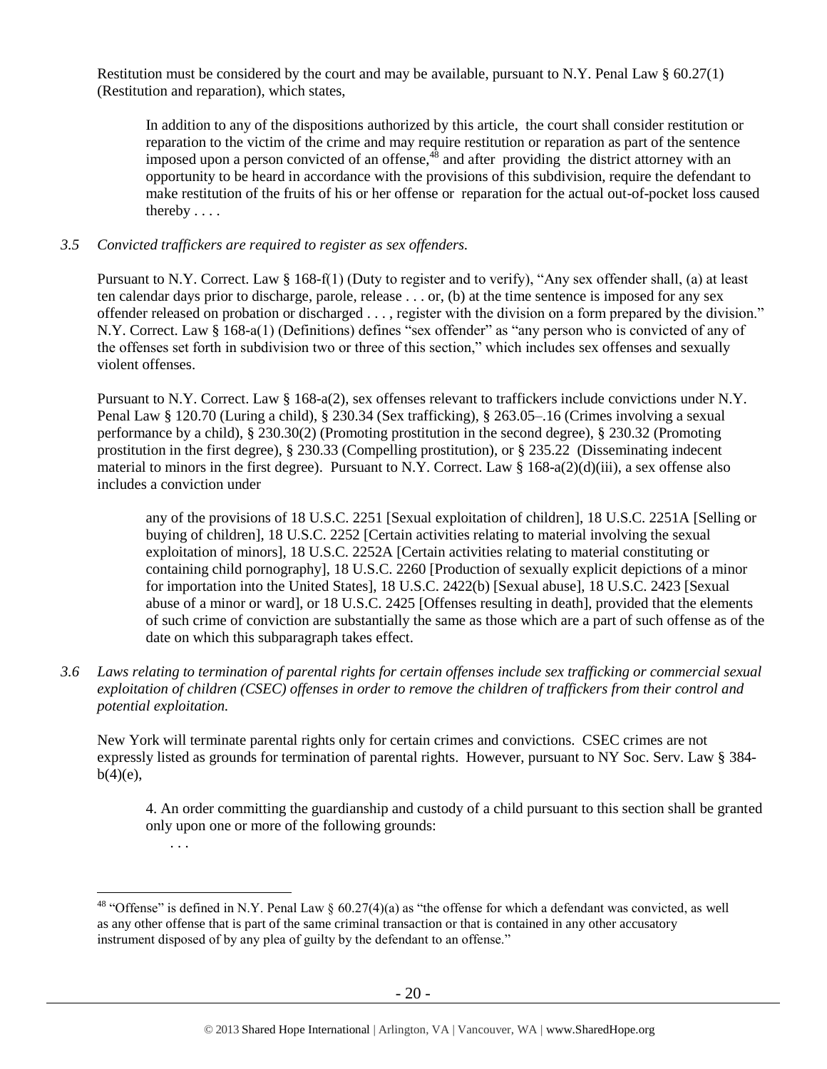Restitution must be considered by the court and may be available, pursuant to N.Y. Penal Law § 60.27(1) (Restitution and reparation), which states,

> In addition to any of the dispositions authorized by this article, the court shall consider restitution or reparation to the victim of the crime and may require restitution or reparation as part of the sentence imposed upon a person convicted of an offense,[48] and after providing the district attorney with an opportunity to be heard in accordance with the provisions of this subdivision, require the defendant to make restitution of the fruits of his or her offense or reparation for the actual out-of-pocket loss caused thereby . . . .

*3.5 Convicted traffickers are required to register as sex offenders.*

Pursuant to N.Y. Correct. Law § 168-f(1) (Duty to register and to verify), "Any sex offender shall, (a) at least ten calendar days prior to discharge, parole, release . . . or, (b) at the time sentence is imposed for any sex offender released on probation or discharged . . . , register with the division on a form prepared by the division." N.Y. Correct. Law § 168-a(1) (Definitions) defines "sex offender" as "any person who is convicted of any of the offenses set forth in subdivision two or three of this section," which includes sex offenses and sexually violent offenses.

Pursuant to N.Y. Correct. Law § 168-a(2), sex offenses relevant to traffickers include convictions under N.Y. Penal Law § 120.70 (Luring a child), § 230.34 (Sex trafficking), § 263.05–.16 (Crimes involving a sexual performance by a child), § 230.30(2) (Promoting prostitution in the second degree), § 230.32 (Promoting prostitution in the first degree), § 230.33 (Compelling prostitution), or § 235.22 (Disseminating indecent material to minors in the first degree). Pursuant to N.Y. Correct. Law § 168-a(2)(d)(iii), a sex offense also includes a conviction under

> any of the provisions of 18 U.S.C. 2251 [Sexual exploitation of children], 18 U.S.C. 2251A [Selling or buying of children], 18 U.S.C. 2252 [Certain activities relating to material involving the sexual exploitation of minors], 18 U.S.C. 2252A [Certain activities relating to material constituting or containing child pornography], 18 U.S.C. 2260 [Production of sexually explicit depictions of a minor for importation into the United States], 18 U.S.C. 2422(b) [Sexual abuse], 18 U.S.C. 2423 [Sexual abuse of a minor or ward], or 18 U.S.C. 2425 [Offenses resulting in death], provided that the elements of such crime of conviction are substantially the same as those which are a part of such offense as of the date on which this subparagraph takes effect.

*3.6 Laws relating to termination of parental rights for certain offenses include sex trafficking or commercial sexual exploitation of children (CSEC) offenses in order to remove the children of traffickers from their control and potential exploitation.*

New York will terminate parental rights only for certain crimes and convictions. CSEC crimes are not expressly listed as grounds for termination of parental rights. However, pursuant to NY Soc. Serv. Law § 384-b(4)(e),

> 4. An order committing the guardianship and custody of a child pursuant to this section shall be granted only upon one or more of the following grounds:
>
> . . .

[48] "Offense" is defined in N.Y. Penal Law § 60.27(4)(a) as "the offense for which a defendant was convicted, as well as any other offense that is part of the same criminal transaction or that is contained in any other accusatory instrument disposed of by any plea of guilty by the defendant to an offense."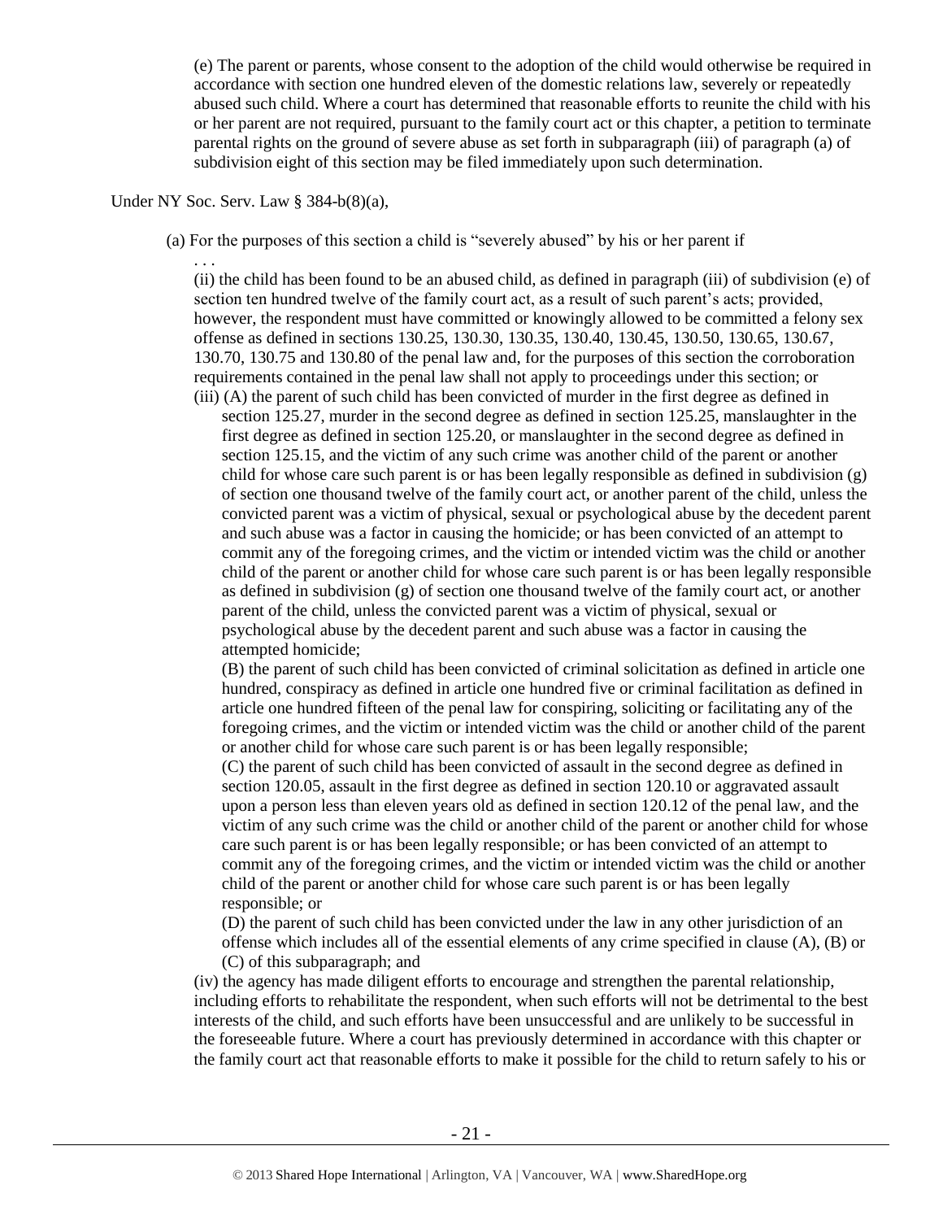(e) The parent or parents, whose consent to the adoption of the child would otherwise be required in accordance with section one hundred eleven of the domestic relations law, severely or repeatedly abused such child. Where a court has determined that reasonable efforts to reunite the child with his or her parent are not required, pursuant to the family court act or this chapter, a petition to terminate parental rights on the ground of severe abuse as set forth in subparagraph (iii) of paragraph (a) of subdivision eight of this section may be filed immediately upon such determination.

Under NY Soc. Serv. Law § 384-b(8)(a),

(a) For the purposes of this section a child is "severely abused" by his or her parent if

. . .

(ii) the child has been found to be an abused child, as defined in paragraph (iii) of subdivision (e) of section ten hundred twelve of the family court act, as a result of such parent's acts; provided, however, the respondent must have committed or knowingly allowed to be committed a felony sex offense as defined in sections 130.25, 130.30, 130.35, 130.40, 130.45, 130.50, 130.65, 130.67, 130.70, 130.75 and 130.80 of the penal law and, for the purposes of this section the corroboration requirements contained in the penal law shall not apply to proceedings under this section; or

(iii) (A) the parent of such child has been convicted of murder in the first degree as defined in section 125.27, murder in the second degree as defined in section 125.25, manslaughter in the first degree as defined in section 125.20, or manslaughter in the second degree as defined in section 125.15, and the victim of any such crime was another child of the parent or another child for whose care such parent is or has been legally responsible as defined in subdivision (g) of section one thousand twelve of the family court act, or another parent of the child, unless the convicted parent was a victim of physical, sexual or psychological abuse by the decedent parent and such abuse was a factor in causing the homicide; or has been convicted of an attempt to commit any of the foregoing crimes, and the victim or intended victim was the child or another child of the parent or another child for whose care such parent is or has been legally responsible as defined in subdivision (g) of section one thousand twelve of the family court act, or another parent of the child, unless the convicted parent was a victim of physical, sexual or psychological abuse by the decedent parent and such abuse was a factor in causing the attempted homicide;

(B) the parent of such child has been convicted of criminal solicitation as defined in article one hundred, conspiracy as defined in article one hundred five or criminal facilitation as defined in article one hundred fifteen of the penal law for conspiring, soliciting or facilitating any of the foregoing crimes, and the victim or intended victim was the child or another child of the parent or another child for whose care such parent is or has been legally responsible;

(C) the parent of such child has been convicted of assault in the second degree as defined in section 120.05, assault in the first degree as defined in section 120.10 or aggravated assault upon a person less than eleven years old as defined in section 120.12 of the penal law, and the victim of any such crime was the child or another child of the parent or another child for whose care such parent is or has been legally responsible; or has been convicted of an attempt to commit any of the foregoing crimes, and the victim or intended victim was the child or another child of the parent or another child for whose care such parent is or has been legally responsible; or

(D) the parent of such child has been convicted under the law in any other jurisdiction of an offense which includes all of the essential elements of any crime specified in clause (A), (B) or (C) of this subparagraph; and

(iv) the agency has made diligent efforts to encourage and strengthen the parental relationship, including efforts to rehabilitate the respondent, when such efforts will not be detrimental to the best interests of the child, and such efforts have been unsuccessful and are unlikely to be successful in the foreseeable future. Where a court has previously determined in accordance with this chapter or the family court act that reasonable efforts to make it possible for the child to return safely to his or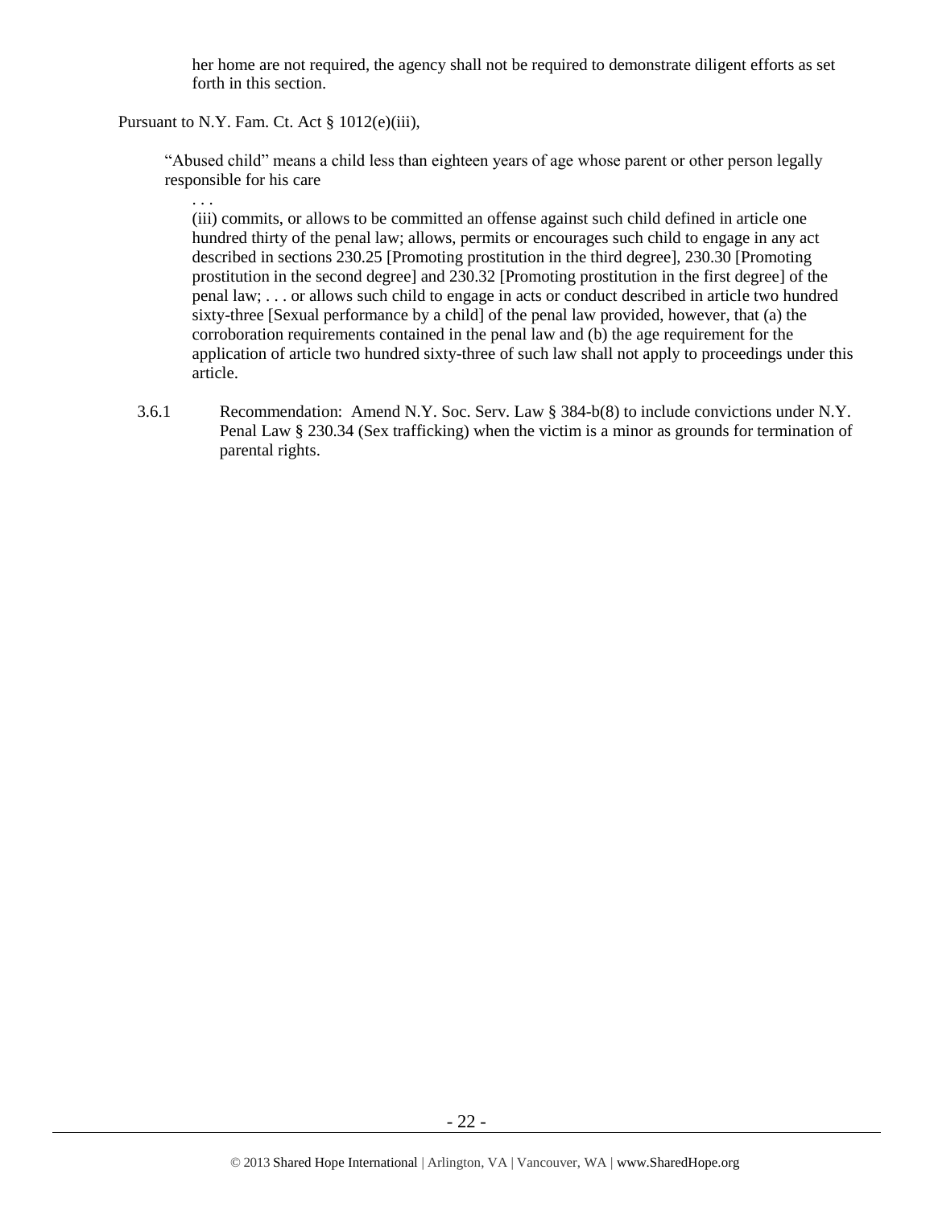> her home are not required, the agency shall not be required to demonstrate diligent efforts as set forth in this section.

Pursuant to N.Y. Fam. Ct. Act § 1012(e)(iii),

> "Abused child" means a child less than eighteen years of age whose parent or other person legally responsible for his care
>
> . . .
>
> (iii) commits, or allows to be committed an offense against such child defined in article one hundred thirty of the penal law; allows, permits or encourages such child to engage in any act described in sections 230.25 [Promoting prostitution in the third degree], 230.30 [Promoting prostitution in the second degree] and 230.32 [Promoting prostitution in the first degree] of the penal law; . . . or allows such child to engage in acts or conduct described in article two hundred sixty-three [Sexual performance by a child] of the penal law provided, however, that (a) the corroboration requirements contained in the penal law and (b) the age requirement for the application of article two hundred sixty-three of such law shall not apply to proceedings under this article.

3.6.1 Recommendation: Amend N.Y. Soc. Serv. Law § 384-b(8) to include convictions under N.Y. Penal Law § 230.34 (Sex trafficking) when the victim is a minor as grounds for termination of parental rights.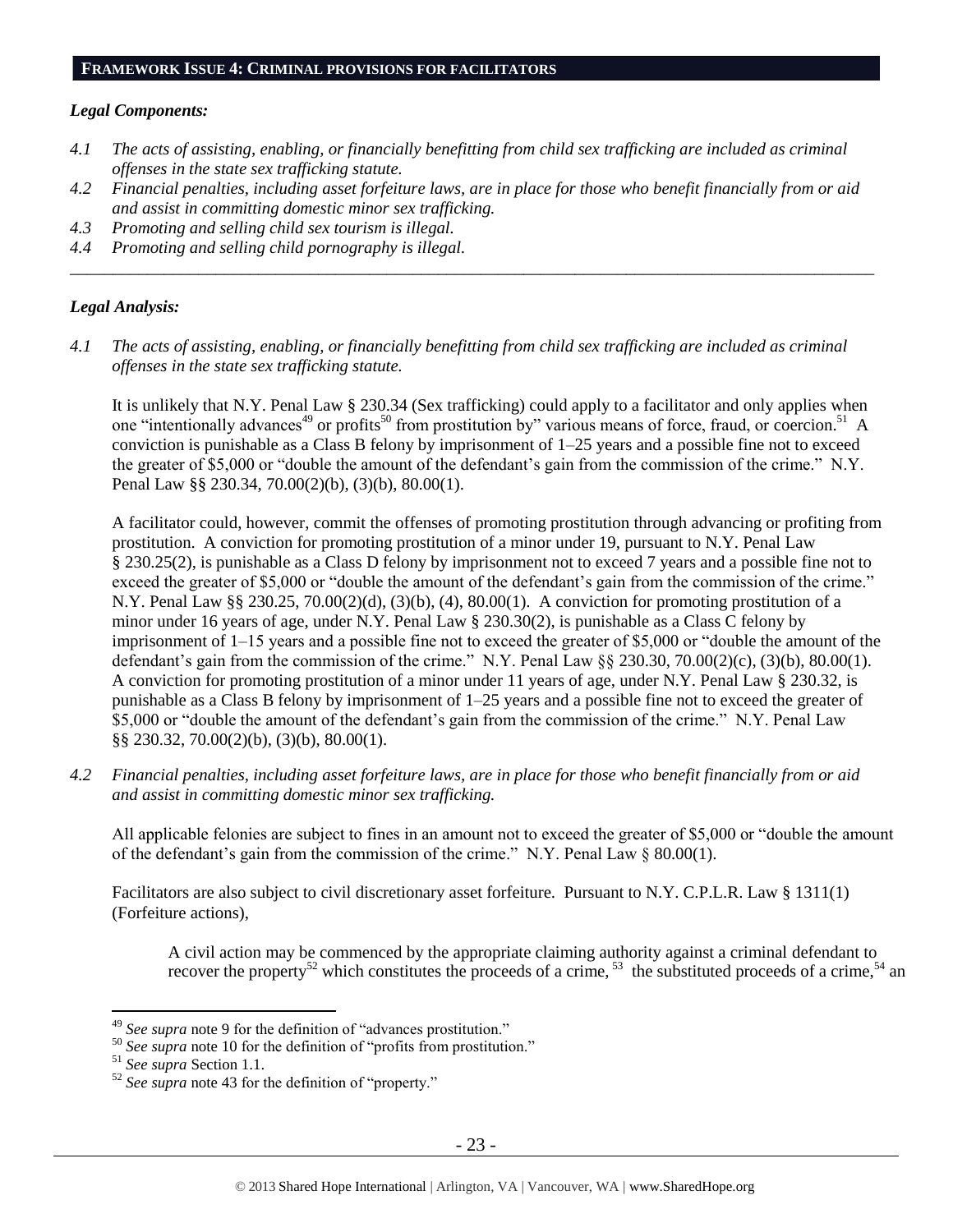## FRAMEWORK ISSUE 4: CRIMINAL PROVISIONS FOR FACILITATORS

### *Legal Components:*

*4.1 The acts of assisting, enabling, or financially benefitting from child sex trafficking are included as criminal offenses in the state sex trafficking statute.*

*4.2 Financial penalties, including asset forfeiture laws, are in place for those who benefit financially from or aid and assist in committing domestic minor sex trafficking.*

*4.3 Promoting and selling child sex tourism is illegal.*

*4.4 Promoting and selling child pornography is illegal.*

---

### *Legal Analysis:*

*4.1 The acts of assisting, enabling, or financially benefitting from child sex trafficking are included as criminal offenses in the state sex trafficking statute.*

It is unlikely that N.Y. Penal Law § 230.34 (Sex trafficking) could apply to a facilitator and only applies when one "intentionally advances[49] or profits[50] from prostitution by" various means of force, fraud, or coercion.[51] A conviction is punishable as a Class B felony by imprisonment of 1–25 years and a possible fine not to exceed the greater of $5,000 or "double the amount of the defendant's gain from the commission of the crime." N.Y. Penal Law §§ 230.34, 70.00(2)(b), (3)(b), 80.00(1).

A facilitator could, however, commit the offenses of promoting prostitution through advancing or profiting from prostitution. A conviction for promoting prostitution of a minor under 19, pursuant to N.Y. Penal Law § 230.25(2), is punishable as a Class D felony by imprisonment not to exceed 7 years and a possible fine not to exceed the greater of $5,000 or "double the amount of the defendant's gain from the commission of the crime." N.Y. Penal Law §§ 230.25, 70.00(2)(d), (3)(b), (4), 80.00(1). A conviction for promoting prostitution of a minor under 16 years of age, under N.Y. Penal Law § 230.30(2), is punishable as a Class C felony by imprisonment of 1–15 years and a possible fine not to exceed the greater of $5,000 or "double the amount of the defendant's gain from the commission of the crime." N.Y. Penal Law §§ 230.30, 70.00(2)(c), (3)(b), 80.00(1). A conviction for promoting prostitution of a minor under 11 years of age, under N.Y. Penal Law § 230.32, is punishable as a Class B felony by imprisonment of 1–25 years and a possible fine not to exceed the greater of $5,000 or "double the amount of the defendant's gain from the commission of the crime." N.Y. Penal Law §§ 230.32, 70.00(2)(b), (3)(b), 80.00(1).

*4.2 Financial penalties, including asset forfeiture laws, are in place for those who benefit financially from or aid and assist in committing domestic minor sex trafficking.*

All applicable felonies are subject to fines in an amount not to exceed the greater of $5,000 or "double the amount of the defendant's gain from the commission of the crime." N.Y. Penal Law § 80.00(1).

Facilitators are also subject to civil discretionary asset forfeiture. Pursuant to N.Y. C.P.L.R. Law § 1311(1) (Forfeiture actions),

> A civil action may be commenced by the appropriate claiming authority against a criminal defendant to recover the property[52] which constitutes the proceeds of a crime,[53] the substituted proceeds of a crime,[54] an

---

[49] *See supra* note 9 for the definition of "advances prostitution."

[50] *See supra* note 10 for the definition of "profits from prostitution."

[51] *See supra* Section 1.1.

[52] *See supra* note 43 for the definition of "property."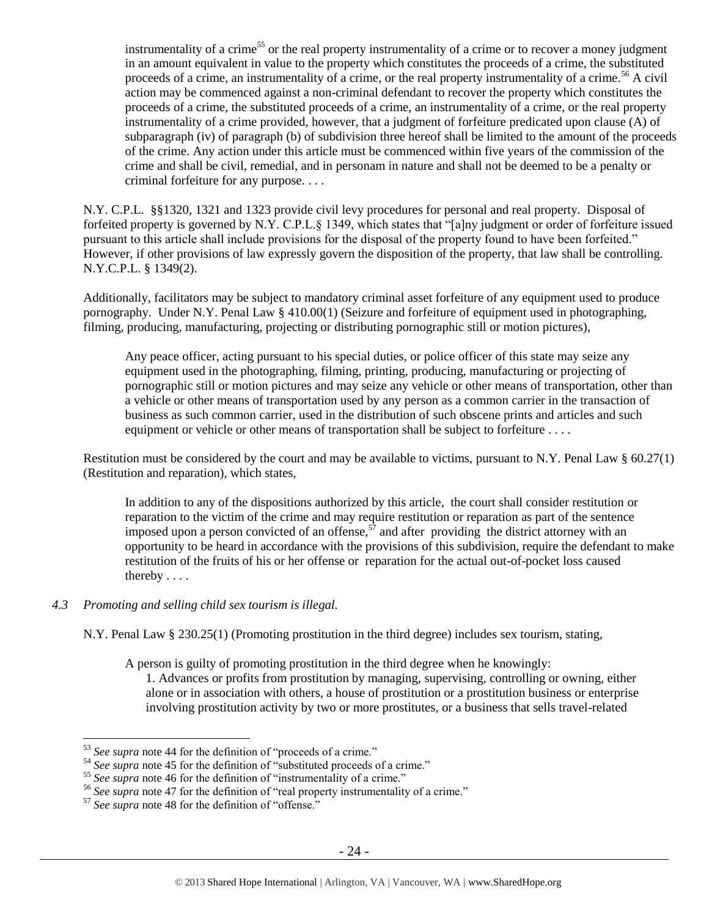> instrumentality of a crime[55] or the real property instrumentality of a crime or to recover a money judgment in an amount equivalent in value to the property which constitutes the proceeds of a crime, the substituted proceeds of a crime, an instrumentality of a crime, or the real property instrumentality of a crime.[56] A civil action may be commenced against a non-criminal defendant to recover the property which constitutes the proceeds of a crime, the substituted proceeds of a crime, an instrumentality of a crime, or the real property instrumentality of a crime provided, however, that a judgment of forfeiture predicated upon clause (A) of subparagraph (iv) of paragraph (b) of subdivision three hereof shall be limited to the amount of the proceeds of the crime. Any action under this article must be commenced within five years of the commission of the crime and shall be civil, remedial, and in personam in nature and shall not be deemed to be a penalty or criminal forfeiture for any purpose. . . .

N.Y. C.P.L. §§1320, 1321 and 1323 provide civil levy procedures for personal and real property. Disposal of forfeited property is governed by N.Y. C.P.L.§ 1349, which states that "[a]ny judgment or order of forfeiture issued pursuant to this article shall include provisions for the disposal of the property found to have been forfeited." However, if other provisions of law expressly govern the disposition of the property, that law shall be controlling. N.Y.C.P.L. § 1349(2).

Additionally, facilitators may be subject to mandatory criminal asset forfeiture of any equipment used to produce pornography. Under N.Y. Penal Law § 410.00(1) (Seizure and forfeiture of equipment used in photographing, filming, producing, manufacturing, projecting or distributing pornographic still or motion pictures),

> Any peace officer, acting pursuant to his special duties, or police officer of this state may seize any equipment used in the photographing, filming, printing, producing, manufacturing or projecting of pornographic still or motion pictures and may seize any vehicle or other means of transportation, other than a vehicle or other means of transportation used by any person as a common carrier in the transaction of business as such common carrier, used in the distribution of such obscene prints and articles and such equipment or vehicle or other means of transportation shall be subject to forfeiture . . . .

Restitution must be considered by the court and may be available to victims, pursuant to N.Y. Penal Law § 60.27(1) (Restitution and reparation), which states,

> In addition to any of the dispositions authorized by this article, the court shall consider restitution or reparation to the victim of the crime and may require restitution or reparation as part of the sentence imposed upon a person convicted of an offense,[57] and after providing the district attorney with an opportunity to be heard in accordance with the provisions of this subdivision, require the defendant to make restitution of the fruits of his or her offense or reparation for the actual out-of-pocket loss caused thereby . . . .

*4.3 Promoting and selling child sex tourism is illegal.*

N.Y. Penal Law § 230.25(1) (Promoting prostitution in the third degree) includes sex tourism, stating,

> A person is guilty of promoting prostitution in the third degree when he knowingly:
>
> 1. Advances or profits from prostitution by managing, supervising, controlling or owning, either alone or in association with others, a house of prostitution or a prostitution business or enterprise involving prostitution activity by two or more prostitutes, or a business that sells travel-related

---

[53] *See supra* note 44 for the definition of "proceeds of a crime."

[54] *See supra* note 45 for the definition of "substituted proceeds of a crime."

[55] *See supra* note 46 for the definition of "instrumentality of a crime."

[56] *See supra* note 47 for the definition of "real property instrumentality of a crime."

[57] *See supra* note 48 for the definition of "offense."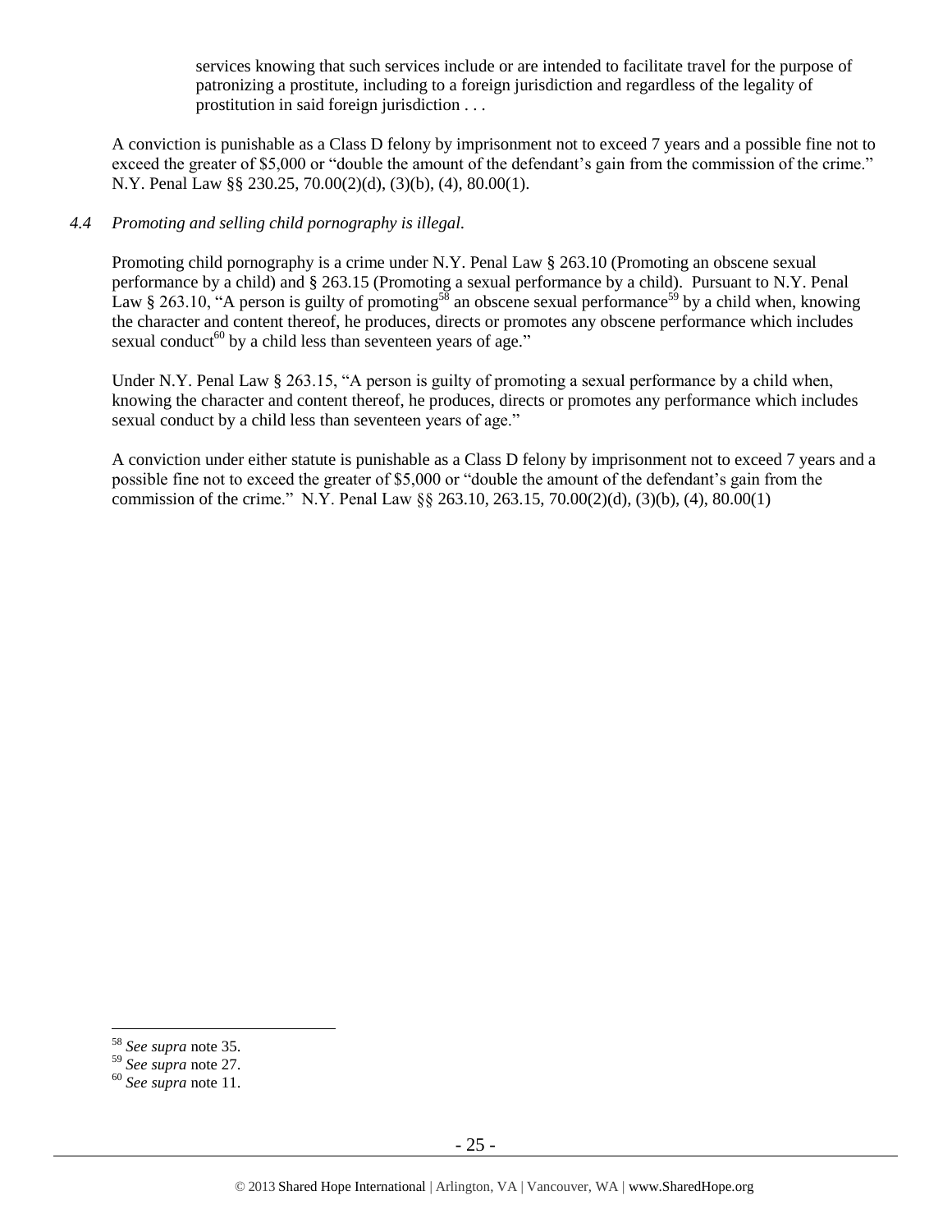> services knowing that such services include or are intended to facilitate travel for the purpose of patronizing a prostitute, including to a foreign jurisdiction and regardless of the legality of prostitution in said foreign jurisdiction . . .

A conviction is punishable as a Class D felony by imprisonment not to exceed 7 years and a possible fine not to exceed the greater of $5,000 or "double the amount of the defendant's gain from the commission of the crime." N.Y. Penal Law §§ 230.25, 70.00(2)(d), (3)(b), (4), 80.00(1).

*4.4 Promoting and selling child pornography is illegal.*

Promoting child pornography is a crime under N.Y. Penal Law § 263.10 (Promoting an obscene sexual performance by a child) and § 263.15 (Promoting a sexual performance by a child). Pursuant to N.Y. Penal Law § 263.10, "A person is guilty of promoting[58] an obscene sexual performance[59] by a child when, knowing the character and content thereof, he produces, directs or promotes any obscene performance which includes sexual conduct[60] by a child less than seventeen years of age."

Under N.Y. Penal Law § 263.15, "A person is guilty of promoting a sexual performance by a child when, knowing the character and content thereof, he produces, directs or promotes any performance which includes sexual conduct by a child less than seventeen years of age."

A conviction under either statute is punishable as a Class D felony by imprisonment not to exceed 7 years and a possible fine not to exceed the greater of $5,000 or "double the amount of the defendant's gain from the commission of the crime." N.Y. Penal Law §§ 263.10, 263.15, 70.00(2)(d), (3)(b), (4), 80.00(1)

---

[58] *See supra* note 35.

[59] *See supra* note 27.

[60] *See supra* note 11.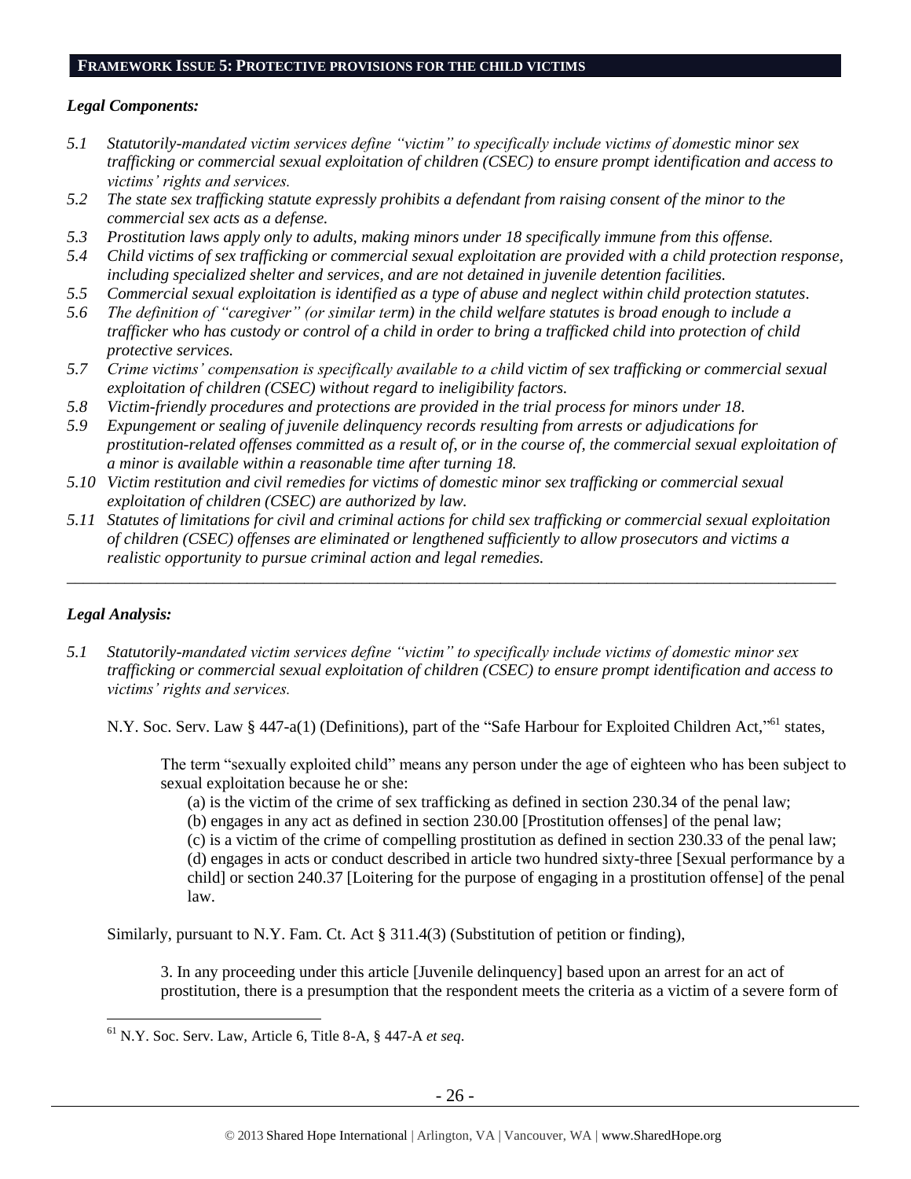## FRAMEWORK ISSUE 5: PROTECTIVE PROVISIONS FOR THE CHILD VICTIMS

### *Legal Components:*

*5.1 Statutorily-mandated victim services define "victim" to specifically include victims of domestic minor sex trafficking or commercial sexual exploitation of children (CSEC) to ensure prompt identification and access to victims' rights and services.*

*5.2 The state sex trafficking statute expressly prohibits a defendant from raising consent of the minor to the commercial sex acts as a defense.*

*5.3 Prostitution laws apply only to adults, making minors under 18 specifically immune from this offense.*

*5.4 Child victims of sex trafficking or commercial sexual exploitation are provided with a child protection response, including specialized shelter and services, and are not detained in juvenile detention facilities.*

*5.5 Commercial sexual exploitation is identified as a type of abuse and neglect within child protection statutes.*

*5.6 The definition of "caregiver" (or similar term) in the child welfare statutes is broad enough to include a trafficker who has custody or control of a child in order to bring a trafficked child into protection of child protective services.*

*5.7 Crime victims' compensation is specifically available to a child victim of sex trafficking or commercial sexual exploitation of children (CSEC) without regard to ineligibility factors.*

*5.8 Victim-friendly procedures and protections are provided in the trial process for minors under 18.*

*5.9 Expungement or sealing of juvenile delinquency records resulting from arrests or adjudications for prostitution-related offenses committed as a result of, or in the course of, the commercial sexual exploitation of a minor is available within a reasonable time after turning 18.*

*5.10 Victim restitution and civil remedies for victims of domestic minor sex trafficking or commercial sexual exploitation of children (CSEC) are authorized by law.*

*5.11 Statutes of limitations for civil and criminal actions for child sex trafficking or commercial sexual exploitation of children (CSEC) offenses are eliminated or lengthened sufficiently to allow prosecutors and victims a realistic opportunity to pursue criminal action and legal remedies.*

---

### *Legal Analysis:*

*5.1 Statutorily-mandated victim services define "victim" to specifically include victims of domestic minor sex trafficking or commercial sexual exploitation of children (CSEC) to ensure prompt identification and access to victims' rights and services.*

N.Y. Soc. Serv. Law § 447-a(1) (Definitions), part of the "Safe Harbour for Exploited Children Act,"[61] states,

> The term "sexually exploited child" means any person under the age of eighteen who has been subject to sexual exploitation because he or she:
>
> (a) is the victim of the crime of sex trafficking as defined in section 230.34 of the penal law;
>
> (b) engages in any act as defined in section 230.00 [Prostitution offenses] of the penal law;
>
> (c) is a victim of the crime of compelling prostitution as defined in section 230.33 of the penal law;
>
> (d) engages in acts or conduct described in article two hundred sixty-three [Sexual performance by a child] or section 240.37 [Loitering for the purpose of engaging in a prostitution offense] of the penal law.

Similarly, pursuant to N.Y. Fam. Ct. Act § 311.4(3) (Substitution of petition or finding),

> 3. In any proceeding under this article [Juvenile delinquency] based upon an arrest for an act of prostitution, there is a presumption that the respondent meets the criteria as a victim of a severe form of

---

[61] N.Y. Soc. Serv. Law, Article 6, Title 8-A, § 447-A *et seq*.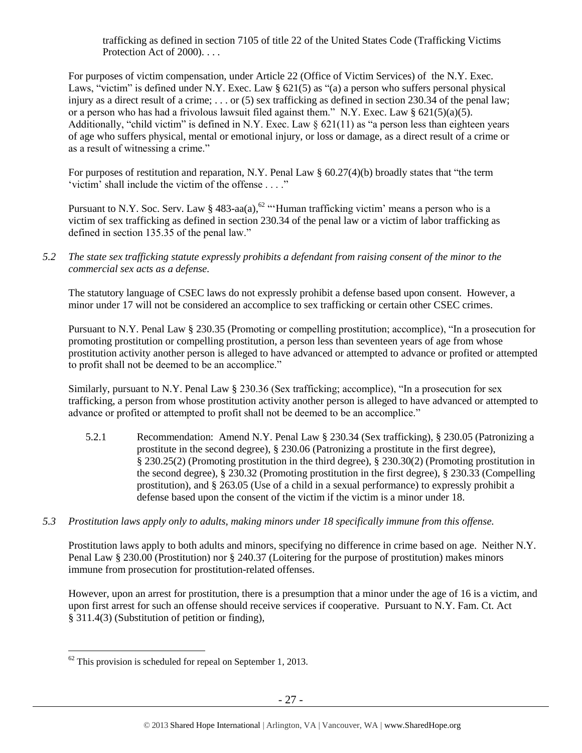trafficking as defined in section 7105 of title 22 of the United States Code (Trafficking Victims Protection Act of 2000). . . .

For purposes of victim compensation, under Article 22 (Office of Victim Services) of the N.Y. Exec. Laws, "victim" is defined under N.Y. Exec. Law § 621(5) as "(a) a person who suffers personal physical injury as a direct result of a crime; . . . or (5) sex trafficking as defined in section 230.34 of the penal law; or a person who has had a frivolous lawsuit filed against them." N.Y. Exec. Law § 621(5)(a)(5). Additionally, "child victim" is defined in N.Y. Exec. Law § 621(11) as "a person less than eighteen years of age who suffers physical, mental or emotional injury, or loss or damage, as a direct result of a crime or as a result of witnessing a crime."

For purposes of restitution and reparation, N.Y. Penal Law § 60.27(4)(b) broadly states that "the term 'victim' shall include the victim of the offense . . . ."

Pursuant to N.Y. Soc. Serv. Law § 483-aa(a),[62] "'Human trafficking victim' means a person who is a victim of sex trafficking as defined in section 230.34 of the penal law or a victim of labor trafficking as defined in section 135.35 of the penal law."

*5.2 The state sex trafficking statute expressly prohibits a defendant from raising consent of the minor to the commercial sex acts as a defense.*

The statutory language of CSEC laws do not expressly prohibit a defense based upon consent. However, a minor under 17 will not be considered an accomplice to sex trafficking or certain other CSEC crimes.

Pursuant to N.Y. Penal Law § 230.35 (Promoting or compelling prostitution; accomplice), "In a prosecution for promoting prostitution or compelling prostitution, a person less than seventeen years of age from whose prostitution activity another person is alleged to have advanced or attempted to advance or profited or attempted to profit shall not be deemed to be an accomplice."

Similarly, pursuant to N.Y. Penal Law § 230.36 (Sex trafficking; accomplice), "In a prosecution for sex trafficking, a person from whose prostitution activity another person is alleged to have advanced or attempted to advance or profited or attempted to profit shall not be deemed to be an accomplice."

5.2.1 Recommendation: Amend N.Y. Penal Law § 230.34 (Sex trafficking), § 230.05 (Patronizing a prostitute in the second degree), § 230.06 (Patronizing a prostitute in the first degree), § 230.25(2) (Promoting prostitution in the third degree), § 230.30(2) (Promoting prostitution in the second degree), § 230.32 (Promoting prostitution in the first degree), § 230.33 (Compelling prostitution), and § 263.05 (Use of a child in a sexual performance) to expressly prohibit a defense based upon the consent of the victim if the victim is a minor under 18.

*5.3 Prostitution laws apply only to adults, making minors under 18 specifically immune from this offense.*

Prostitution laws apply to both adults and minors, specifying no difference in crime based on age. Neither N.Y. Penal Law § 230.00 (Prostitution) nor § 240.37 (Loitering for the purpose of prostitution) makes minors immune from prosecution for prostitution-related offenses.

However, upon an arrest for prostitution, there is a presumption that a minor under the age of 16 is a victim, and upon first arrest for such an offense should receive services if cooperative. Pursuant to N.Y. Fam. Ct. Act § 311.4(3) (Substitution of petition or finding),

[62] This provision is scheduled for repeal on September 1, 2013.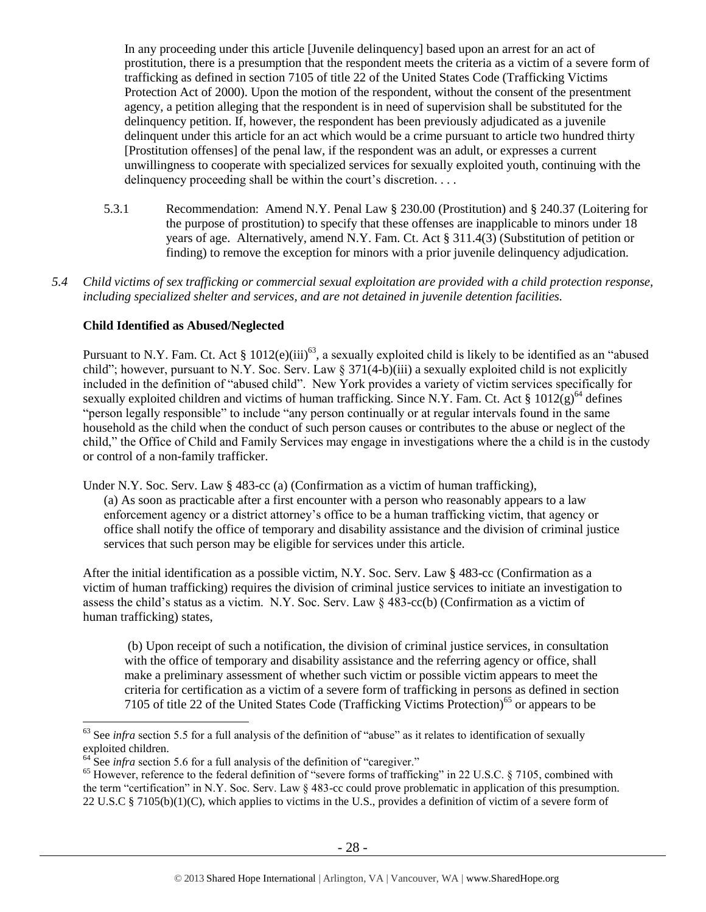> In any proceeding under this article [Juvenile delinquency] based upon an arrest for an act of prostitution, there is a presumption that the respondent meets the criteria as a victim of a severe form of trafficking as defined in section 7105 of title 22 of the United States Code (Trafficking Victims Protection Act of 2000). Upon the motion of the respondent, without the consent of the presentment agency, a petition alleging that the respondent is in need of supervision shall be substituted for the delinquency petition. If, however, the respondent has been previously adjudicated as a juvenile delinquent under this article for an act which would be a crime pursuant to article two hundred thirty [Prostitution offenses] of the penal law, if the respondent was an adult, or expresses a current unwillingness to cooperate with specialized services for sexually exploited youth, continuing with the delinquency proceeding shall be within the court's discretion. . . .

5.3.1 Recommendation: Amend N.Y. Penal Law § 230.00 (Prostitution) and § 240.37 (Loitering for the purpose of prostitution) to specify that these offenses are inapplicable to minors under 18 years of age. Alternatively, amend N.Y. Fam. Ct. Act § 311.4(3) (Substitution of petition or finding) to remove the exception for minors with a prior juvenile delinquency adjudication.

*5.4 Child victims of sex trafficking or commercial sexual exploitation are provided with a child protection response, including specialized shelter and services, and are not detained in juvenile detention facilities.*

**Child Identified as Abused/Neglected**

Pursuant to N.Y. Fam. Ct. Act § 1012(e)(iii)[63], a sexually exploited child is likely to be identified as an "abused child"; however, pursuant to N.Y. Soc. Serv. Law § 371(4-b)(iii) a sexually exploited child is not explicitly included in the definition of "abused child". New York provides a variety of victim services specifically for sexually exploited children and victims of human trafficking. Since N.Y. Fam. Ct. Act § 1012(g)[64] defines "person legally responsible" to include "any person continually or at regular intervals found in the same household as the child when the conduct of such person causes or contributes to the abuse or neglect of the child," the Office of Child and Family Services may engage in investigations where the a child is in the custody or control of a non-family trafficker.

Under N.Y. Soc. Serv. Law § 483-cc (a) (Confirmation as a victim of human trafficking),

> (a) As soon as practicable after a first encounter with a person who reasonably appears to a law enforcement agency or a district attorney's office to be a human trafficking victim, that agency or office shall notify the office of temporary and disability assistance and the division of criminal justice services that such person may be eligible for services under this article.

After the initial identification as a possible victim, N.Y. Soc. Serv. Law § 483-cc (Confirmation as a victim of human trafficking) requires the division of criminal justice services to initiate an investigation to assess the child's status as a victim. N.Y. Soc. Serv. Law § 483-cc(b) (Confirmation as a victim of human trafficking) states,

> (b) Upon receipt of such a notification, the division of criminal justice services, in consultation with the office of temporary and disability assistance and the referring agency or office, shall make a preliminary assessment of whether such victim or possible victim appears to meet the criteria for certification as a victim of a severe form of trafficking in persons as defined in section 7105 of title 22 of the United States Code (Trafficking Victims Protection)[65] or appears to be

---

[63] See *infra* section 5.5 for a full analysis of the definition of "abuse" as it relates to identification of sexually exploited children.

[64] See *infra* section 5.6 for a full analysis of the definition of "caregiver."

[65] However, reference to the federal definition of "severe forms of trafficking" in 22 U.S.C. § 7105, combined with the term "certification" in N.Y. Soc. Serv. Law § 483-cc could prove problematic in application of this presumption. 22 U.S.C § 7105(b)(1)(C), which applies to victims in the U.S., provides a definition of victim of a severe form of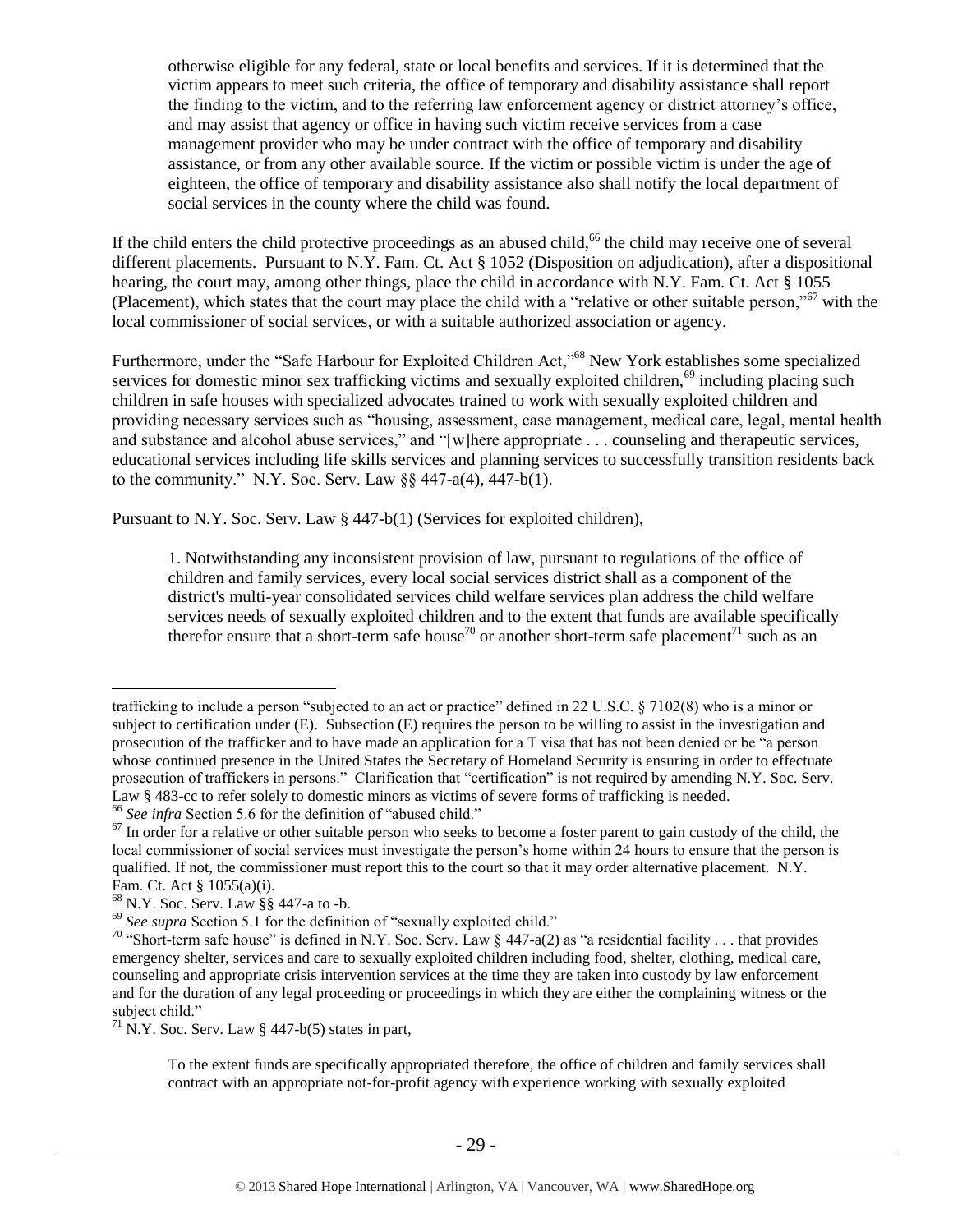> otherwise eligible for any federal, state or local benefits and services. If it is determined that the victim appears to meet such criteria, the office of temporary and disability assistance shall report the finding to the victim, and to the referring law enforcement agency or district attorney's office, and may assist that agency or office in having such victim receive services from a case management provider who may be under contract with the office of temporary and disability assistance, or from any other available source. If the victim or possible victim is under the age of eighteen, the office of temporary and disability assistance also shall notify the local department of social services in the county where the child was found.

If the child enters the child protective proceedings as an abused child,[66] the child may receive one of several different placements. Pursuant to N.Y. Fam. Ct. Act § 1052 (Disposition on adjudication), after a dispositional hearing, the court may, among other things, place the child in accordance with N.Y. Fam. Ct. Act § 1055 (Placement), which states that the court may place the child with a "relative or other suitable person,"[67] with the local commissioner of social services, or with a suitable authorized association or agency.

Furthermore, under the "Safe Harbour for Exploited Children Act,"[68] New York establishes some specialized services for domestic minor sex trafficking victims and sexually exploited children,[69] including placing such children in safe houses with specialized advocates trained to work with sexually exploited children and providing necessary services such as "housing, assessment, case management, medical care, legal, mental health and substance and alcohol abuse services," and "[w]here appropriate . . . counseling and therapeutic services, educational services including life skills services and planning services to successfully transition residents back to the community." N.Y. Soc. Serv. Law §§ 447-a(4), 447-b(1).

Pursuant to N.Y. Soc. Serv. Law § 447-b(1) (Services for exploited children),

> 1. Notwithstanding any inconsistent provision of law, pursuant to regulations of the office of children and family services, every local social services district shall as a component of the district's multi-year consolidated services child welfare services plan address the child welfare services needs of sexually exploited children and to the extent that funds are available specifically therefor ensure that a short-term safe house[70] or another short-term safe placement[71] such as an

---

trafficking to include a person "subjected to an act or practice" defined in 22 U.S.C. § 7102(8) who is a minor or subject to certification under (E). Subsection (E) requires the person to be willing to assist in the investigation and prosecution of the trafficker and to have made an application for a T visa that has not been denied or be "a person whose continued presence in the United States the Secretary of Homeland Security is ensuring in order to effectuate prosecution of traffickers in persons." Clarification that "certification" is not required by amending N.Y. Soc. Serv. Law § 483-cc to refer solely to domestic minors as victims of severe forms of trafficking is needed.

[66] *See infra* Section 5.6 for the definition of "abused child."

[67] In order for a relative or other suitable person who seeks to become a foster parent to gain custody of the child, the local commissioner of social services must investigate the person's home within 24 hours to ensure that the person is qualified. If not, the commissioner must report this to the court so that it may order alternative placement. N.Y. Fam. Ct. Act § 1055(a)(i).

[68] N.Y. Soc. Serv. Law §§ 447-a to -b.

[69] *See supra* Section 5.1 for the definition of "sexually exploited child."

[70] "Short-term safe house" is defined in N.Y. Soc. Serv. Law § 447-a(2) as "a residential facility . . . that provides emergency shelter, services and care to sexually exploited children including food, shelter, clothing, medical care, counseling and appropriate crisis intervention services at the time they are taken into custody by law enforcement and for the duration of any legal proceeding or proceedings in which they are either the complaining witness or the subject child."

[71] N.Y. Soc. Serv. Law § 447-b(5) states in part,

> To the extent funds are specifically appropriated therefore, the office of children and family services shall contract with an appropriate not-for-profit agency with experience working with sexually exploited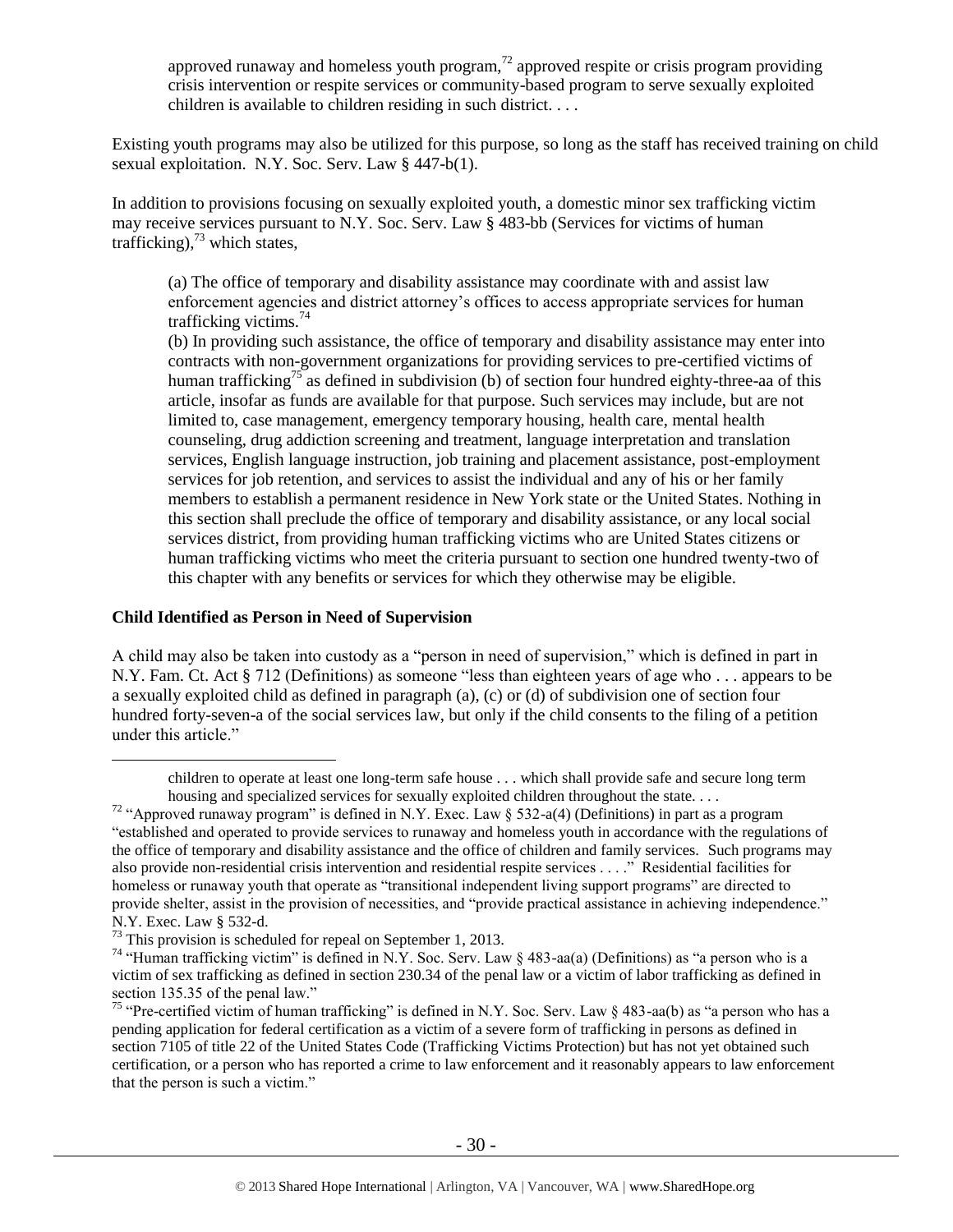approved runaway and homeless youth program,[72] approved respite or crisis program providing crisis intervention or respite services or community-based program to serve sexually exploited children is available to children residing in such district. . . .

Existing youth programs may also be utilized for this purpose, so long as the staff has received training on child sexual exploitation. N.Y. Soc. Serv. Law § 447-b(1).

In addition to provisions focusing on sexually exploited youth, a domestic minor sex trafficking victim may receive services pursuant to N.Y. Soc. Serv. Law § 483-bb (Services for victims of human trafficking),[73] which states,

> (a) The office of temporary and disability assistance may coordinate with and assist law enforcement agencies and district attorney's offices to access appropriate services for human trafficking victims.[74]
>
> (b) In providing such assistance, the office of temporary and disability assistance may enter into contracts with non-government organizations for providing services to pre-certified victims of human trafficking[75] as defined in subdivision (b) of section four hundred eighty-three-aa of this article, insofar as funds are available for that purpose. Such services may include, but are not limited to, case management, emergency temporary housing, health care, mental health counseling, drug addiction screening and treatment, language interpretation and translation services, English language instruction, job training and placement assistance, post-employment services for job retention, and services to assist the individual and any of his or her family members to establish a permanent residence in New York state or the United States. Nothing in this section shall preclude the office of temporary and disability assistance, or any local social services district, from providing human trafficking victims who are United States citizens or human trafficking victims who meet the criteria pursuant to section one hundred twenty-two of this chapter with any benefits or services for which they otherwise may be eligible.

**Child Identified as Person in Need of Supervision**

A child may also be taken into custody as a "person in need of supervision," which is defined in part in N.Y. Fam. Ct. Act § 712 (Definitions) as someone "less than eighteen years of age who . . . appears to be a sexually exploited child as defined in paragraph (a), (c) or (d) of subdivision one of section four hundred forty-seven-a of the social services law, but only if the child consents to the filing of a petition under this article."

---

children to operate at least one long-term safe house . . . which shall provide safe and secure long term housing and specialized services for sexually exploited children throughout the state. . . .

[72] "Approved runaway program" is defined in N.Y. Exec. Law § 532-a(4) (Definitions) in part as a program "established and operated to provide services to runaway and homeless youth in accordance with the regulations of the office of temporary and disability assistance and the office of children and family services. Such programs may also provide non-residential crisis intervention and residential respite services . . . ." Residential facilities for homeless or runaway youth that operate as "transitional independent living support programs" are directed to provide shelter, assist in the provision of necessities, and "provide practical assistance in achieving independence." N.Y. Exec. Law § 532-d.

[73] This provision is scheduled for repeal on September 1, 2013.

[74] "Human trafficking victim" is defined in N.Y. Soc. Serv. Law § 483-aa(a) (Definitions) as "a person who is a victim of sex trafficking as defined in section 230.34 of the penal law or a victim of labor trafficking as defined in section 135.35 of the penal law."

[75] "Pre-certified victim of human trafficking" is defined in N.Y. Soc. Serv. Law § 483-aa(b) as "a person who has a pending application for federal certification as a victim of a severe form of trafficking in persons as defined in section 7105 of title 22 of the United States Code (Trafficking Victims Protection) but has not yet obtained such certification, or a person who has reported a crime to law enforcement and it reasonably appears to law enforcement that the person is such a victim."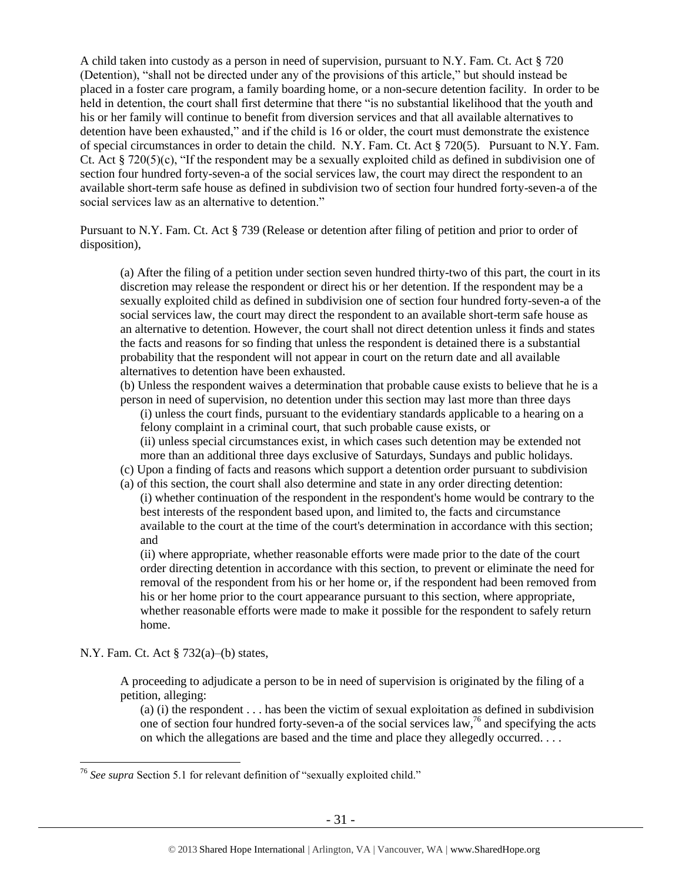A child taken into custody as a person in need of supervision, pursuant to N.Y. Fam. Ct. Act § 720 (Detention), "shall not be directed under any of the provisions of this article," but should instead be placed in a foster care program, a family boarding home, or a non-secure detention facility. In order to be held in detention, the court shall first determine that there "is no substantial likelihood that the youth and his or her family will continue to benefit from diversion services and that all available alternatives to detention have been exhausted," and if the child is 16 or older, the court must demonstrate the existence of special circumstances in order to detain the child. N.Y. Fam. Ct. Act § 720(5). Pursuant to N.Y. Fam. Ct. Act § 720(5)(c), "If the respondent may be a sexually exploited child as defined in subdivision one of section four hundred forty-seven-a of the social services law, the court may direct the respondent to an available short-term safe house as defined in subdivision two of section four hundred forty-seven-a of the social services law as an alternative to detention."

Pursuant to N.Y. Fam. Ct. Act § 739 (Release or detention after filing of petition and prior to order of disposition),

> (a) After the filing of a petition under section seven hundred thirty-two of this part, the court in its discretion may release the respondent or direct his or her detention. If the respondent may be a sexually exploited child as defined in subdivision one of section four hundred forty-seven-a of the social services law, the court may direct the respondent to an available short-term safe house as an alternative to detention. However, the court shall not direct detention unless it finds and states the facts and reasons for so finding that unless the respondent is detained there is a substantial probability that the respondent will not appear in court on the return date and all available alternatives to detention have been exhausted.
>
> (b) Unless the respondent waives a determination that probable cause exists to believe that he is a person in need of supervision, no detention under this section may last more than three days
>
> > (i) unless the court finds, pursuant to the evidentiary standards applicable to a hearing on a felony complaint in a criminal court, that such probable cause exists, or
> >
> > (ii) unless special circumstances exist, in which cases such detention may be extended not more than an additional three days exclusive of Saturdays, Sundays and public holidays.
>
> (c) Upon a finding of facts and reasons which support a detention order pursuant to subdivision (a) of this section, the court shall also determine and state in any order directing detention:
>
> > (i) whether continuation of the respondent in the respondent's home would be contrary to the best interests of the respondent based upon, and limited to, the facts and circumstance available to the court at the time of the court's determination in accordance with this section; and
> >
> > (ii) where appropriate, whether reasonable efforts were made prior to the date of the court order directing detention in accordance with this section, to prevent or eliminate the need for removal of the respondent from his or her home or, if the respondent had been removed from his or her home prior to the court appearance pursuant to this section, where appropriate, whether reasonable efforts were made to make it possible for the respondent to safely return home.

N.Y. Fam. Ct. Act § 732(a)–(b) states,

> A proceeding to adjudicate a person to be in need of supervision is originated by the filing of a petition, alleging:
>
> > (a) (i) the respondent . . . has been the victim of sexual exploitation as defined in subdivision one of section four hundred forty-seven-a of the social services law,[76] and specifying the acts on which the allegations are based and the time and place they allegedly occurred. . . .

---

[76] *See supra* Section 5.1 for relevant definition of "sexually exploited child."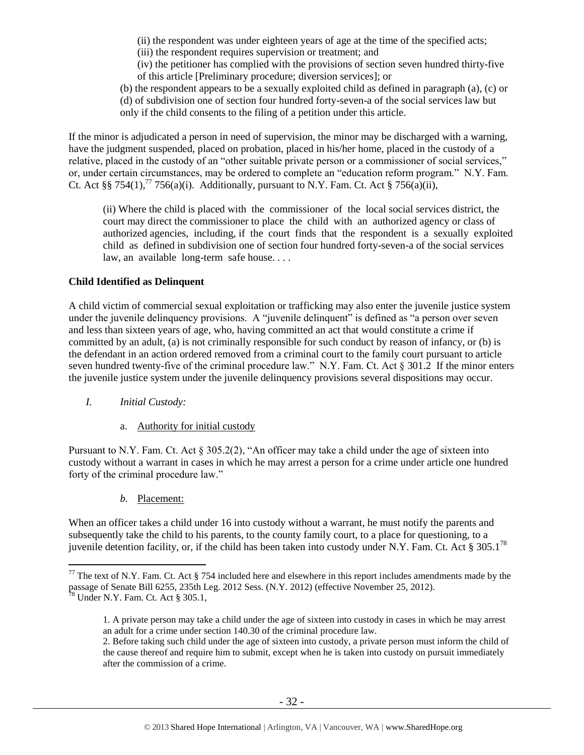(ii) the respondent was under eighteen years of age at the time of the specified acts;

(iii) the respondent requires supervision or treatment; and

(iv) the petitioner has complied with the provisions of section seven hundred thirty-five of this article [Preliminary procedure; diversion services]; or

(b) the respondent appears to be a sexually exploited child as defined in paragraph (a), (c) or (d) of subdivision one of section four hundred forty-seven-a of the social services law but only if the child consents to the filing of a petition under this article.

If the minor is adjudicated a person in need of supervision, the minor may be discharged with a warning, have the judgment suspended, placed on probation, placed in his/her home, placed in the custody of a relative, placed in the custody of an "other suitable private person or a commissioner of social services," or, under certain circumstances, may be ordered to complete an "education reform program." N.Y. Fam. Ct. Act §§ 754(1),[77] 756(a)(i). Additionally, pursuant to N.Y. Fam. Ct. Act § 756(a)(ii),

> (ii) Where the child is placed with the commissioner of the local social services district, the court may direct the commissioner to place the child with an authorized agency or class of authorized agencies, including, if the court finds that the respondent is a sexually exploited child as defined in subdivision one of section four hundred forty-seven-a of the social services law, an available long-term safe house. . . .

**Child Identified as Delinquent**

A child victim of commercial sexual exploitation or trafficking may also enter the juvenile justice system under the juvenile delinquency provisions. A "juvenile delinquent" is defined as "a person over seven and less than sixteen years of age, who, having committed an act that would constitute a crime if committed by an adult, (a) is not criminally responsible for such conduct by reason of infancy, or (b) is the defendant in an action ordered removed from a criminal court to the family court pursuant to article seven hundred twenty-five of the criminal procedure law." N.Y. Fam. Ct. Act § 301.2 If the minor enters the juvenile justice system under the juvenile delinquency provisions several dispositions may occur.

*I. Initial Custody:*

a. Authority for initial custody

Pursuant to N.Y. Fam. Ct. Act § 305.2(2), "An officer may take a child under the age of sixteen into custody without a warrant in cases in which he may arrest a person for a crime under article one hundred forty of the criminal procedure law."

*b.* Placement:

When an officer takes a child under 16 into custody without a warrant, he must notify the parents and subsequently take the child to his parents, to the county family court, to a place for questioning, to a juvenile detention facility, or, if the child has been taken into custody under N.Y. Fam. Ct. Act § 305.1[78]

---

[77] The text of N.Y. Fam. Ct. Act § 754 included here and elsewhere in this report includes amendments made by the passage of Senate Bill 6255, 235th Leg. 2012 Sess. (N.Y. 2012) (effective November 25, 2012).

[78] Under N.Y. Fam. Ct. Act § 305.1,

> 1. A private person may take a child under the age of sixteen into custody in cases in which he may arrest an adult for a crime under section 140.30 of the criminal procedure law.
>
> 2. Before taking such child under the age of sixteen into custody, a private person must inform the child of the cause thereof and require him to submit, except when he is taken into custody on pursuit immediately after the commission of a crime.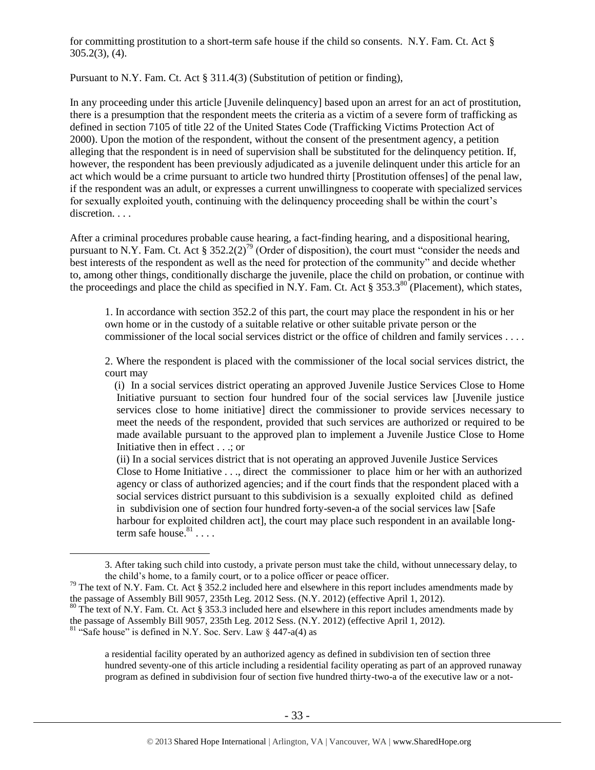for committing prostitution to a short-term safe house if the child so consents. N.Y. Fam. Ct. Act § 305.2(3), (4).

Pursuant to N.Y. Fam. Ct. Act § 311.4(3) (Substitution of petition or finding),

> In any proceeding under this article [Juvenile delinquency] based upon an arrest for an act of prostitution, there is a presumption that the respondent meets the criteria as a victim of a severe form of trafficking as defined in section 7105 of title 22 of the United States Code (Trafficking Victims Protection Act of 2000). Upon the motion of the respondent, without the consent of the presentment agency, a petition alleging that the respondent is in need of supervision shall be substituted for the delinquency petition. If, however, the respondent has been previously adjudicated as a juvenile delinquent under this article for an act which would be a crime pursuant to article two hundred thirty [Prostitution offenses] of the penal law, if the respondent was an adult, or expresses a current unwillingness to cooperate with specialized services for sexually exploited youth, continuing with the delinquency proceeding shall be within the court's discretion. . . .

After a criminal procedures probable cause hearing, a fact-finding hearing, and a dispositional hearing, pursuant to N.Y. Fam. Ct. Act § 352.2(2)[79] (Order of disposition), the court must "consider the needs and best interests of the respondent as well as the need for protection of the community" and decide whether to, among other things, conditionally discharge the juvenile, place the child on probation, or continue with the proceedings and place the child as specified in N.Y. Fam. Ct. Act § 353.3[80] (Placement), which states,

> 1. In accordance with section 352.2 of this part, the court may place the respondent in his or her own home or in the custody of a suitable relative or other suitable private person or the commissioner of the local social services district or the office of children and family services . . . .
>
> 2. Where the respondent is placed with the commissioner of the local social services district, the court may
>
> (i) In a social services district operating an approved Juvenile Justice Services Close to Home Initiative pursuant to section four hundred four of the social services law [Juvenile justice services close to home initiative] direct the commissioner to provide services necessary to meet the needs of the respondent, provided that such services are authorized or required to be made available pursuant to the approved plan to implement a Juvenile Justice Close to Home Initiative then in effect . . .; or
>
> (ii) In a social services district that is not operating an approved Juvenile Justice Services Close to Home Initiative . . ., direct the commissioner to place him or her with an authorized agency or class of authorized agencies; and if the court finds that the respondent placed with a social services district pursuant to this subdivision is a sexually exploited child as defined in subdivision one of section four hundred forty-seven-a of the social services law [Safe harbour for exploited children act], the court may place such respondent in an available long-term safe house.[81] . . . .

---

> 3. After taking such child into custody, a private person must take the child, without unnecessary delay, to the child's home, to a family court, or to a police officer or peace officer.

[79] The text of N.Y. Fam. Ct. Act § 352.2 included here and elsewhere in this report includes amendments made by the passage of Assembly Bill 9057, 235th Leg. 2012 Sess. (N.Y. 2012) (effective April 1, 2012).

[80] The text of N.Y. Fam. Ct. Act § 353.3 included here and elsewhere in this report includes amendments made by the passage of Assembly Bill 9057, 235th Leg. 2012 Sess. (N.Y. 2012) (effective April 1, 2012).

[81] "Safe house" is defined in N.Y. Soc. Serv. Law § 447-a(4) as

> a residential facility operated by an authorized agency as defined in subdivision ten of section three hundred seventy-one of this article including a residential facility operating as part of an approved runaway program as defined in subdivision four of section five hundred thirty-two-a of the executive law or a not-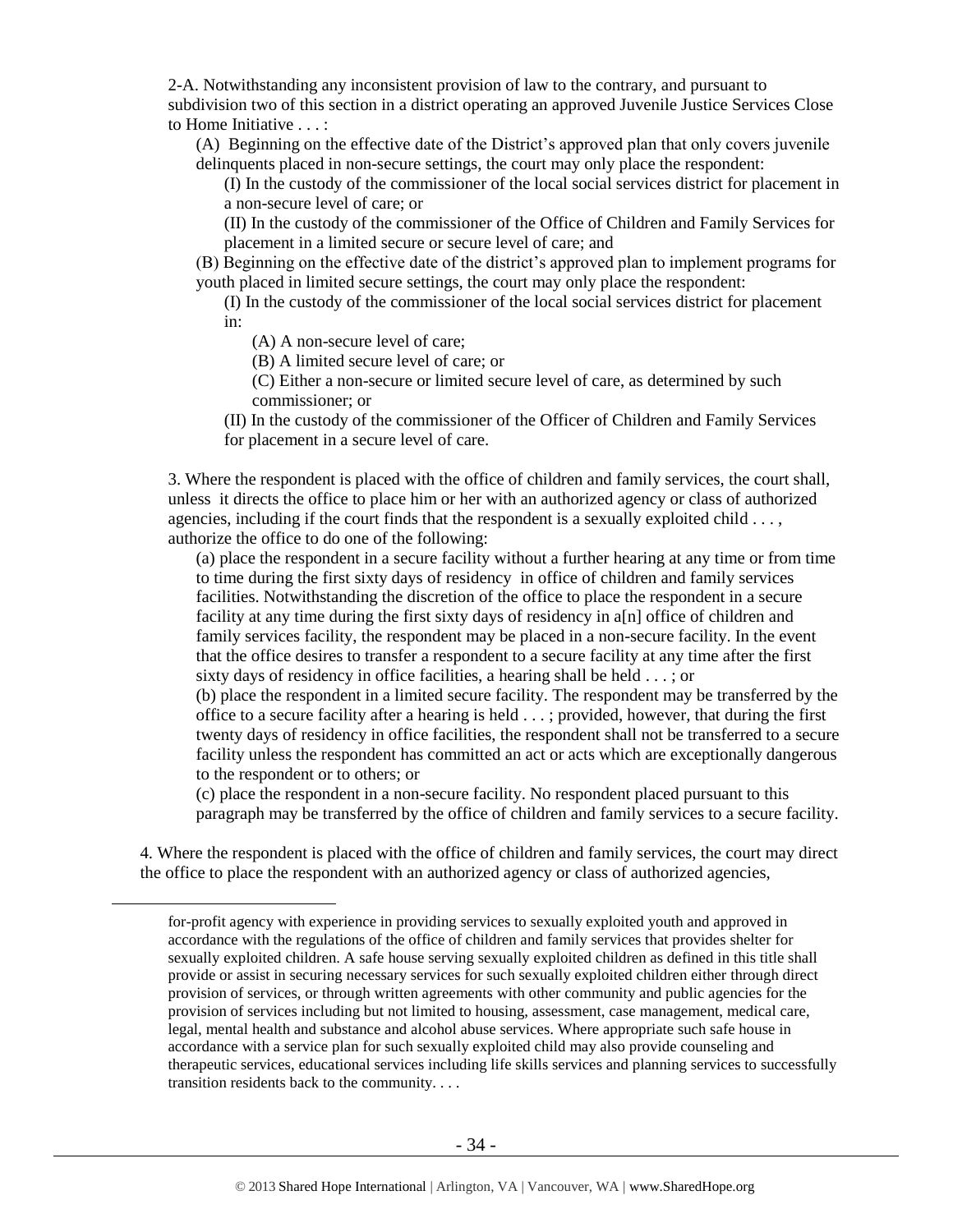2-A. Notwithstanding any inconsistent provision of law to the contrary, and pursuant to subdivision two of this section in a district operating an approved Juvenile Justice Services Close to Home Initiative . . . :

(A) Beginning on the effective date of the District's approved plan that only covers juvenile delinquents placed in non-secure settings, the court may only place the respondent:

(I) In the custody of the commissioner of the local social services district for placement in a non-secure level of care; or

(II) In the custody of the commissioner of the Office of Children and Family Services for placement in a limited secure or secure level of care; and

(B) Beginning on the effective date of the district's approved plan to implement programs for youth placed in limited secure settings, the court may only place the respondent:

(I) In the custody of the commissioner of the local social services district for placement in:

(A) A non-secure level of care;

(B) A limited secure level of care; or

(C) Either a non-secure or limited secure level of care, as determined by such commissioner; or

(II) In the custody of the commissioner of the Officer of Children and Family Services for placement in a secure level of care.

3. Where the respondent is placed with the office of children and family services, the court shall, unless it directs the office to place him or her with an authorized agency or class of authorized agencies, including if the court finds that the respondent is a sexually exploited child . . . , authorize the office to do one of the following:

(a) place the respondent in a secure facility without a further hearing at any time or from time to time during the first sixty days of residency in office of children and family services facilities. Notwithstanding the discretion of the office to place the respondent in a secure facility at any time during the first sixty days of residency in a[n] office of children and family services facility, the respondent may be placed in a non-secure facility. In the event that the office desires to transfer a respondent to a secure facility at any time after the first sixty days of residency in office facilities, a hearing shall be held . . . ; or

(b) place the respondent in a limited secure facility. The respondent may be transferred by the office to a secure facility after a hearing is held . . . ; provided, however, that during the first twenty days of residency in office facilities, the respondent shall not be transferred to a secure facility unless the respondent has committed an act or acts which are exceptionally dangerous to the respondent or to others; or

(c) place the respondent in a non-secure facility. No respondent placed pursuant to this paragraph may be transferred by the office of children and family services to a secure facility.

4. Where the respondent is placed with the office of children and family services, the court may direct the office to place the respondent with an authorized agency or class of authorized agencies,

---

for-profit agency with experience in providing services to sexually exploited youth and approved in accordance with the regulations of the office of children and family services that provides shelter for sexually exploited children. A safe house serving sexually exploited children as defined in this title shall provide or assist in securing necessary services for such sexually exploited children either through direct provision of services, or through written agreements with other community and public agencies for the provision of services including but not limited to housing, assessment, case management, medical care, legal, mental health and substance and alcohol abuse services. Where appropriate such safe house in accordance with a service plan for such sexually exploited child may also provide counseling and therapeutic services, educational services including life skills services and planning services to successfully transition residents back to the community. . . .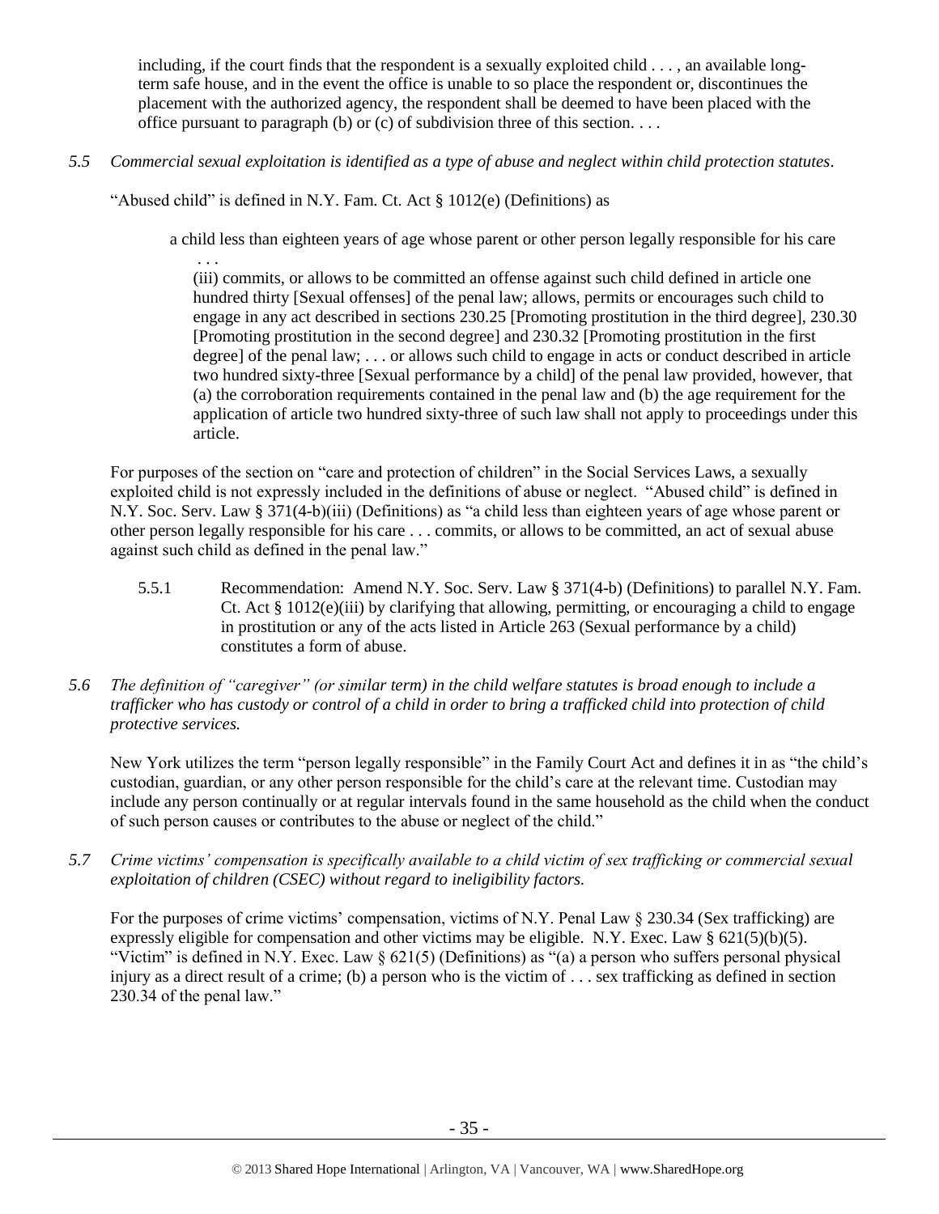including, if the court finds that the respondent is a sexually exploited child . . . , an available long-term safe house, and in the event the office is unable to so place the respondent or, discontinues the placement with the authorized agency, the respondent shall be deemed to have been placed with the office pursuant to paragraph (b) or (c) of subdivision three of this section. . . .

*5.5 Commercial sexual exploitation is identified as a type of abuse and neglect within child protection statutes.*

"Abused child" is defined in N.Y. Fam. Ct. Act § 1012(e) (Definitions) as

> a child less than eighteen years of age whose parent or other person legally responsible for his care
>
> . . .
>
> (iii) commits, or allows to be committed an offense against such child defined in article one hundred thirty [Sexual offenses] of the penal law; allows, permits or encourages such child to engage in any act described in sections 230.25 [Promoting prostitution in the third degree], 230.30 [Promoting prostitution in the second degree] and 230.32 [Promoting prostitution in the first degree] of the penal law; . . . or allows such child to engage in acts or conduct described in article two hundred sixty-three [Sexual performance by a child] of the penal law provided, however, that (a) the corroboration requirements contained in the penal law and (b) the age requirement for the application of article two hundred sixty-three of such law shall not apply to proceedings under this article.

For purposes of the section on "care and protection of children" in the Social Services Laws, a sexually exploited child is not expressly included in the definitions of abuse or neglect. "Abused child" is defined in N.Y. Soc. Serv. Law § 371(4-b)(iii) (Definitions) as "a child less than eighteen years of age whose parent or other person legally responsible for his care . . . commits, or allows to be committed, an act of sexual abuse against such child as defined in the penal law."

5.5.1 Recommendation: Amend N.Y. Soc. Serv. Law § 371(4-b) (Definitions) to parallel N.Y. Fam. Ct. Act § 1012(e)(iii) by clarifying that allowing, permitting, or encouraging a child to engage in prostitution or any of the acts listed in Article 263 (Sexual performance by a child) constitutes a form of abuse.

*5.6 The definition of "caregiver" (or similar term) in the child welfare statutes is broad enough to include a trafficker who has custody or control of a child in order to bring a trafficked child into protection of child protective services.*

New York utilizes the term "person legally responsible" in the Family Court Act and defines it in as "the child's custodian, guardian, or any other person responsible for the child's care at the relevant time. Custodian may include any person continually or at regular intervals found in the same household as the child when the conduct of such person causes or contributes to the abuse or neglect of the child."

*5.7 Crime victims' compensation is specifically available to a child victim of sex trafficking or commercial sexual exploitation of children (CSEC) without regard to ineligibility factors.*

For the purposes of crime victims' compensation, victims of N.Y. Penal Law § 230.34 (Sex trafficking) are expressly eligible for compensation and other victims may be eligible. N.Y. Exec. Law § 621(5)(b)(5). "Victim" is defined in N.Y. Exec. Law § 621(5) (Definitions) as "(a) a person who suffers personal physical injury as a direct result of a crime; (b) a person who is the victim of . . . sex trafficking as defined in section 230.34 of the penal law."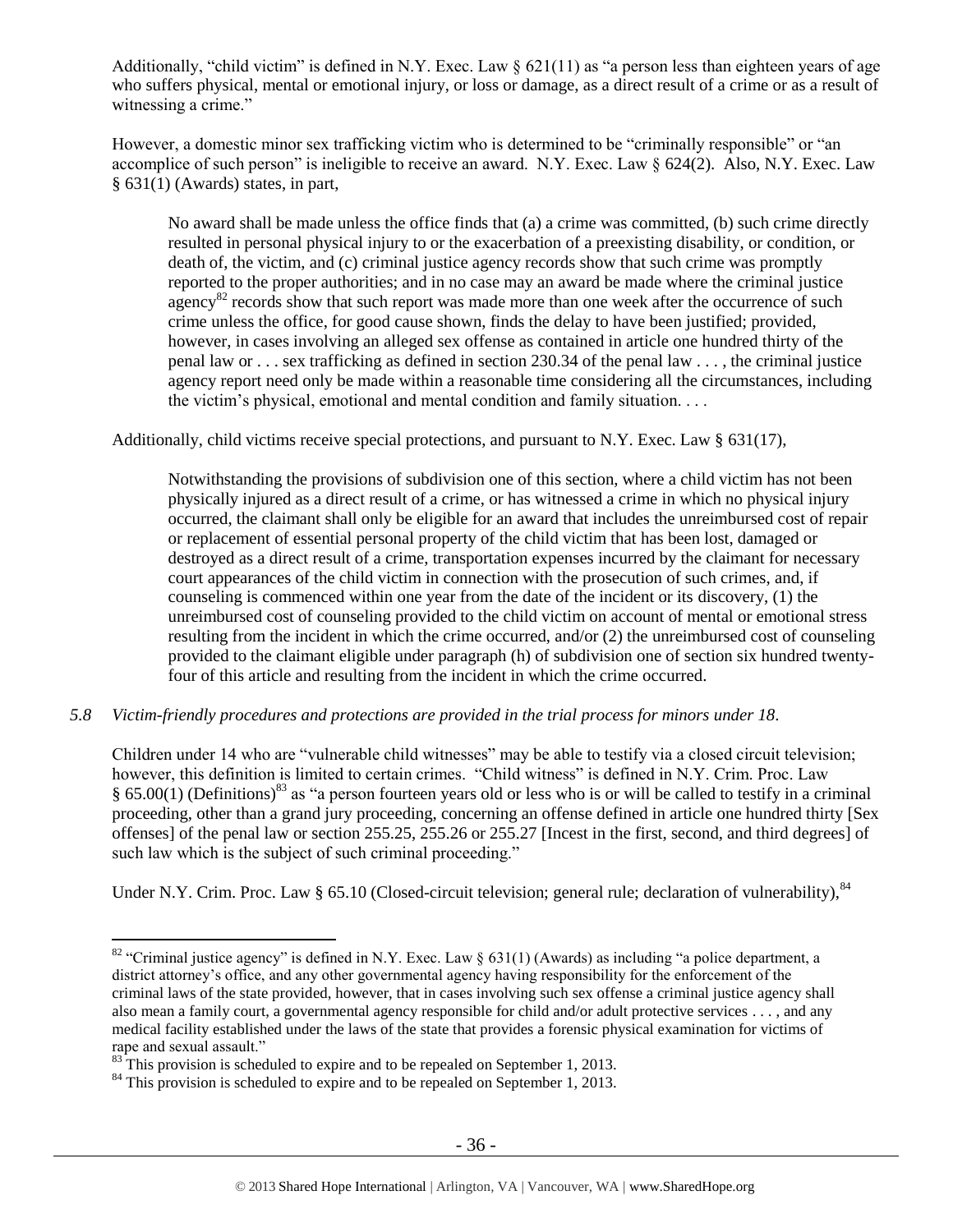Additionally, "child victim" is defined in N.Y. Exec. Law § 621(11) as "a person less than eighteen years of age who suffers physical, mental or emotional injury, or loss or damage, as a direct result of a crime or as a result of witnessing a crime."

However, a domestic minor sex trafficking victim who is determined to be "criminally responsible" or "an accomplice of such person" is ineligible to receive an award. N.Y. Exec. Law § 624(2). Also, N.Y. Exec. Law § 631(1) (Awards) states, in part,

> No award shall be made unless the office finds that (a) a crime was committed, (b) such crime directly resulted in personal physical injury to or the exacerbation of a preexisting disability, or condition, or death of, the victim, and (c) criminal justice agency records show that such crime was promptly reported to the proper authorities; and in no case may an award be made where the criminal justice agency[82] records show that such report was made more than one week after the occurrence of such crime unless the office, for good cause shown, finds the delay to have been justified; provided, however, in cases involving an alleged sex offense as contained in article one hundred thirty of the penal law or . . . sex trafficking as defined in section 230.34 of the penal law . . . , the criminal justice agency report need only be made within a reasonable time considering all the circumstances, including the victim's physical, emotional and mental condition and family situation. . . .

Additionally, child victims receive special protections, and pursuant to N.Y. Exec. Law § 631(17),

> Notwithstanding the provisions of subdivision one of this section, where a child victim has not been physically injured as a direct result of a crime, or has witnessed a crime in which no physical injury occurred, the claimant shall only be eligible for an award that includes the unreimbursed cost of repair or replacement of essential personal property of the child victim that has been lost, damaged or destroyed as a direct result of a crime, transportation expenses incurred by the claimant for necessary court appearances of the child victim in connection with the prosecution of such crimes, and, if counseling is commenced within one year from the date of the incident or its discovery, (1) the unreimbursed cost of counseling provided to the child victim on account of mental or emotional stress resulting from the incident in which the crime occurred, and/or (2) the unreimbursed cost of counseling provided to the claimant eligible under paragraph (h) of subdivision one of section six hundred twenty-four of this article and resulting from the incident in which the crime occurred.

*5.8 Victim-friendly procedures and protections are provided in the trial process for minors under 18.*

Children under 14 who are "vulnerable child witnesses" may be able to testify via a closed circuit television; however, this definition is limited to certain crimes. "Child witness" is defined in N.Y. Crim. Proc. Law § 65.00(1) (Definitions)[83] as "a person fourteen years old or less who is or will be called to testify in a criminal proceeding, other than a grand jury proceeding, concerning an offense defined in article one hundred thirty [Sex offenses] of the penal law or section 255.25, 255.26 or 255.27 [Incest in the first, second, and third degrees] of such law which is the subject of such criminal proceeding."

Under N.Y. Crim. Proc. Law § 65.10 (Closed-circuit television; general rule; declaration of vulnerability),[84]

---

[82] "Criminal justice agency" is defined in N.Y. Exec. Law § 631(1) (Awards) as including "a police department, a district attorney's office, and any other governmental agency having responsibility for the enforcement of the criminal laws of the state provided, however, that in cases involving such sex offense a criminal justice agency shall also mean a family court, a governmental agency responsible for child and/or adult protective services . . . , and any medical facility established under the laws of the state that provides a forensic physical examination for victims of rape and sexual assault."

[83] This provision is scheduled to expire and to be repealed on September 1, 2013.

[84] This provision is scheduled to expire and to be repealed on September 1, 2013.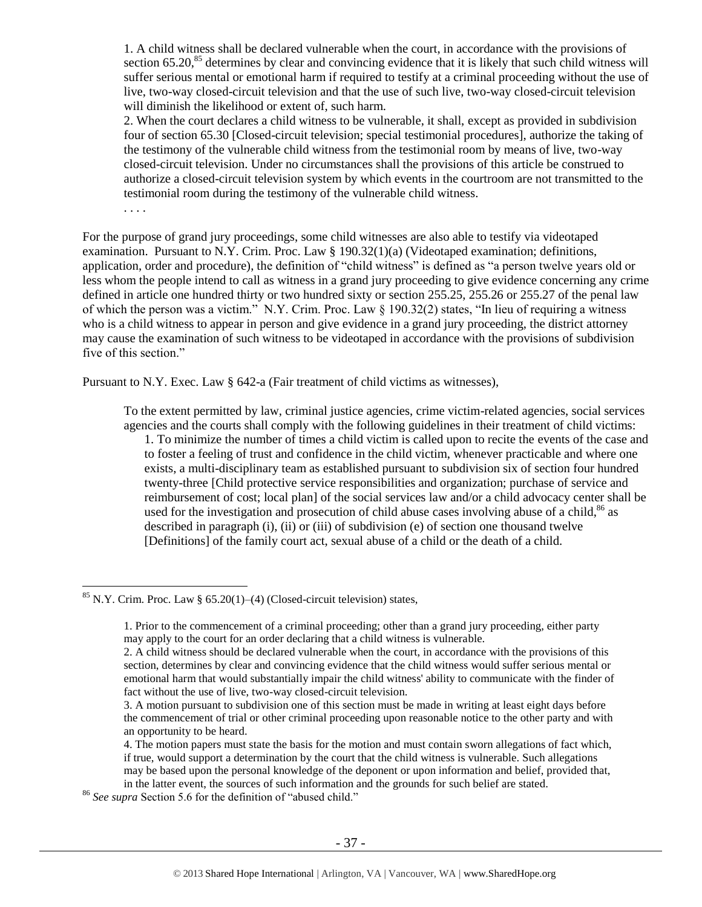> 1. A child witness shall be declared vulnerable when the court, in accordance with the provisions of section 65.20,[85] determines by clear and convincing evidence that it is likely that such child witness will suffer serious mental or emotional harm if required to testify at a criminal proceeding without the use of live, two-way closed-circuit television and that the use of such live, two-way closed-circuit television will diminish the likelihood or extent of, such harm.
> 2. When the court declares a child witness to be vulnerable, it shall, except as provided in subdivision four of section 65.30 [Closed-circuit television; special testimonial procedures], authorize the taking of the testimony of the vulnerable child witness from the testimonial room by means of live, two-way closed-circuit television. Under no circumstances shall the provisions of this article be construed to authorize a closed-circuit television system by which events in the courtroom are not transmitted to the testimonial room during the testimony of the vulnerable child witness.
> . . . .

For the purpose of grand jury proceedings, some child witnesses are also able to testify via videotaped examination. Pursuant to N.Y. Crim. Proc. Law § 190.32(1)(a) (Videotaped examination; definitions, application, order and procedure), the definition of "child witness" is defined as "a person twelve years old or less whom the people intend to call as witness in a grand jury proceeding to give evidence concerning any crime defined in article one hundred thirty or two hundred sixty or section 255.25, 255.26 or 255.27 of the penal law of which the person was a victim." N.Y. Crim. Proc. Law § 190.32(2) states, "In lieu of requiring a witness who is a child witness to appear in person and give evidence in a grand jury proceeding, the district attorney may cause the examination of such witness to be videotaped in accordance with the provisions of subdivision five of this section."

Pursuant to N.Y. Exec. Law § 642-a (Fair treatment of child victims as witnesses),

> To the extent permitted by law, criminal justice agencies, crime victim-related agencies, social services agencies and the courts shall comply with the following guidelines in their treatment of child victims:
> 1. To minimize the number of times a child victim is called upon to recite the events of the case and to foster a feeling of trust and confidence in the child victim, whenever practicable and where one exists, a multi-disciplinary team as established pursuant to subdivision six of section four hundred twenty-three [Child protective service responsibilities and organization; purchase of service and reimbursement of cost; local plan] of the social services law and/or a child advocacy center shall be used for the investigation and prosecution of child abuse cases involving abuse of a child,[86] as described in paragraph (i), (ii) or (iii) of subdivision (e) of section one thousand twelve [Definitions] of the family court act, sexual abuse of a child or the death of a child.

---

[85] N.Y. Crim. Proc. Law § 65.20(1)–(4) (Closed-circuit television) states,

> 1. Prior to the commencement of a criminal proceeding; other than a grand jury proceeding, either party may apply to the court for an order declaring that a child witness is vulnerable.
> 2. A child witness should be declared vulnerable when the court, in accordance with the provisions of this section, determines by clear and convincing evidence that the child witness would suffer serious mental or emotional harm that would substantially impair the child witness' ability to communicate with the finder of fact without the use of live, two-way closed-circuit television.
> 3. A motion pursuant to subdivision one of this section must be made in writing at least eight days before the commencement of trial or other criminal proceeding upon reasonable notice to the other party and with an opportunity to be heard.
> 4. The motion papers must state the basis for the motion and must contain sworn allegations of fact which, if true, would support a determination by the court that the child witness is vulnerable. Such allegations may be based upon the personal knowledge of the deponent or upon information and belief, provided that, in the latter event, the sources of such information and the grounds for such belief are stated.

[86] *See supra* Section 5.6 for the definition of "abused child."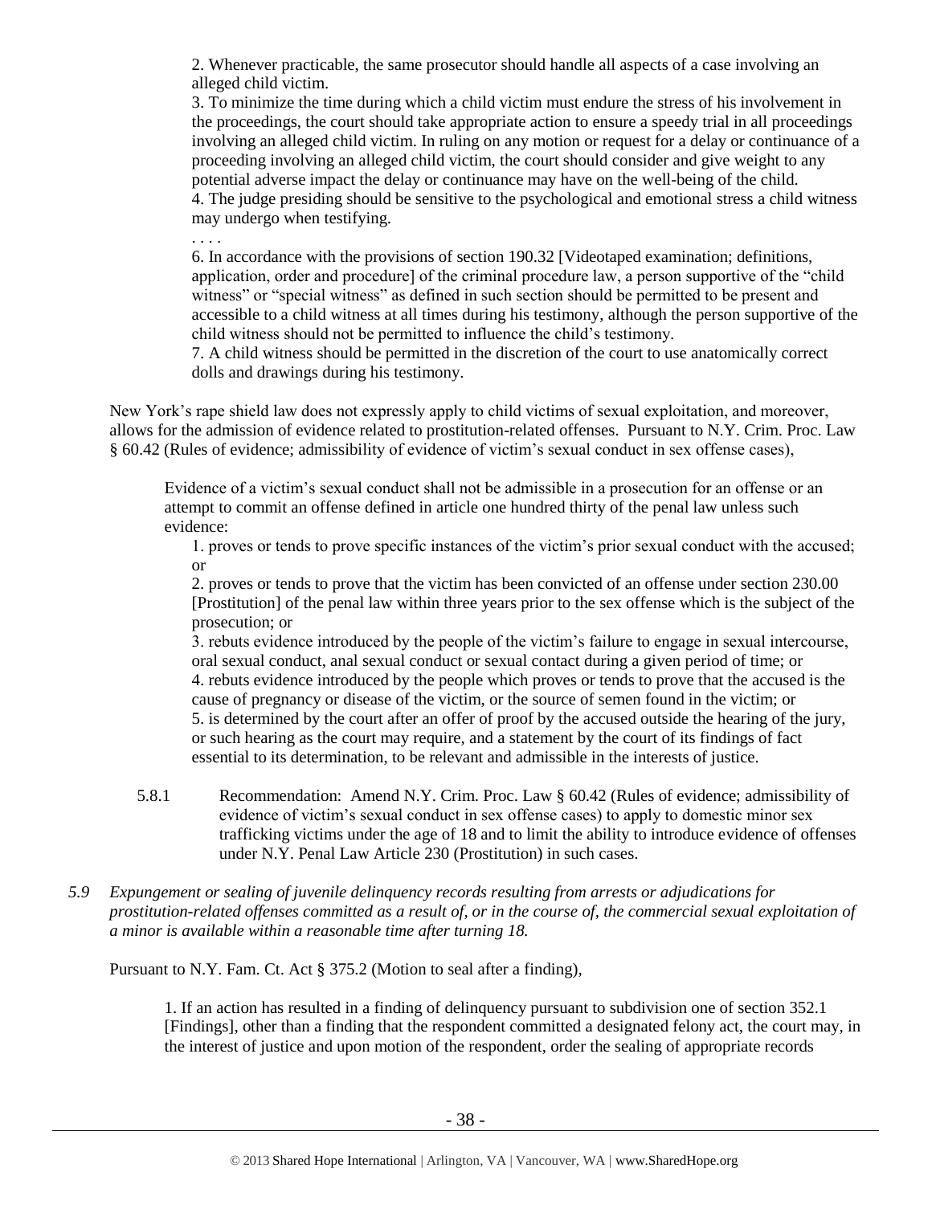> 2. Whenever practicable, the same prosecutor should handle all aspects of a case involving an alleged child victim.
>
> 3. To minimize the time during which a child victim must endure the stress of his involvement in the proceedings, the court should take appropriate action to ensure a speedy trial in all proceedings involving an alleged child victim. In ruling on any motion or request for a delay or continuance of a proceeding involving an alleged child victim, the court should consider and give weight to any potential adverse impact the delay or continuance may have on the well-being of the child.
>
> 4. The judge presiding should be sensitive to the psychological and emotional stress a child witness may undergo when testifying.
>
> . . . .
>
> 6. In accordance with the provisions of section 190.32 [Videotaped examination; definitions, application, order and procedure] of the criminal procedure law, a person supportive of the "child witness" or "special witness" as defined in such section should be permitted to be present and accessible to a child witness at all times during his testimony, although the person supportive of the child witness should not be permitted to influence the child's testimony.
>
> 7. A child witness should be permitted in the discretion of the court to use anatomically correct dolls and drawings during his testimony.

New York's rape shield law does not expressly apply to child victims of sexual exploitation, and moreover, allows for the admission of evidence related to prostitution-related offenses. Pursuant to N.Y. Crim. Proc. Law § 60.42 (Rules of evidence; admissibility of evidence of victim's sexual conduct in sex offense cases),

> Evidence of a victim's sexual conduct shall not be admissible in a prosecution for an offense or an attempt to commit an offense defined in article one hundred thirty of the penal law unless such evidence:
>
> 1. proves or tends to prove specific instances of the victim's prior sexual conduct with the accused; or
>
> 2. proves or tends to prove that the victim has been convicted of an offense under section 230.00 [Prostitution] of the penal law within three years prior to the sex offense which is the subject of the prosecution; or
>
> 3. rebuts evidence introduced by the people of the victim's failure to engage in sexual intercourse, oral sexual conduct, anal sexual conduct or sexual contact during a given period of time; or
>
> 4. rebuts evidence introduced by the people which proves or tends to prove that the accused is the cause of pregnancy or disease of the victim, or the source of semen found in the victim; or
>
> 5. is determined by the court after an offer of proof by the accused outside the hearing of the jury, or such hearing as the court may require, and a statement by the court of its findings of fact essential to its determination, to be relevant and admissible in the interests of justice.

5.8.1 Recommendation: Amend N.Y. Crim. Proc. Law § 60.42 (Rules of evidence; admissibility of evidence of victim's sexual conduct in sex offense cases) to apply to domestic minor sex trafficking victims under the age of 18 and to limit the ability to introduce evidence of offenses under N.Y. Penal Law Article 230 (Prostitution) in such cases.

*5.9 Expungement or sealing of juvenile delinquency records resulting from arrests or adjudications for prostitution-related offenses committed as a result of, or in the course of, the commercial sexual exploitation of a minor is available within a reasonable time after turning 18.*

Pursuant to N.Y. Fam. Ct. Act § 375.2 (Motion to seal after a finding),

> 1. If an action has resulted in a finding of delinquency pursuant to subdivision one of section 352.1 [Findings], other than a finding that the respondent committed a designated felony act, the court may, in the interest of justice and upon motion of the respondent, order the sealing of appropriate records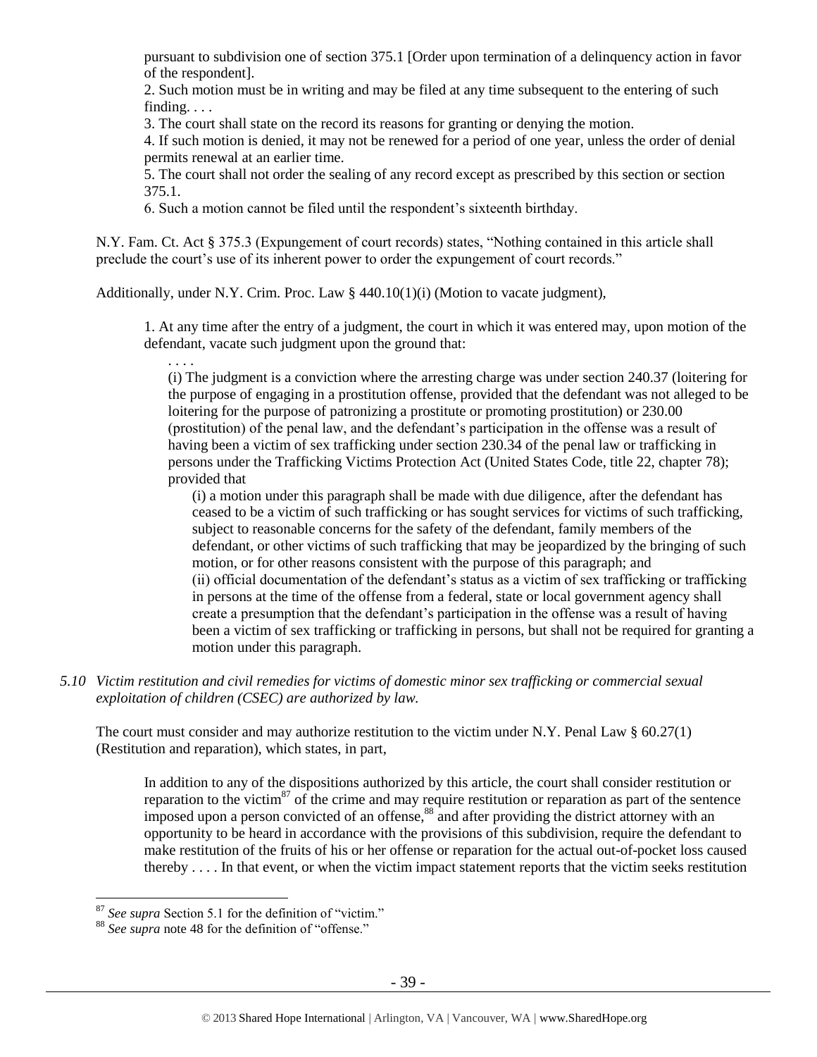pursuant to subdivision one of section 375.1 [Order upon termination of a delinquency action in favor of the respondent].

2. Such motion must be in writing and may be filed at any time subsequent to the entering of such finding. . . .

3. The court shall state on the record its reasons for granting or denying the motion.

4. If such motion is denied, it may not be renewed for a period of one year, unless the order of denial permits renewal at an earlier time.

5. The court shall not order the sealing of any record except as prescribed by this section or section 375.1.

6. Such a motion cannot be filed until the respondent's sixteenth birthday.

N.Y. Fam. Ct. Act § 375.3 (Expungement of court records) states, "Nothing contained in this article shall preclude the court's use of its inherent power to order the expungement of court records."

Additionally, under N.Y. Crim. Proc. Law § 440.10(1)(i) (Motion to vacate judgment),

> 1. At any time after the entry of a judgment, the court in which it was entered may, upon motion of the defendant, vacate such judgment upon the ground that:
>
> . . . .
>
> (i) The judgment is a conviction where the arresting charge was under section 240.37 (loitering for the purpose of engaging in a prostitution offense, provided that the defendant was not alleged to be loitering for the purpose of patronizing a prostitute or promoting prostitution) or 230.00 (prostitution) of the penal law, and the defendant's participation in the offense was a result of having been a victim of sex trafficking under section 230.34 of the penal law or trafficking in persons under the Trafficking Victims Protection Act (United States Code, title 22, chapter 78); provided that
>
> (i) a motion under this paragraph shall be made with due diligence, after the defendant has ceased to be a victim of such trafficking or has sought services for victims of such trafficking, subject to reasonable concerns for the safety of the defendant, family members of the defendant, or other victims of such trafficking that may be jeopardized by the bringing of such motion, or for other reasons consistent with the purpose of this paragraph; and
>
> (ii) official documentation of the defendant's status as a victim of sex trafficking or trafficking in persons at the time of the offense from a federal, state or local government agency shall create a presumption that the defendant's participation in the offense was a result of having been a victim of sex trafficking or trafficking in persons, but shall not be required for granting a motion under this paragraph.

*5.10 Victim restitution and civil remedies for victims of domestic minor sex trafficking or commercial sexual exploitation of children (CSEC) are authorized by law.*

The court must consider and may authorize restitution to the victim under N.Y. Penal Law § 60.27(1) (Restitution and reparation), which states, in part,

> In addition to any of the dispositions authorized by this article, the court shall consider restitution or reparation to the victim[87] of the crime and may require restitution or reparation as part of the sentence imposed upon a person convicted of an offense,[88] and after providing the district attorney with an opportunity to be heard in accordance with the provisions of this subdivision, require the defendant to make restitution of the fruits of his or her offense or reparation for the actual out-of-pocket loss caused thereby . . . . In that event, or when the victim impact statement reports that the victim seeks restitution

[87] *See supra* Section 5.1 for the definition of "victim."

[88] *See supra* note 48 for the definition of "offense."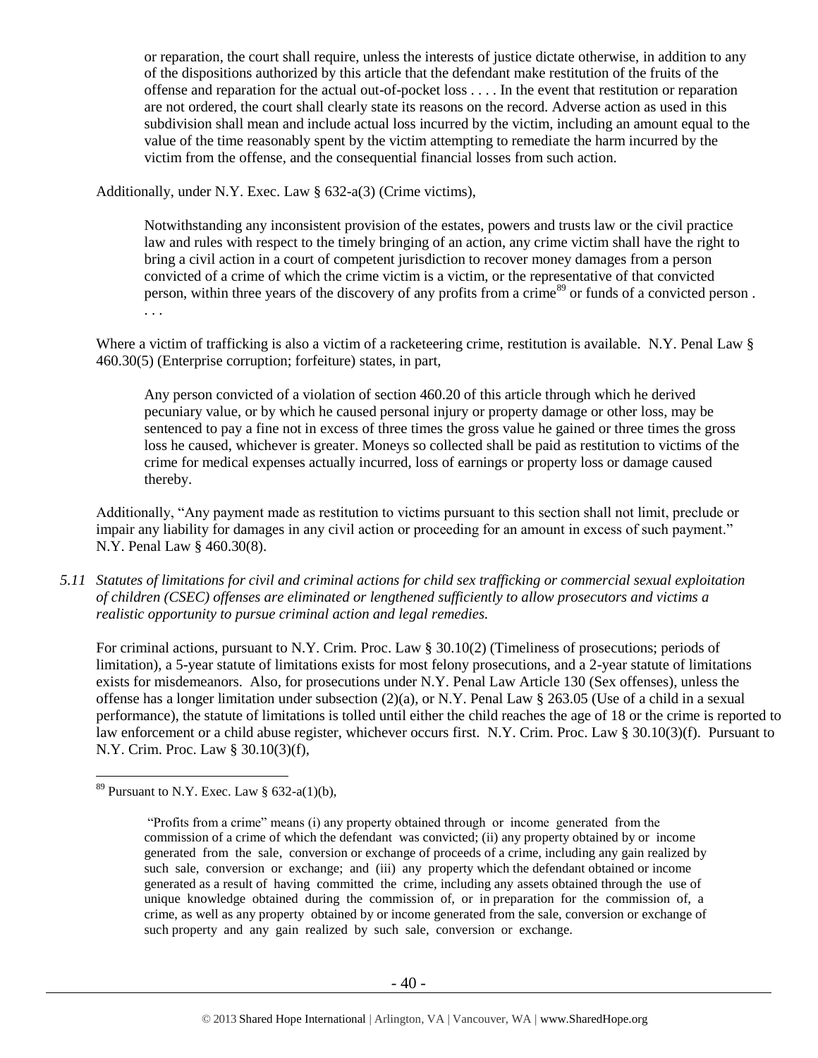> or reparation, the court shall require, unless the interests of justice dictate otherwise, in addition to any of the dispositions authorized by this article that the defendant make restitution of the fruits of the offense and reparation for the actual out-of-pocket loss . . . . In the event that restitution or reparation are not ordered, the court shall clearly state its reasons on the record. Adverse action as used in this subdivision shall mean and include actual loss incurred by the victim, including an amount equal to the value of the time reasonably spent by the victim attempting to remediate the harm incurred by the victim from the offense, and the consequential financial losses from such action.

Additionally, under N.Y. Exec. Law § 632-a(3) (Crime victims),

> Notwithstanding any inconsistent provision of the estates, powers and trusts law or the civil practice law and rules with respect to the timely bringing of an action, any crime victim shall have the right to bring a civil action in a court of competent jurisdiction to recover money damages from a person convicted of a crime of which the crime victim is a victim, or the representative of that convicted person, within three years of the discovery of any profits from a crime[89] or funds of a convicted person . . . .

Where a victim of trafficking is also a victim of a racketeering crime, restitution is available. N.Y. Penal Law § 460.30(5) (Enterprise corruption; forfeiture) states, in part,

> Any person convicted of a violation of section 460.20 of this article through which he derived pecuniary value, or by which he caused personal injury or property damage or other loss, may be sentenced to pay a fine not in excess of three times the gross value he gained or three times the gross loss he caused, whichever is greater. Moneys so collected shall be paid as restitution to victims of the crime for medical expenses actually incurred, loss of earnings or property loss or damage caused thereby.

Additionally, "Any payment made as restitution to victims pursuant to this section shall not limit, preclude or impair any liability for damages in any civil action or proceeding for an amount in excess of such payment." N.Y. Penal Law § 460.30(8).

*5.11 Statutes of limitations for civil and criminal actions for child sex trafficking or commercial sexual exploitation of children (CSEC) offenses are eliminated or lengthened sufficiently to allow prosecutors and victims a realistic opportunity to pursue criminal action and legal remedies.*

For criminal actions, pursuant to N.Y. Crim. Proc. Law § 30.10(2) (Timeliness of prosecutions; periods of limitation), a 5-year statute of limitations exists for most felony prosecutions, and a 2-year statute of limitations exists for misdemeanors. Also, for prosecutions under N.Y. Penal Law Article 130 (Sex offenses), unless the offense has a longer limitation under subsection (2)(a), or N.Y. Penal Law § 263.05 (Use of a child in a sexual performance), the statute of limitations is tolled until either the child reaches the age of 18 or the crime is reported to law enforcement or a child abuse register, whichever occurs first. N.Y. Crim. Proc. Law § 30.10(3)(f). Pursuant to N.Y. Crim. Proc. Law § 30.10(3)(f),

---

[89] Pursuant to N.Y. Exec. Law § 632-a(1)(b),

> "Profits from a crime" means (i) any property obtained through or income generated from the commission of a crime of which the defendant was convicted; (ii) any property obtained by or income generated from the sale, conversion or exchange of proceeds of a crime, including any gain realized by such sale, conversion or exchange; and (iii) any property which the defendant obtained or income generated as a result of having committed the crime, including any assets obtained through the use of unique knowledge obtained during the commission of, or in preparation for the commission of, a crime, as well as any property obtained by or income generated from the sale, conversion or exchange of such property and any gain realized by such sale, conversion or exchange.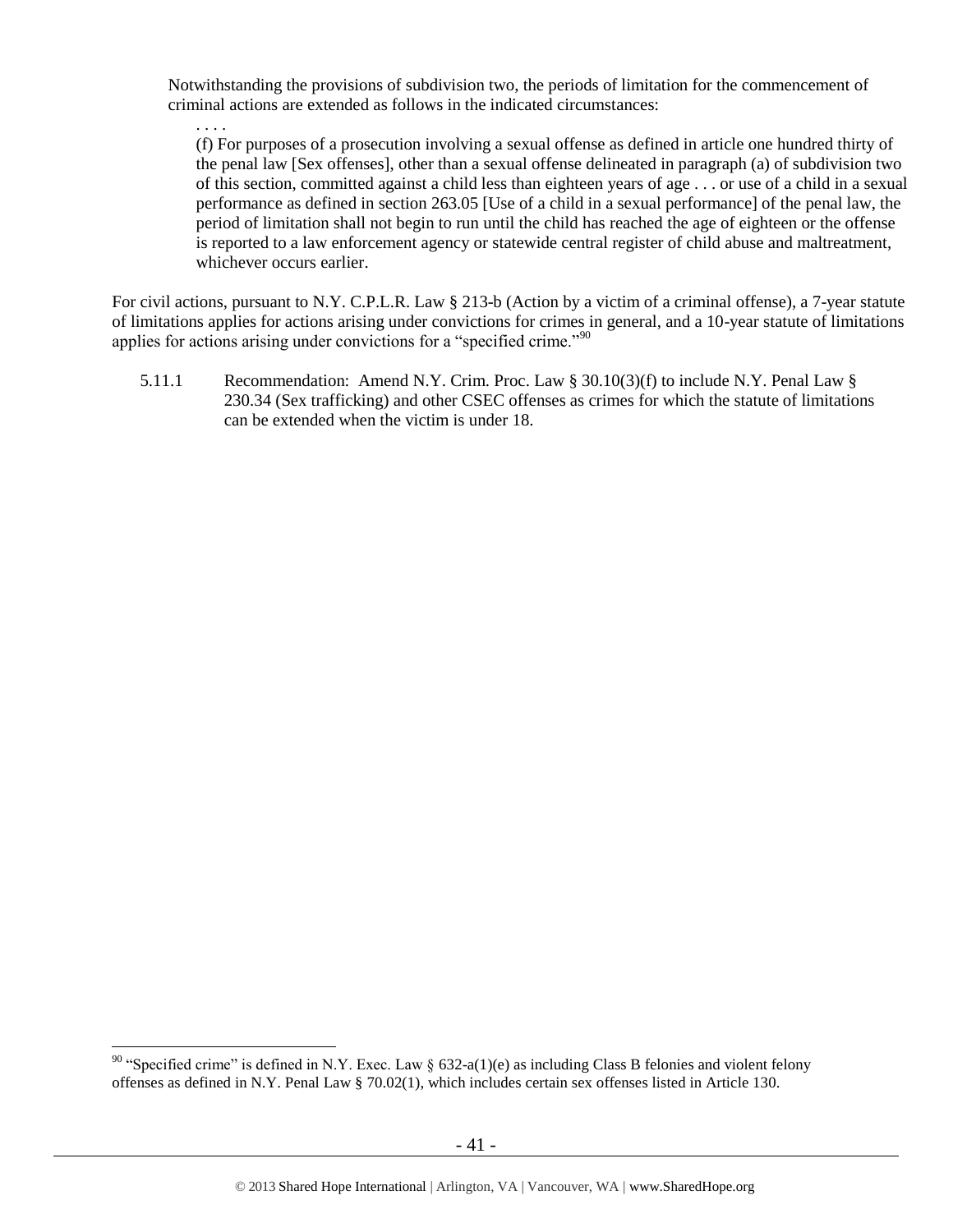> Notwithstanding the provisions of subdivision two, the periods of limitation for the commencement of criminal actions are extended as follows in the indicated circumstances:
>
> . . . .
>
> (f) For purposes of a prosecution involving a sexual offense as defined in article one hundred thirty of the penal law [Sex offenses], other than a sexual offense delineated in paragraph (a) of subdivision two of this section, committed against a child less than eighteen years of age . . . or use of a child in a sexual performance as defined in section 263.05 [Use of a child in a sexual performance] of the penal law, the period of limitation shall not begin to run until the child has reached the age of eighteen or the offense is reported to a law enforcement agency or statewide central register of child abuse and maltreatment, whichever occurs earlier.

For civil actions, pursuant to N.Y. C.P.L.R. Law § 213-b (Action by a victim of a criminal offense), a 7-year statute of limitations applies for actions arising under convictions for crimes in general, and a 10-year statute of limitations applies for actions arising under convictions for a "specified crime."[90]

5.11.1 Recommendation: Amend N.Y. Crim. Proc. Law § 30.10(3)(f) to include N.Y. Penal Law § 230.34 (Sex trafficking) and other CSEC offenses as crimes for which the statute of limitations can be extended when the victim is under 18.

---

[90] "Specified crime" is defined in N.Y. Exec. Law § 632-a(1)(e) as including Class B felonies and violent felony offenses as defined in N.Y. Penal Law § 70.02(1), which includes certain sex offenses listed in Article 130.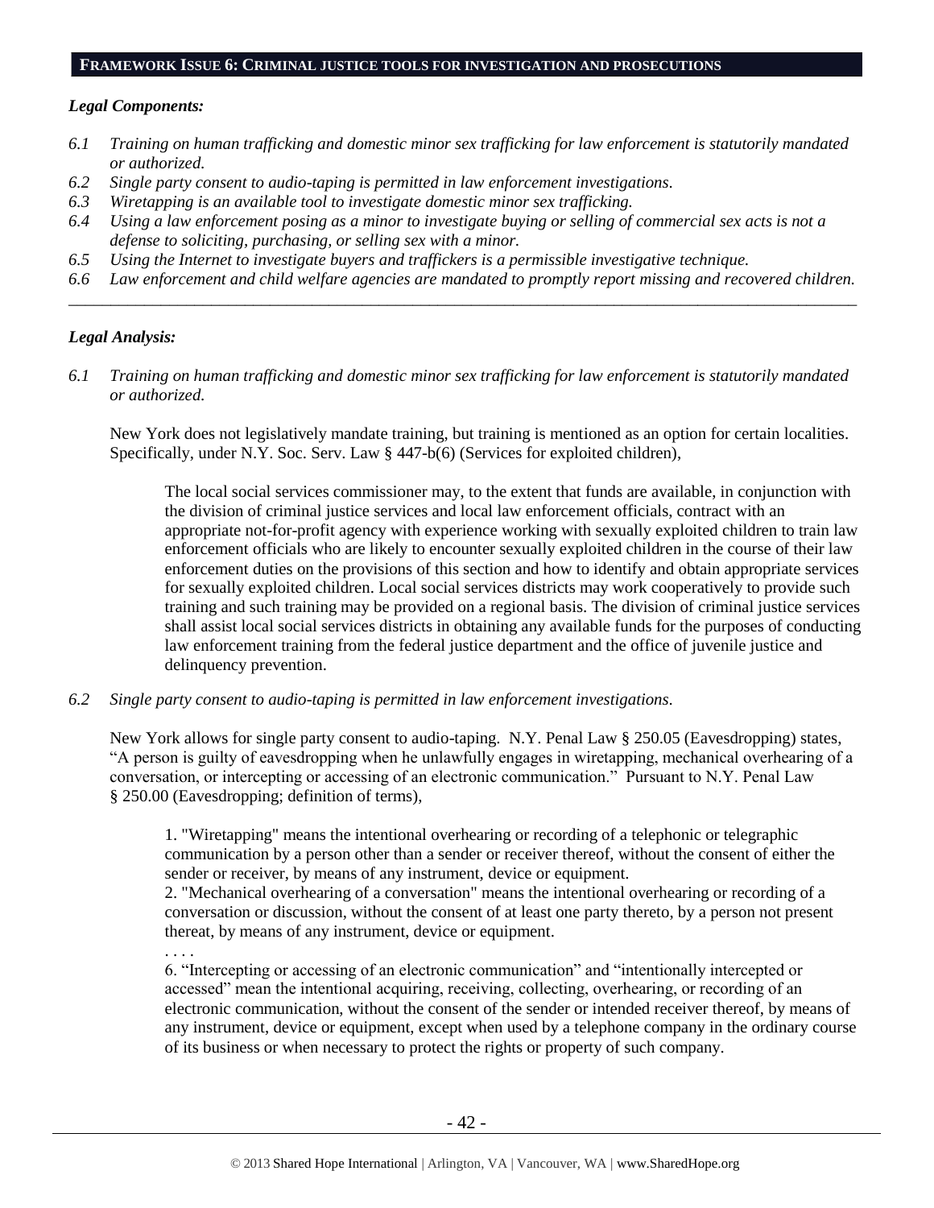## FRAMEWORK ISSUE 6: CRIMINAL JUSTICE TOOLS FOR INVESTIGATION AND PROSECUTIONS

### *Legal Components:*

*6.1 Training on human trafficking and domestic minor sex trafficking for law enforcement is statutorily mandated or authorized.*

*6.2 Single party consent to audio-taping is permitted in law enforcement investigations.*

*6.3 Wiretapping is an available tool to investigate domestic minor sex trafficking.*

*6.4 Using a law enforcement posing as a minor to investigate buying or selling of commercial sex acts is not a defense to soliciting, purchasing, or selling sex with a minor.*

*6.5 Using the Internet to investigate buyers and traffickers is a permissible investigative technique.*

*6.6 Law enforcement and child welfare agencies are mandated to promptly report missing and recovered children.*

---

### *Legal Analysis:*

*6.1 Training on human trafficking and domestic minor sex trafficking for law enforcement is statutorily mandated or authorized.*

New York does not legislatively mandate training, but training is mentioned as an option for certain localities. Specifically, under N.Y. Soc. Serv. Law § 447-b(6) (Services for exploited children),

> The local social services commissioner may, to the extent that funds are available, in conjunction with the division of criminal justice services and local law enforcement officials, contract with an appropriate not-for-profit agency with experience working with sexually exploited children to train law enforcement officials who are likely to encounter sexually exploited children in the course of their law enforcement duties on the provisions of this section and how to identify and obtain appropriate services for sexually exploited children. Local social services districts may work cooperatively to provide such training and such training may be provided on a regional basis. The division of criminal justice services shall assist local social services districts in obtaining any available funds for the purposes of conducting law enforcement training from the federal justice department and the office of juvenile justice and delinquency prevention.

*6.2 Single party consent to audio-taping is permitted in law enforcement investigations.*

New York allows for single party consent to audio-taping. N.Y. Penal Law § 250.05 (Eavesdropping) states, "A person is guilty of eavesdropping when he unlawfully engages in wiretapping, mechanical overhearing of a conversation, or intercepting or accessing of an electronic communication." Pursuant to N.Y. Penal Law § 250.00 (Eavesdropping; definition of terms),

> 1. "Wiretapping" means the intentional overhearing or recording of a telephonic or telegraphic communication by a person other than a sender or receiver thereof, without the consent of either the sender or receiver, by means of any instrument, device or equipment.
>
> 2. "Mechanical overhearing of a conversation" means the intentional overhearing or recording of a conversation or discussion, without the consent of at least one party thereto, by a person not present thereat, by means of any instrument, device or equipment.
>
> . . . .
>
> 6. "Intercepting or accessing of an electronic communication" and "intentionally intercepted or accessed" mean the intentional acquiring, receiving, collecting, overhearing, or recording of an electronic communication, without the consent of the sender or intended receiver thereof, by means of any instrument, device or equipment, except when used by a telephone company in the ordinary course of its business or when necessary to protect the rights or property of such company.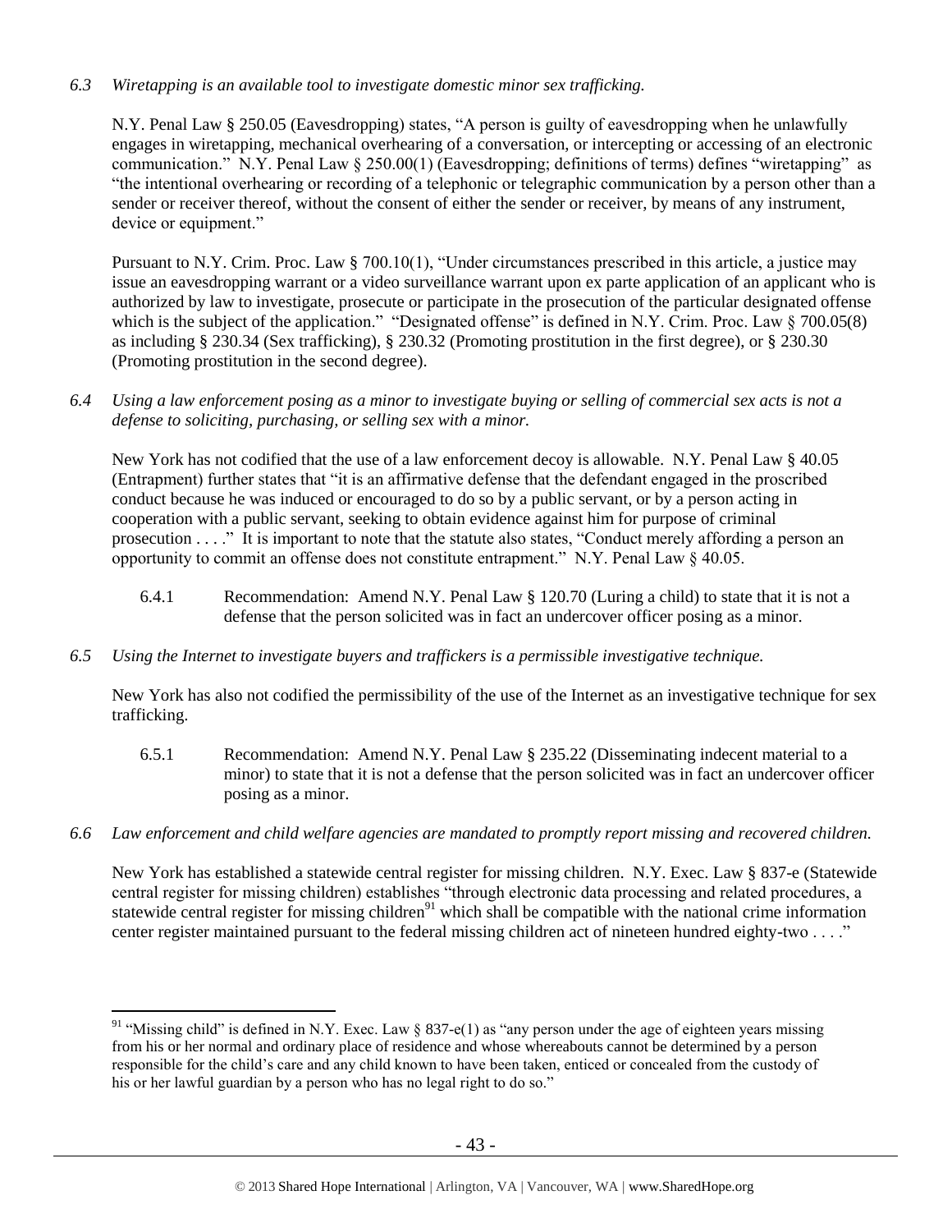*6.3 Wiretapping is an available tool to investigate domestic minor sex trafficking.*

N.Y. Penal Law § 250.05 (Eavesdropping) states, "A person is guilty of eavesdropping when he unlawfully engages in wiretapping, mechanical overhearing of a conversation, or intercepting or accessing of an electronic communication." N.Y. Penal Law § 250.00(1) (Eavesdropping; definitions of terms) defines "wiretapping" as "the intentional overhearing or recording of a telephonic or telegraphic communication by a person other than a sender or receiver thereof, without the consent of either the sender or receiver, by means of any instrument, device or equipment."

Pursuant to N.Y. Crim. Proc. Law § 700.10(1), "Under circumstances prescribed in this article, a justice may issue an eavesdropping warrant or a video surveillance warrant upon ex parte application of an applicant who is authorized by law to investigate, prosecute or participate in the prosecution of the particular designated offense which is the subject of the application." "Designated offense" is defined in N.Y. Crim. Proc. Law § 700.05(8) as including § 230.34 (Sex trafficking), § 230.32 (Promoting prostitution in the first degree), or § 230.30 (Promoting prostitution in the second degree).

*6.4 Using a law enforcement posing as a minor to investigate buying or selling of commercial sex acts is not a defense to soliciting, purchasing, or selling sex with a minor.*

New York has not codified that the use of a law enforcement decoy is allowable. N.Y. Penal Law § 40.05 (Entrapment) further states that "it is an affirmative defense that the defendant engaged in the proscribed conduct because he was induced or encouraged to do so by a public servant, or by a person acting in cooperation with a public servant, seeking to obtain evidence against him for purpose of criminal prosecution . . . ." It is important to note that the statute also states, "Conduct merely affording a person an opportunity to commit an offense does not constitute entrapment." N.Y. Penal Law § 40.05.

6.4.1 Recommendation: Amend N.Y. Penal Law § 120.70 (Luring a child) to state that it is not a defense that the person solicited was in fact an undercover officer posing as a minor.

*6.5 Using the Internet to investigate buyers and traffickers is a permissible investigative technique.*

New York has also not codified the permissibility of the use of the Internet as an investigative technique for sex trafficking.

6.5.1 Recommendation: Amend N.Y. Penal Law § 235.22 (Disseminating indecent material to a minor) to state that it is not a defense that the person solicited was in fact an undercover officer posing as a minor.

*6.6 Law enforcement and child welfare agencies are mandated to promptly report missing and recovered children.*

New York has established a statewide central register for missing children. N.Y. Exec. Law § 837-e (Statewide central register for missing children) establishes "through electronic data processing and related procedures, a statewide central register for missing children[91] which shall be compatible with the national crime information center register maintained pursuant to the federal missing children act of nineteen hundred eighty-two . . . ."

[91] "Missing child" is defined in N.Y. Exec. Law § 837-e(1) as "any person under the age of eighteen years missing from his or her normal and ordinary place of residence and whose whereabouts cannot be determined by a person responsible for the child's care and any child known to have been taken, enticed or concealed from the custody of his or her lawful guardian by a person who has no legal right to do so."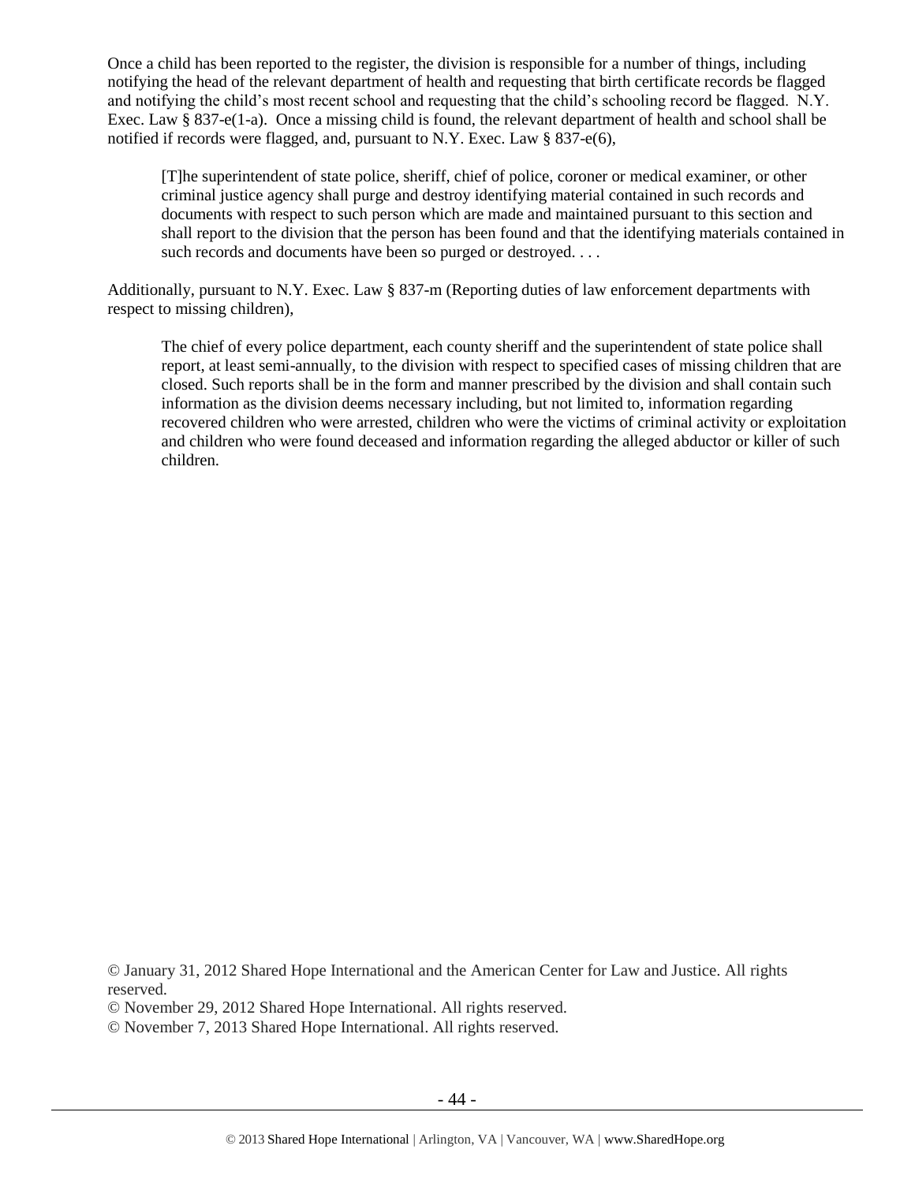Once a child has been reported to the register, the division is responsible for a number of things, including notifying the head of the relevant department of health and requesting that birth certificate records be flagged and notifying the child's most recent school and requesting that the child's schooling record be flagged. N.Y. Exec. Law § 837-e(1-a). Once a missing child is found, the relevant department of health and school shall be notified if records were flagged, and, pursuant to N.Y. Exec. Law § 837-e(6),

> [T]he superintendent of state police, sheriff, chief of police, coroner or medical examiner, or other criminal justice agency shall purge and destroy identifying material contained in such records and documents with respect to such person which are made and maintained pursuant to this section and shall report to the division that the person has been found and that the identifying materials contained in such records and documents have been so purged or destroyed. . . .

Additionally, pursuant to N.Y. Exec. Law § 837-m (Reporting duties of law enforcement departments with respect to missing children),

> The chief of every police department, each county sheriff and the superintendent of state police shall report, at least semi-annually, to the division with respect to specified cases of missing children that are closed. Such reports shall be in the form and manner prescribed by the division and shall contain such information as the division deems necessary including, but not limited to, information regarding recovered children who were arrested, children who were the victims of criminal activity or exploitation and children who were found deceased and information regarding the alleged abductor or killer of such children.

© January 31, 2012 Shared Hope International and the American Center for Law and Justice. All rights reserved.
© November 29, 2012 Shared Hope International. All rights reserved.
© November 7, 2013 Shared Hope International. All rights reserved.